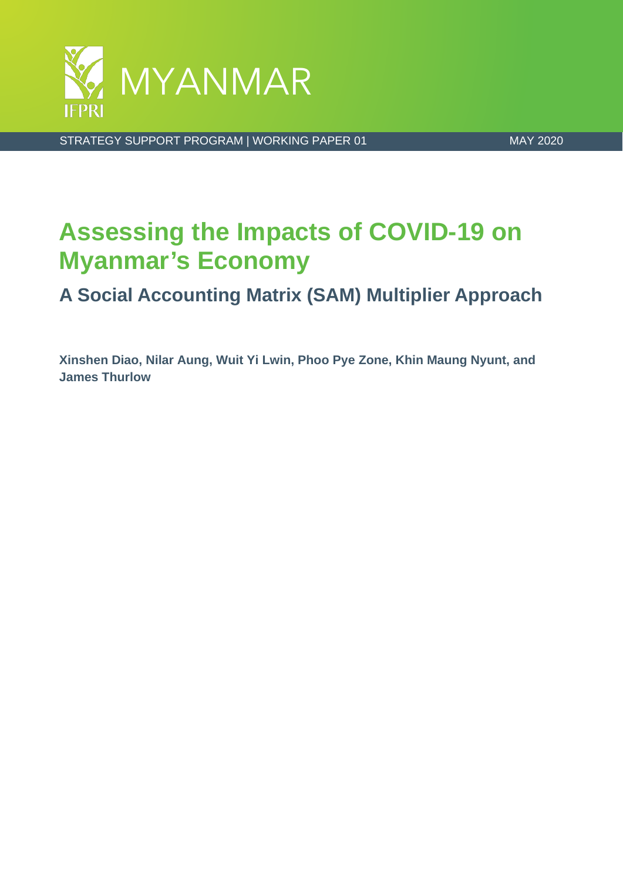MYANMAR

STRATEGY SUPPORT PROGRAM | WORKING PAPER 01

MAY 2020

# Assessing the Impacts of COVID-19 on Myanmar's Economy

## A Social Accounting Matrix (SAM) Multiplier Approach

**Xinshen Diao, Nilar Aung, Wuit Yi Lwin, Phoo Pye Zone, Khin Maung Nyunt, and James Thurlow**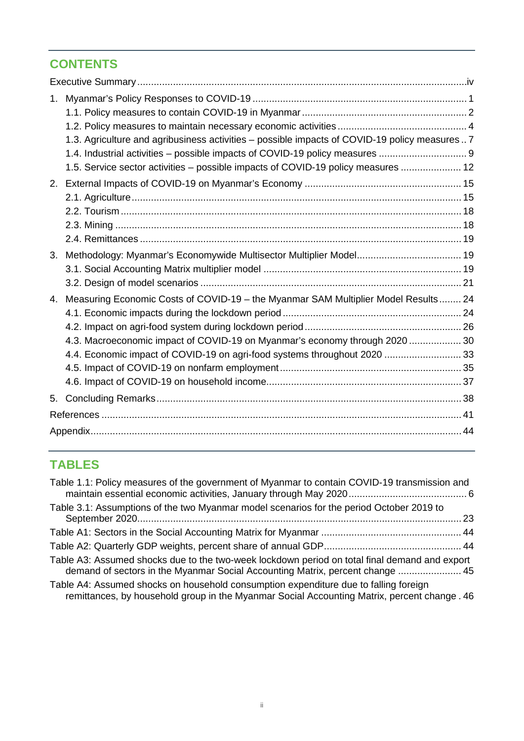## CONTENTS

Executive Summary .......... iv

1. Myanmar's Policy Responses to COVID-19 .......... 1
   - 1.1. Policy measures to contain COVID-19 in Myanmar .......... 2
   - 1.2. Policy measures to maintain necessary economic activities .......... 4
   - 1.3. Agriculture and agribusiness activities – possible impacts of COVID-19 policy measures .......... 7
   - 1.4. Industrial activities – possible impacts of COVID-19 policy measures .......... 9
   - 1.5. Service sector activities – possible impacts of COVID-19 policy measures .......... 12
2. External Impacts of COVID-19 on Myanmar's Economy .......... 15
   - 2.1. Agriculture .......... 15
   - 2.2. Tourism .......... 18
   - 2.3. Mining .......... 18
   - 2.4. Remittances .......... 19
3. Methodology: Myanmar's Economywide Multisector Multiplier Model .......... 19
   - 3.1. Social Accounting Matrix multiplier model .......... 19
   - 3.2. Design of model scenarios .......... 21
4. Measuring Economic Costs of COVID-19 – the Myanmar SAM Multiplier Model Results .......... 24
   - 4.1. Economic impacts during the lockdown period .......... 24
   - 4.2. Impact on agri-food system during lockdown period .......... 26
   - 4.3. Macroeconomic impact of COVID-19 on Myanmar's economy through 2020 .......... 30
   - 4.4. Economic impact of COVID-19 on agri-food systems throughout 2020 .......... 33
   - 4.5. Impact of COVID-19 on nonfarm employment .......... 35
   - 4.6. Impact of COVID-19 on household income .......... 37
5. Concluding Remarks .......... 38

References .......... 41

Appendix .......... 44

## TABLES

Table 1.1: Policy measures of the government of Myanmar to contain COVID-19 transmission and maintain essential economic activities, January through May 2020 .......... 6

Table 3.1: Assumptions of the two Myanmar model scenarios for the period October 2019 to September 2020 .......... 23

Table A1: Sectors in the Social Accounting Matrix for Myanmar .......... 44

Table A2: Quarterly GDP weights, percent share of annual GDP .......... 44

Table A3: Assumed shocks due to the two-week lockdown period on total final demand and export demand of sectors in the Myanmar Social Accounting Matrix, percent change .......... 45

Table A4: Assumed shocks on household consumption expenditure due to falling foreign remittances, by household group in the Myanmar Social Accounting Matrix, percent change .......... 46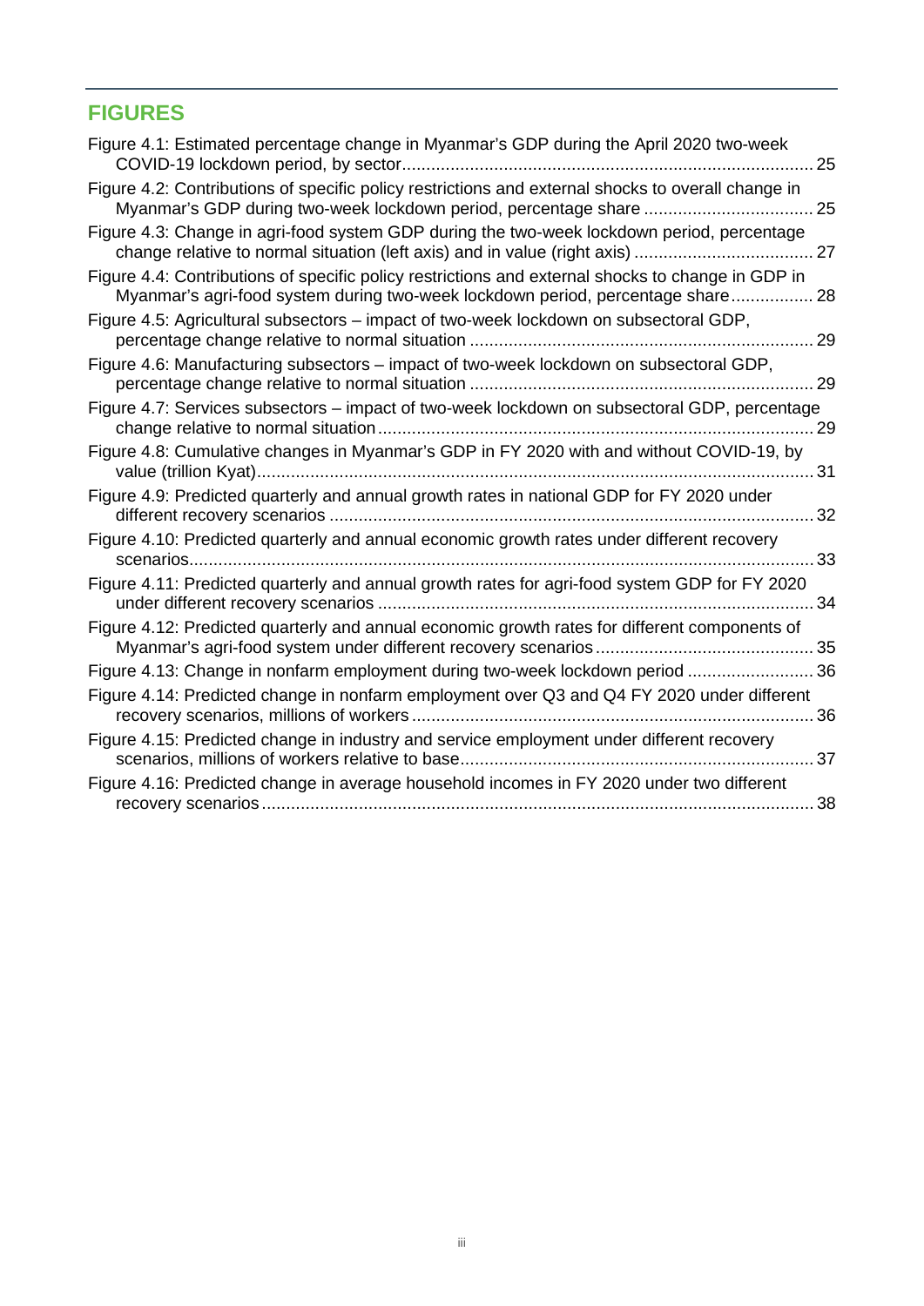## FIGURES

Figure 4.1: Estimated percentage change in Myanmar's GDP during the April 2020 two-week COVID-19 lockdown period, by sector ..... 25

Figure 4.2: Contributions of specific policy restrictions and external shocks to overall change in Myanmar's GDP during two-week lockdown period, percentage share ..... 25

Figure 4.3: Change in agri-food system GDP during the two-week lockdown period, percentage change relative to normal situation (left axis) and in value (right axis) ..... 27

Figure 4.4: Contributions of specific policy restrictions and external shocks to change in GDP in Myanmar's agri-food system during two-week lockdown period, percentage share ..... 28

Figure 4.5: Agricultural subsectors – impact of two-week lockdown on subsectoral GDP, percentage change relative to normal situation ..... 29

Figure 4.6: Manufacturing subsectors – impact of two-week lockdown on subsectoral GDP, percentage change relative to normal situation ..... 29

Figure 4.7: Services subsectors – impact of two-week lockdown on subsectoral GDP, percentage change relative to normal situation ..... 29

Figure 4.8: Cumulative changes in Myanmar's GDP in FY 2020 with and without COVID-19, by value (trillion Kyat) ..... 31

Figure 4.9: Predicted quarterly and annual growth rates in national GDP for FY 2020 under different recovery scenarios ..... 32

Figure 4.10: Predicted quarterly and annual economic growth rates under different recovery scenarios ..... 33

Figure 4.11: Predicted quarterly and annual growth rates for agri-food system GDP for FY 2020 under different recovery scenarios ..... 34

Figure 4.12: Predicted quarterly and annual economic growth rates for different components of Myanmar's agri-food system under different recovery scenarios ..... 35

Figure 4.13: Change in nonfarm employment during two-week lockdown period ..... 36

Figure 4.14: Predicted change in nonfarm employment over Q3 and Q4 FY 2020 under different recovery scenarios, millions of workers ..... 36

Figure 4.15: Predicted change in industry and service employment under different recovery scenarios, millions of workers relative to base ..... 37

Figure 4.16: Predicted change in average household incomes in FY 2020 under two different recovery scenarios ..... 38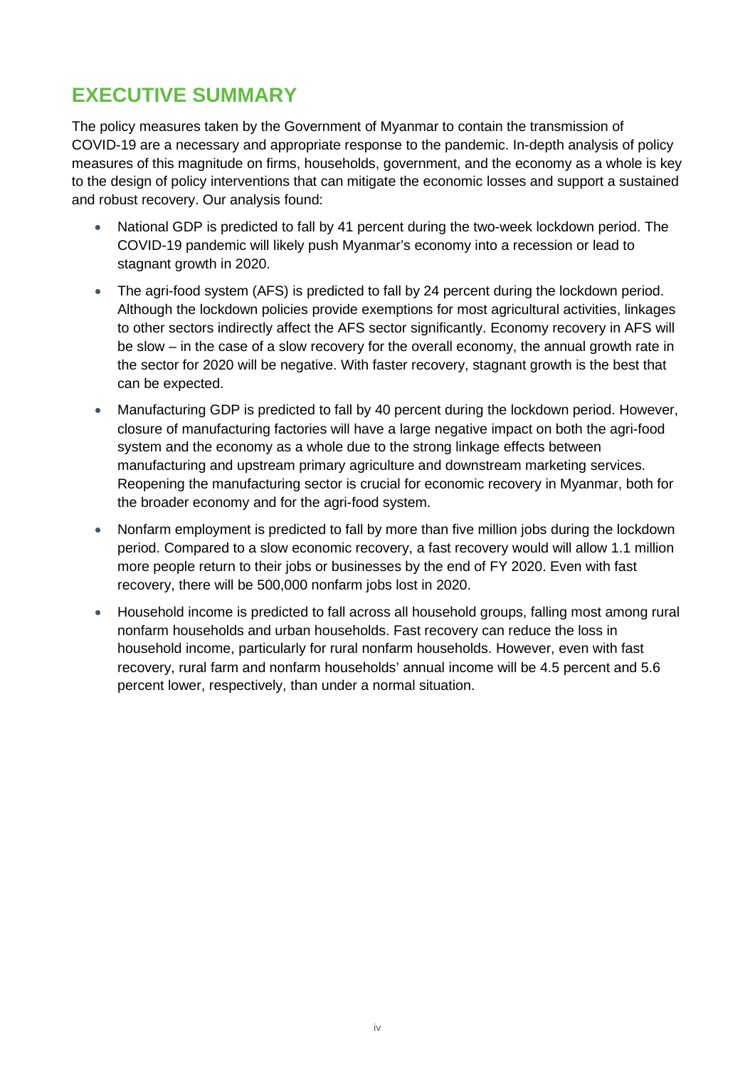# EXECUTIVE SUMMARY

The policy measures taken by the Government of Myanmar to contain the transmission of COVID-19 are a necessary and appropriate response to the pandemic. In-depth analysis of policy measures of this magnitude on firms, households, government, and the economy as a whole is key to the design of policy interventions that can mitigate the economic losses and support a sustained and robust recovery. Our analysis found:

- National GDP is predicted to fall by 41 percent during the two-week lockdown period. The COVID-19 pandemic will likely push Myanmar's economy into a recession or lead to stagnant growth in 2020.
- The agri-food system (AFS) is predicted to fall by 24 percent during the lockdown period. Although the lockdown policies provide exemptions for most agricultural activities, linkages to other sectors indirectly affect the AFS sector significantly. Economy recovery in AFS will be slow – in the case of a slow recovery for the overall economy, the annual growth rate in the sector for 2020 will be negative. With faster recovery, stagnant growth is the best that can be expected.
- Manufacturing GDP is predicted to fall by 40 percent during the lockdown period. However, closure of manufacturing factories will have a large negative impact on both the agri-food system and the economy as a whole due to the strong linkage effects between manufacturing and upstream primary agriculture and downstream marketing services. Reopening the manufacturing sector is crucial for economic recovery in Myanmar, both for the broader economy and for the agri-food system.
- Nonfarm employment is predicted to fall by more than five million jobs during the lockdown period. Compared to a slow economic recovery, a fast recovery would will allow 1.1 million more people return to their jobs or businesses by the end of FY 2020. Even with fast recovery, there will be 500,000 nonfarm jobs lost in 2020.
- Household income is predicted to fall across all household groups, falling most among rural nonfarm households and urban households. Fast recovery can reduce the loss in household income, particularly for rural nonfarm households. However, even with fast recovery, rural farm and nonfarm households' annual income will be 4.5 percent and 5.6 percent lower, respectively, than under a normal situation.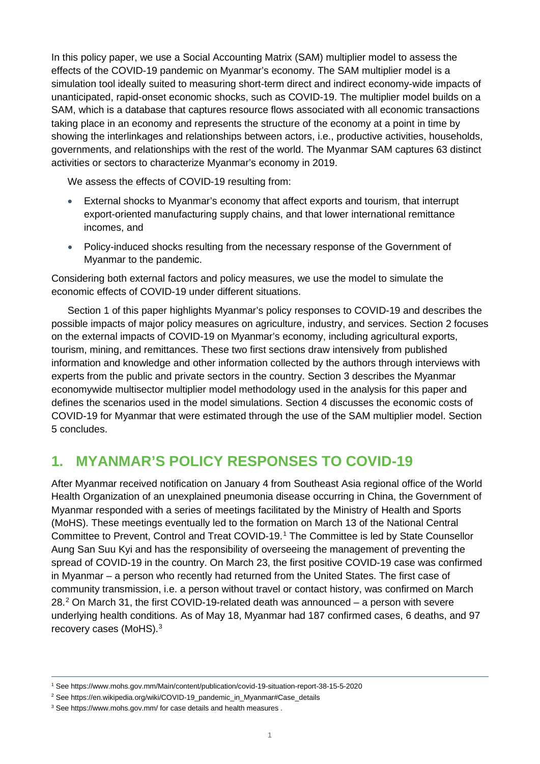In this policy paper, we use a Social Accounting Matrix (SAM) multiplier model to assess the effects of the COVID-19 pandemic on Myanmar's economy. The SAM multiplier model is a simulation tool ideally suited to measuring short-term direct and indirect economy-wide impacts of unanticipated, rapid-onset economic shocks, such as COVID-19. The multiplier model builds on a SAM, which is a database that captures resource flows associated with all economic transactions taking place in an economy and represents the structure of the economy at a point in time by showing the interlinkages and relationships between actors, i.e., productive activities, households, governments, and relationships with the rest of the world. The Myanmar SAM captures 63 distinct activities or sectors to characterize Myanmar's economy in 2019.

We assess the effects of COVID-19 resulting from:

- External shocks to Myanmar's economy that affect exports and tourism, that interrupt export-oriented manufacturing supply chains, and that lower international remittance incomes, and
- Policy-induced shocks resulting from the necessary response of the Government of Myanmar to the pandemic.

Considering both external factors and policy measures, we use the model to simulate the economic effects of COVID-19 under different situations.

Section 1 of this paper highlights Myanmar's policy responses to COVID-19 and describes the possible impacts of major policy measures on agriculture, industry, and services. Section 2 focuses on the external impacts of COVID-19 on Myanmar's economy, including agricultural exports, tourism, mining, and remittances. These two first sections draw intensively from published information and knowledge and other information collected by the authors through interviews with experts from the public and private sectors in the country. Section 3 describes the Myanmar economywide multisector multiplier model methodology used in the analysis for this paper and defines the scenarios used in the model simulations. Section 4 discusses the economic costs of COVID-19 for Myanmar that were estimated through the use of the SAM multiplier model. Section 5 concludes.

## 1. MYANMAR'S POLICY RESPONSES TO COVID-19

After Myanmar received notification on January 4 from Southeast Asia regional office of the World Health Organization of an unexplained pneumonia disease occurring in China, the Government of Myanmar responded with a series of meetings facilitated by the Ministry of Health and Sports (MoHS). These meetings eventually led to the formation on March 13 of the National Central Committee to Prevent, Control and Treat COVID-19.[1] The Committee is led by State Counsellor Aung San Suu Kyi and has the responsibility of overseeing the management of preventing the spread of COVID-19 in the country. On March 23, the first positive COVID-19 case was confirmed in Myanmar – a person who recently had returned from the United States. The first case of community transmission, i.e. a person without travel or contact history, was confirmed on March 28.[2] On March 31, the first COVID-19-related death was announced – a person with severe underlying health conditions. As of May 18, Myanmar had 187 confirmed cases, 6 deaths, and 97 recovery cases (MoHS).[3]

---

[1] See https://www.mohs.gov.mm/Main/content/publication/covid-19-situation-report-38-15-5-2020

[2] See https://en.wikipedia.org/wiki/COVID-19_pandemic_in_Myanmar#Case_details

[3] See https://www.mohs.gov.mm/ for case details and health measures .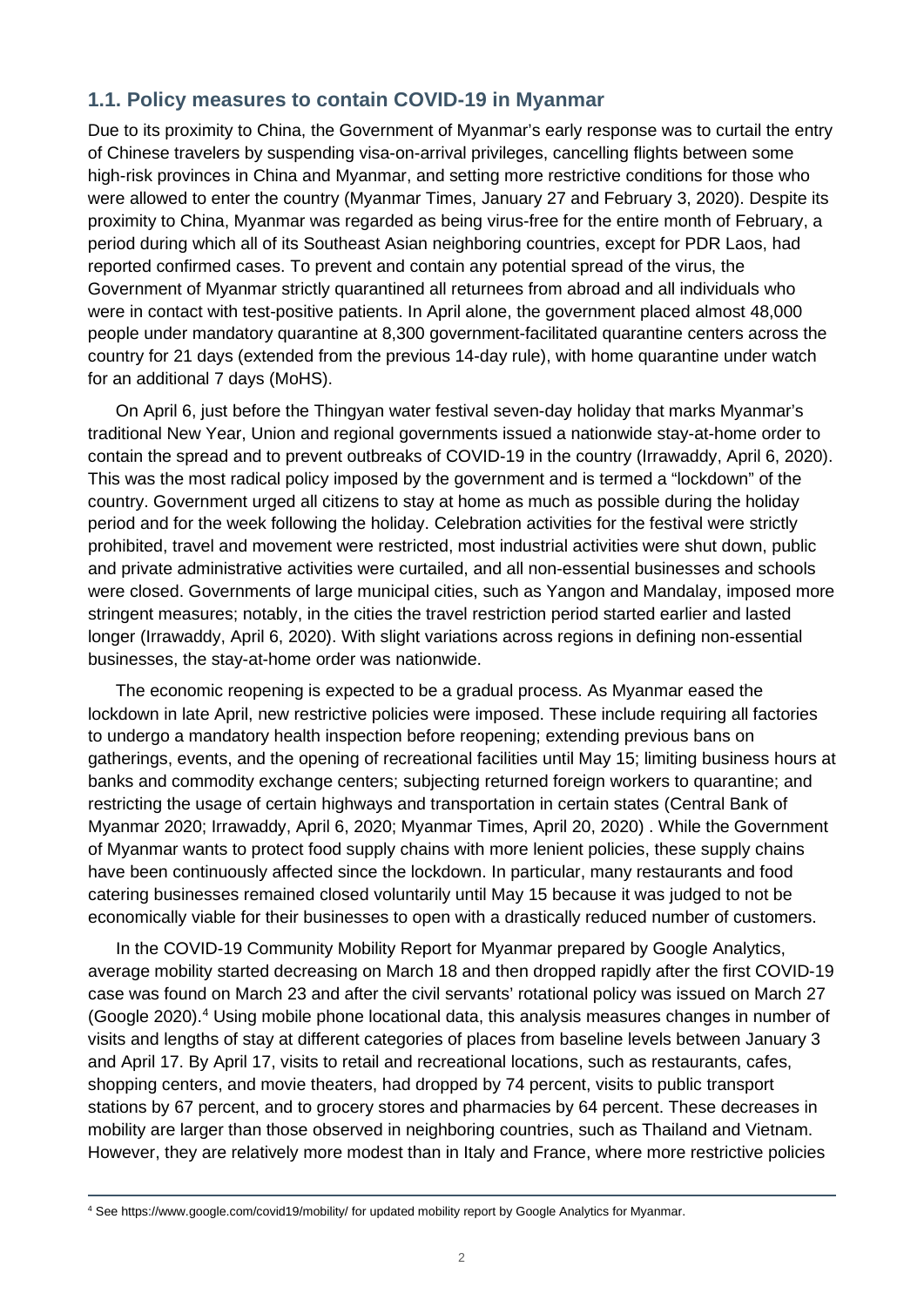## 1.1. Policy measures to contain COVID-19 in Myanmar

Due to its proximity to China, the Government of Myanmar's early response was to curtail the entry of Chinese travelers by suspending visa-on-arrival privileges, cancelling flights between some high-risk provinces in China and Myanmar, and setting more restrictive conditions for those who were allowed to enter the country (Myanmar Times, January 27 and February 3, 2020). Despite its proximity to China, Myanmar was regarded as being virus-free for the entire month of February, a period during which all of its Southeast Asian neighboring countries, except for PDR Laos, had reported confirmed cases. To prevent and contain any potential spread of the virus, the Government of Myanmar strictly quarantined all returnees from abroad and all individuals who were in contact with test-positive patients. In April alone, the government placed almost 48,000 people under mandatory quarantine at 8,300 government-facilitated quarantine centers across the country for 21 days (extended from the previous 14-day rule), with home quarantine under watch for an additional 7 days (MoHS).

On April 6, just before the Thingyan water festival seven-day holiday that marks Myanmar's traditional New Year, Union and regional governments issued a nationwide stay-at-home order to contain the spread and to prevent outbreaks of COVID-19 in the country (Irrawaddy, April 6, 2020). This was the most radical policy imposed by the government and is termed a "lockdown" of the country. Government urged all citizens to stay at home as much as possible during the holiday period and for the week following the holiday. Celebration activities for the festival were strictly prohibited, travel and movement were restricted, most industrial activities were shut down, public and private administrative activities were curtailed, and all non-essential businesses and schools were closed. Governments of large municipal cities, such as Yangon and Mandalay, imposed more stringent measures; notably, in the cities the travel restriction period started earlier and lasted longer (Irrawaddy, April 6, 2020). With slight variations across regions in defining non-essential businesses, the stay-at-home order was nationwide.

The economic reopening is expected to be a gradual process. As Myanmar eased the lockdown in late April, new restrictive policies were imposed. These include requiring all factories to undergo a mandatory health inspection before reopening; extending previous bans on gatherings, events, and the opening of recreational facilities until May 15; limiting business hours at banks and commodity exchange centers; subjecting returned foreign workers to quarantine; and restricting the usage of certain highways and transportation in certain states (Central Bank of Myanmar 2020; Irrawaddy, April 6, 2020; Myanmar Times, April 20, 2020) . While the Government of Myanmar wants to protect food supply chains with more lenient policies, these supply chains have been continuously affected since the lockdown. In particular, many restaurants and food catering businesses remained closed voluntarily until May 15 because it was judged to not be economically viable for their businesses to open with a drastically reduced number of customers.

In the COVID-19 Community Mobility Report for Myanmar prepared by Google Analytics, average mobility started decreasing on March 18 and then dropped rapidly after the first COVID-19 case was found on March 23 and after the civil servants' rotational policy was issued on March 27 (Google 2020).[4] Using mobile phone locational data, this analysis measures changes in number of visits and lengths of stay at different categories of places from baseline levels between January 3 and April 17. By April 17, visits to retail and recreational locations, such as restaurants, cafes, shopping centers, and movie theaters, had dropped by 74 percent, visits to public transport stations by 67 percent, and to grocery stores and pharmacies by 64 percent. These decreases in mobility are larger than those observed in neighboring countries, such as Thailand and Vietnam. However, they are relatively more modest than in Italy and France, where more restrictive policies

[4] See https://www.google.com/covid19/mobility/ for updated mobility report by Google Analytics for Myanmar.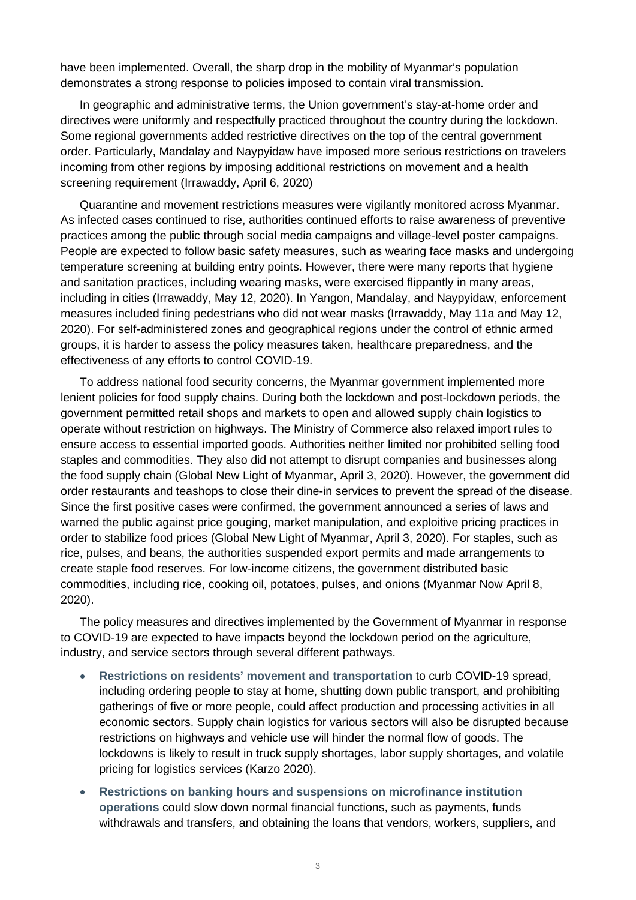have been implemented. Overall, the sharp drop in the mobility of Myanmar's population demonstrates a strong response to policies imposed to contain viral transmission.

In geographic and administrative terms, the Union government's stay-at-home order and directives were uniformly and respectfully practiced throughout the country during the lockdown. Some regional governments added restrictive directives on the top of the central government order. Particularly, Mandalay and Naypyidaw have imposed more serious restrictions on travelers incoming from other regions by imposing additional restrictions on movement and a health screening requirement (Irrawaddy, April 6, 2020)

Quarantine and movement restrictions measures were vigilantly monitored across Myanmar. As infected cases continued to rise, authorities continued efforts to raise awareness of preventive practices among the public through social media campaigns and village-level poster campaigns. People are expected to follow basic safety measures, such as wearing face masks and undergoing temperature screening at building entry points. However, there were many reports that hygiene and sanitation practices, including wearing masks, were exercised flippantly in many areas, including in cities (Irrawaddy, May 12, 2020). In Yangon, Mandalay, and Naypyidaw, enforcement measures included fining pedestrians who did not wear masks (Irrawaddy, May 11a and May 12, 2020). For self-administered zones and geographical regions under the control of ethnic armed groups, it is harder to assess the policy measures taken, healthcare preparedness, and the effectiveness of any efforts to control COVID-19.

To address national food security concerns, the Myanmar government implemented more lenient policies for food supply chains. During both the lockdown and post-lockdown periods, the government permitted retail shops and markets to open and allowed supply chain logistics to operate without restriction on highways. The Ministry of Commerce also relaxed import rules to ensure access to essential imported goods. Authorities neither limited nor prohibited selling food staples and commodities. They also did not attempt to disrupt companies and businesses along the food supply chain (Global New Light of Myanmar, April 3, 2020). However, the government did order restaurants and teashops to close their dine-in services to prevent the spread of the disease. Since the first positive cases were confirmed, the government announced a series of laws and warned the public against price gouging, market manipulation, and exploitive pricing practices in order to stabilize food prices (Global New Light of Myanmar, April 3, 2020). For staples, such as rice, pulses, and beans, the authorities suspended export permits and made arrangements to create staple food reserves. For low-income citizens, the government distributed basic commodities, including rice, cooking oil, potatoes, pulses, and onions (Myanmar Now April 8, 2020).

The policy measures and directives implemented by the Government of Myanmar in response to COVID-19 are expected to have impacts beyond the lockdown period on the agriculture, industry, and service sectors through several different pathways.

- **Restrictions on residents' movement and transportation** to curb COVID-19 spread, including ordering people to stay at home, shutting down public transport, and prohibiting gatherings of five or more people, could affect production and processing activities in all economic sectors. Supply chain logistics for various sectors will also be disrupted because restrictions on highways and vehicle use will hinder the normal flow of goods. The lockdowns is likely to result in truck supply shortages, labor supply shortages, and volatile pricing for logistics services (Karzo 2020).
- **Restrictions on banking hours and suspensions on microfinance institution operations** could slow down normal financial functions, such as payments, funds withdrawals and transfers, and obtaining the loans that vendors, workers, suppliers, and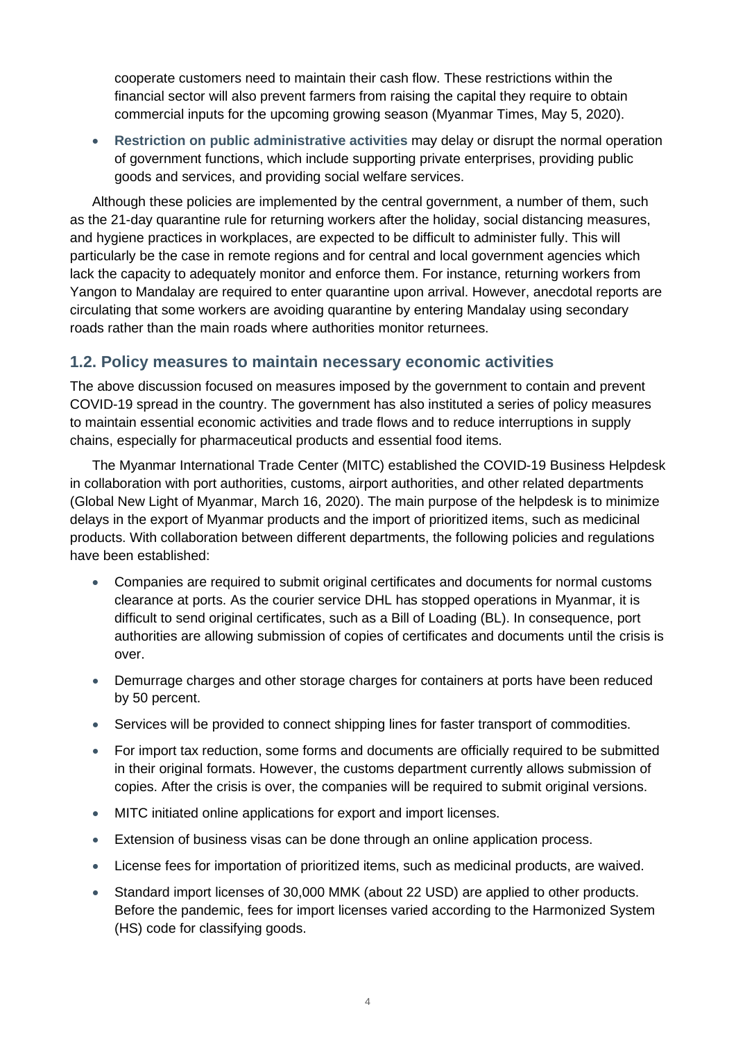cooperate customers need to maintain their cash flow. These restrictions within the financial sector will also prevent farmers from raising the capital they require to obtain commercial inputs for the upcoming growing season (Myanmar Times, May 5, 2020).

- **Restriction on public administrative activities** may delay or disrupt the normal operation of government functions, which include supporting private enterprises, providing public goods and services, and providing social welfare services.

Although these policies are implemented by the central government, a number of them, such as the 21-day quarantine rule for returning workers after the holiday, social distancing measures, and hygiene practices in workplaces, are expected to be difficult to administer fully. This will particularly be the case in remote regions and for central and local government agencies which lack the capacity to adequately monitor and enforce them. For instance, returning workers from Yangon to Mandalay are required to enter quarantine upon arrival. However, anecdotal reports are circulating that some workers are avoiding quarantine by entering Mandalay using secondary roads rather than the main roads where authorities monitor returnees.

## 1.2. Policy measures to maintain necessary economic activities

The above discussion focused on measures imposed by the government to contain and prevent COVID-19 spread in the country. The government has also instituted a series of policy measures to maintain essential economic activities and trade flows and to reduce interruptions in supply chains, especially for pharmaceutical products and essential food items.

The Myanmar International Trade Center (MITC) established the COVID-19 Business Helpdesk in collaboration with port authorities, customs, airport authorities, and other related departments (Global New Light of Myanmar, March 16, 2020). The main purpose of the helpdesk is to minimize delays in the export of Myanmar products and the import of prioritized items, such as medicinal products. With collaboration between different departments, the following policies and regulations have been established:

- Companies are required to submit original certificates and documents for normal customs clearance at ports. As the courier service DHL has stopped operations in Myanmar, it is difficult to send original certificates, such as a Bill of Loading (BL). In consequence, port authorities are allowing submission of copies of certificates and documents until the crisis is over.
- Demurrage charges and other storage charges for containers at ports have been reduced by 50 percent.
- Services will be provided to connect shipping lines for faster transport of commodities.
- For import tax reduction, some forms and documents are officially required to be submitted in their original formats. However, the customs department currently allows submission of copies. After the crisis is over, the companies will be required to submit original versions.
- MITC initiated online applications for export and import licenses.
- Extension of business visas can be done through an online application process.
- License fees for importation of prioritized items, such as medicinal products, are waived.
- Standard import licenses of 30,000 MMK (about 22 USD) are applied to other products. Before the pandemic, fees for import licenses varied according to the Harmonized System (HS) code for classifying goods.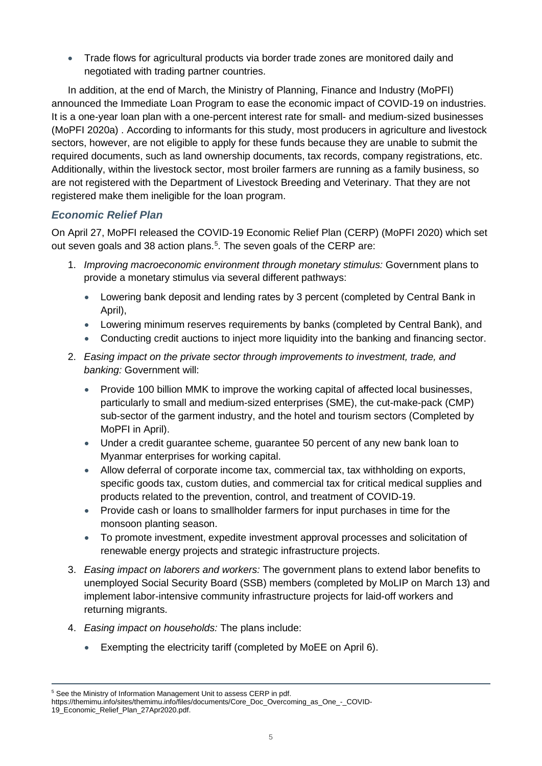- Trade flows for agricultural products via border trade zones are monitored daily and negotiated with trading partner countries.

In addition, at the end of March, the Ministry of Planning, Finance and Industry (MoPFI) announced the Immediate Loan Program to ease the economic impact of COVID-19 on industries. It is a one-year loan plan with a one-percent interest rate for small- and medium-sized businesses (MoPFI 2020a) . According to informants for this study, most producers in agriculture and livestock sectors, however, are not eligible to apply for these funds because they are unable to submit the required documents, such as land ownership documents, tax records, company registrations, etc. Additionally, within the livestock sector, most broiler farmers are running as a family business, so are not registered with the Department of Livestock Breeding and Veterinary. That they are not registered make them ineligible for the loan program.

### *Economic Relief Plan*

On April 27, MoPFI released the COVID-19 Economic Relief Plan (CERP) (MoPFI 2020) which set out seven goals and 38 action plans.[5]. The seven goals of the CERP are:

1. *Improving macroeconomic environment through monetary stimulus:* Government plans to provide a monetary stimulus via several different pathways:
   - Lowering bank deposit and lending rates by 3 percent (completed by Central Bank in April),
   - Lowering minimum reserves requirements by banks (completed by Central Bank), and
   - Conducting credit auctions to inject more liquidity into the banking and financing sector.
2. *Easing impact on the private sector through improvements to investment, trade, and banking:* Government will:
   - Provide 100 billion MMK to improve the working capital of affected local businesses, particularly to small and medium-sized enterprises (SME), the cut-make-pack (CMP) sub-sector of the garment industry, and the hotel and tourism sectors (Completed by MoPFI in April).
   - Under a credit guarantee scheme, guarantee 50 percent of any new bank loan to Myanmar enterprises for working capital.
   - Allow deferral of corporate income tax, commercial tax, tax withholding on exports, specific goods tax, custom duties, and commercial tax for critical medical supplies and products related to the prevention, control, and treatment of COVID-19.
   - Provide cash or loans to smallholder farmers for input purchases in time for the monsoon planting season.
   - To promote investment, expedite investment approval processes and solicitation of renewable energy projects and strategic infrastructure projects.
3. *Easing impact on laborers and workers:* The government plans to extend labor benefits to unemployed Social Security Board (SSB) members (completed by MoLIP on March 13) and implement labor-intensive community infrastructure projects for laid-off workers and returning migrants.
4. *Easing impact on households:* The plans include:
   - Exempting the electricity tariff (completed by MoEE on April 6).

---

[5] See the Ministry of Information Management Unit to assess CERP in pdf. https://themimu.info/sites/themimu.info/files/documents/Core_Doc_Overcoming_as_One_-_COVID-19_Economic_Relief_Plan_27Apr2020.pdf.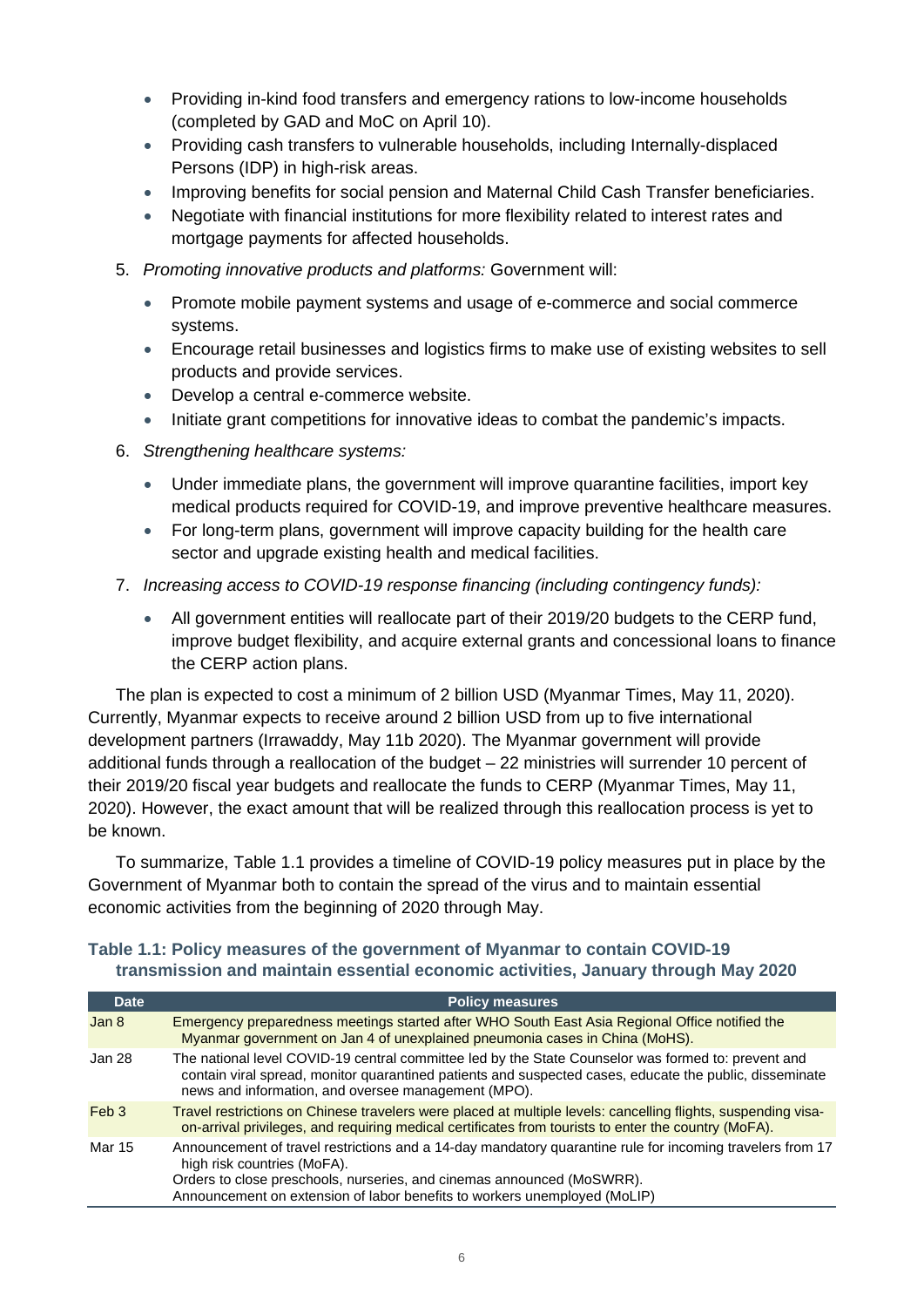- Providing in-kind food transfers and emergency rations to low-income households (completed by GAD and MoC on April 10).
- Providing cash transfers to vulnerable households, including Internally-displaced Persons (IDP) in high-risk areas.
- Improving benefits for social pension and Maternal Child Cash Transfer beneficiaries.
- Negotiate with financial institutions for more flexibility related to interest rates and mortgage payments for affected households.

5. *Promoting innovative products and platforms:* Government will:
   - Promote mobile payment systems and usage of e-commerce and social commerce systems.
   - Encourage retail businesses and logistics firms to make use of existing websites to sell products and provide services.
   - Develop a central e-commerce website.
   - Initiate grant competitions for innovative ideas to combat the pandemic's impacts.
6. *Strengthening healthcare systems:*
   - Under immediate plans, the government will improve quarantine facilities, import key medical products required for COVID-19, and improve preventive healthcare measures.
   - For long-term plans, government will improve capacity building for the health care sector and upgrade existing health and medical facilities.
7. *Increasing access to COVID-19 response financing (including contingency funds):*
   - All government entities will reallocate part of their 2019/20 budgets to the CERP fund, improve budget flexibility, and acquire external grants and concessional loans to finance the CERP action plans.

The plan is expected to cost a minimum of 2 billion USD (Myanmar Times, May 11, 2020). Currently, Myanmar expects to receive around 2 billion USD from up to five international development partners (Irrawaddy, May 11b 2020). The Myanmar government will provide additional funds through a reallocation of the budget – 22 ministries will surrender 10 percent of their 2019/20 fiscal year budgets and reallocate the funds to CERP (Myanmar Times, May 11, 2020). However, the exact amount that will be realized through this reallocation process is yet to be known.

To summarize, Table 1.1 provides a timeline of COVID-19 policy measures put in place by the Government of Myanmar both to contain the spread of the virus and to maintain essential economic activities from the beginning of 2020 through May.

**Table 1.1: Policy measures of the government of Myanmar to contain COVID-19 transmission and maintain essential economic activities, January through May 2020**

| Date | Policy measures |
|---|---|
| Jan 8 | Emergency preparedness meetings started after WHO South East Asia Regional Office notified the Myanmar government on Jan 4 of unexplained pneumonia cases in China (MoHS). |
| Jan 28 | The national level COVID-19 central committee led by the State Counselor was formed to: prevent and contain viral spread, monitor quarantined patients and suspected cases, educate the public, disseminate news and information, and oversee management (MPO). |
| Feb 3 | Travel restrictions on Chinese travelers were placed at multiple levels: cancelling flights, suspending visa-on-arrival privileges, and requiring medical certificates from tourists to enter the country (MoFA). |
| Mar 15 | Announcement of travel restrictions and a 14-day mandatory quarantine rule for incoming travelers from 17 high risk countries (MoFA).<br>Orders to close preschools, nurseries, and cinemas announced (MoSWRR).<br>Announcement on extension of labor benefits to workers unemployed (MoLIP) |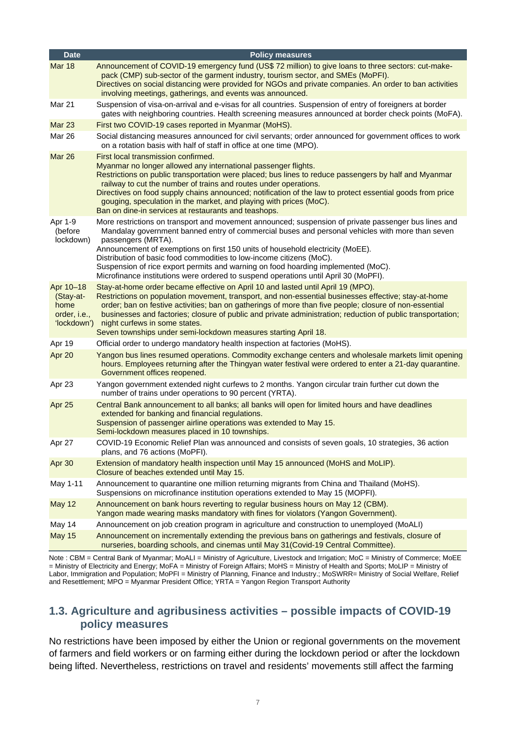| Date | Policy measures |
|---|---|
| Mar 18 | Announcement of COVID-19 emergency fund (US$ 72 million) to give loans to three sectors: cut-make-pack (CMP) sub-sector of the garment industry, tourism sector, and SMEs (MoPFI).<br>Directives on social distancing were provided for NGOs and private companies. An order to ban activities involving meetings, gatherings, and events was announced. |
| Mar 21 | Suspension of visa-on-arrival and e-visas for all countries. Suspension of entry of foreigners at border gates with neighboring countries. Health screening measures announced at border check points (MoFA). |
| Mar 23 | First two COVID-19 cases reported in Myanmar (MoHS). |
| Mar 26 | Social distancing measures announced for civil servants; order announced for government offices to work on a rotation basis with half of staff in office at one time (MPO). |
| Mar 26 | First local transmission confirmed.<br>Myanmar no longer allowed any international passenger flights.<br>Restrictions on public transportation were placed; bus lines to reduce passengers by half and Myanmar railway to cut the number of trains and routes under operations.<br>Directives on food supply chains announced; notification of the law to protect essential goods from price gouging, speculation in the market, and playing with prices (MoC).<br>Ban on dine-in services at restaurants and teashops. |
| Apr 1-9 (before lockdown) | More restrictions on transport and movement announced; suspension of private passenger bus lines and Mandalay government banned entry of commercial buses and personal vehicles with more than seven passengers (MRTA).<br>Announcement of exemptions on first 150 units of household electricity (MoEE).<br>Distribution of basic food commodities to low-income citizens (MoC).<br>Suspension of rice export permits and warning on food hoarding implemented (MoC).<br>Microfinance institutions were ordered to suspend operations until April 30 (MoPFI). |
| Apr 10–18 (Stay-at-home order, i.e., 'lockdown') | Stay-at-home order became effective on April 10 and lasted until April 19 (MPO).<br>Restrictions on population movement, transport, and non-essential businesses effective; stay-at-home order; ban on festive activities; ban on gatherings of more than five people; closure of non-essential businesses and factories; closure of public and private administration; reduction of public transportation; night curfews in some states.<br>Seven townships under semi-lockdown measures starting April 18. |
| Apr 19 | Official order to undergo mandatory health inspection at factories (MoHS). |
| Apr 20 | Yangon bus lines resumed operations. Commodity exchange centers and wholesale markets limit opening hours. Employees returning after the Thingyan water festival were ordered to enter a 21-day quarantine. Government offices reopened. |
| Apr 23 | Yangon government extended night curfews to 2 months. Yangon circular train further cut down the number of trains under operations to 90 percent (YRTA). |
| Apr 25 | Central Bank announcement to all banks; all banks will open for limited hours and have deadlines extended for banking and financial regulations.<br>Suspension of passenger airline operations was extended to May 15.<br>Semi-lockdown measures placed in 10 townships. |
| Apr 27 | COVID-19 Economic Relief Plan was announced and consists of seven goals, 10 strategies, 36 action plans, and 76 actions (MoPFI). |
| Apr 30 | Extension of mandatory health inspection until May 15 announced (MoHS and MoLIP).<br>Closure of beaches extended until May 15. |
| May 1-11 | Announcement to quarantine one million returning migrants from China and Thailand (MoHS).<br>Suspensions on microfinance institution operations extended to May 15 (MOPFI). |
| May 12 | Announcement on bank hours reverting to regular business hours on May 12 (CBM).<br>Yangon made wearing masks mandatory with fines for violators (Yangon Government). |
| May 14 | Announcement on job creation program in agriculture and construction to unemployed (MoALI) |
| May 15 | Announcement on incrementally extending the previous bans on gatherings and festivals, closure of nurseries, boarding schools, and cinemas until May 31(Covid-19 Central Committee). |

Note : CBM = Central Bank of Myanmar; MoALI = Ministry of Agriculture, Livestock and Irrigation; MoC = Ministry of Commerce; MoEE = Ministry of Electricity and Energy; MoFA = Ministry of Foreign Affairs; MoHS = Ministry of Health and Sports; MoLIP = Ministry of Labor, Immigration and Population; MoPFI = Ministry of Planning, Finance and Industry.; MoSWRR= Ministry of Social Welfare, Relief and Resettlement; MPO = Myanmar President Office; YRTA = Yangon Region Transport Authority

## 1.3. Agriculture and agribusiness activities – possible impacts of COVID-19 policy measures

No restrictions have been imposed by either the Union or regional governments on the movement of farmers and field workers or on farming either during the lockdown period or after the lockdown being lifted. Nevertheless, restrictions on travel and residents' movements still affect the farming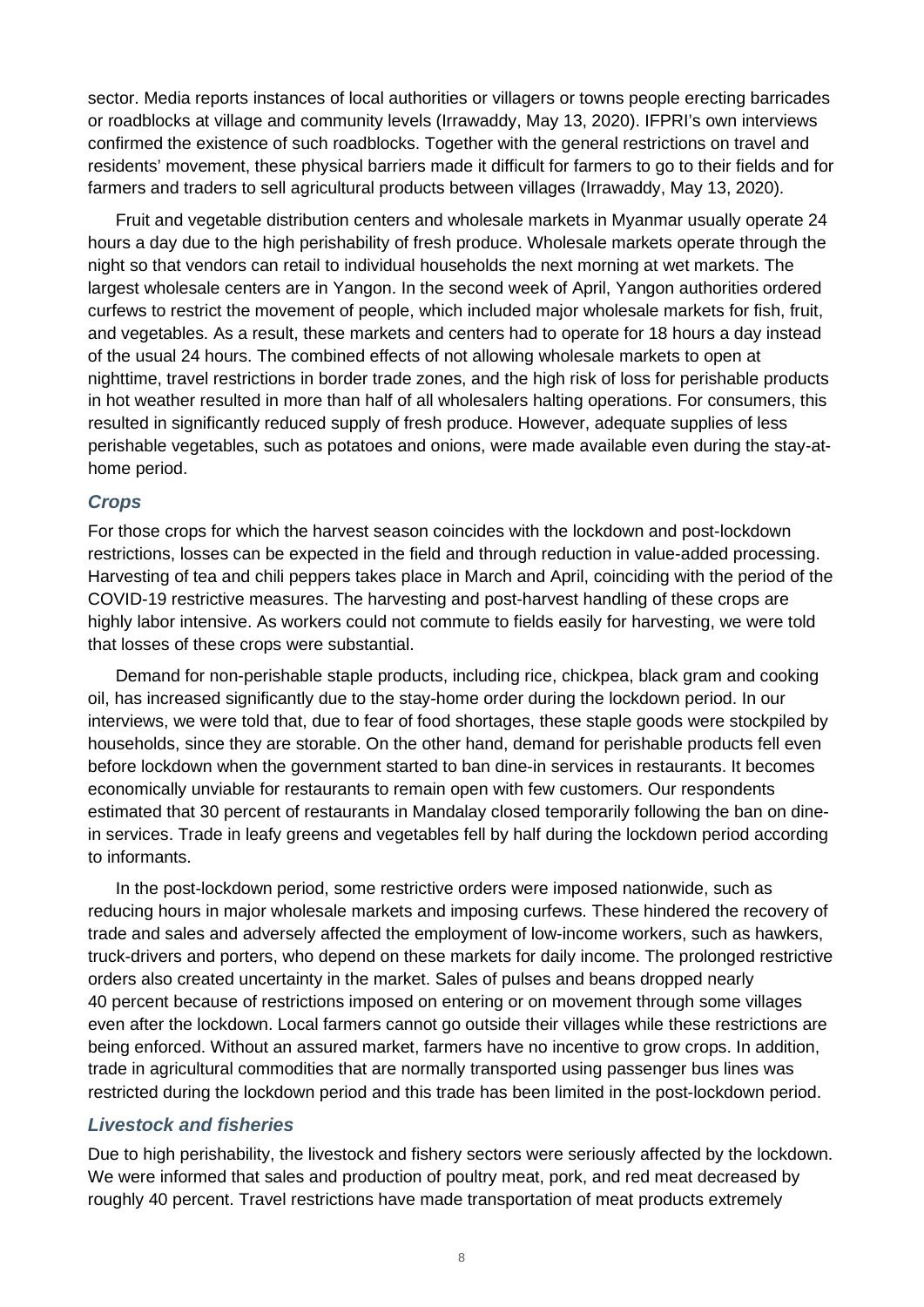sector. Media reports instances of local authorities or villagers or towns people erecting barricades or roadblocks at village and community levels (Irrawaddy, May 13, 2020). IFPRI's own interviews confirmed the existence of such roadblocks. Together with the general restrictions on travel and residents' movement, these physical barriers made it difficult for farmers to go to their fields and for farmers and traders to sell agricultural products between villages (Irrawaddy, May 13, 2020).

Fruit and vegetable distribution centers and wholesale markets in Myanmar usually operate 24 hours a day due to the high perishability of fresh produce. Wholesale markets operate through the night so that vendors can retail to individual households the next morning at wet markets. The largest wholesale centers are in Yangon. In the second week of April, Yangon authorities ordered curfews to restrict the movement of people, which included major wholesale markets for fish, fruit, and vegetables. As a result, these markets and centers had to operate for 18 hours a day instead of the usual 24 hours. The combined effects of not allowing wholesale markets to open at nighttime, travel restrictions in border trade zones, and the high risk of loss for perishable products in hot weather resulted in more than half of all wholesalers halting operations. For consumers, this resulted in significantly reduced supply of fresh produce. However, adequate supplies of less perishable vegetables, such as potatoes and onions, were made available even during the stay-at-home period.

### *Crops*

For those crops for which the harvest season coincides with the lockdown and post-lockdown restrictions, losses can be expected in the field and through reduction in value-added processing. Harvesting of tea and chili peppers takes place in March and April, coinciding with the period of the COVID-19 restrictive measures. The harvesting and post-harvest handling of these crops are highly labor intensive. As workers could not commute to fields easily for harvesting, we were told that losses of these crops were substantial.

Demand for non-perishable staple products, including rice, chickpea, black gram and cooking oil, has increased significantly due to the stay-home order during the lockdown period. In our interviews, we were told that, due to fear of food shortages, these staple goods were stockpiled by households, since they are storable. On the other hand, demand for perishable products fell even before lockdown when the government started to ban dine-in services in restaurants. It becomes economically unviable for restaurants to remain open with few customers. Our respondents estimated that 30 percent of restaurants in Mandalay closed temporarily following the ban on dine-in services. Trade in leafy greens and vegetables fell by half during the lockdown period according to informants.

In the post-lockdown period, some restrictive orders were imposed nationwide, such as reducing hours in major wholesale markets and imposing curfews. These hindered the recovery of trade and sales and adversely affected the employment of low-income workers, such as hawkers, truck-drivers and porters, who depend on these markets for daily income. The prolonged restrictive orders also created uncertainty in the market. Sales of pulses and beans dropped nearly 40 percent because of restrictions imposed on entering or on movement through some villages even after the lockdown. Local farmers cannot go outside their villages while these restrictions are being enforced. Without an assured market, farmers have no incentive to grow crops. In addition, trade in agricultural commodities that are normally transported using passenger bus lines was restricted during the lockdown period and this trade has been limited in the post-lockdown period.

### *Livestock and fisheries*

Due to high perishability, the livestock and fishery sectors were seriously affected by the lockdown. We were informed that sales and production of poultry meat, pork, and red meat decreased by roughly 40 percent. Travel restrictions have made transportation of meat products extremely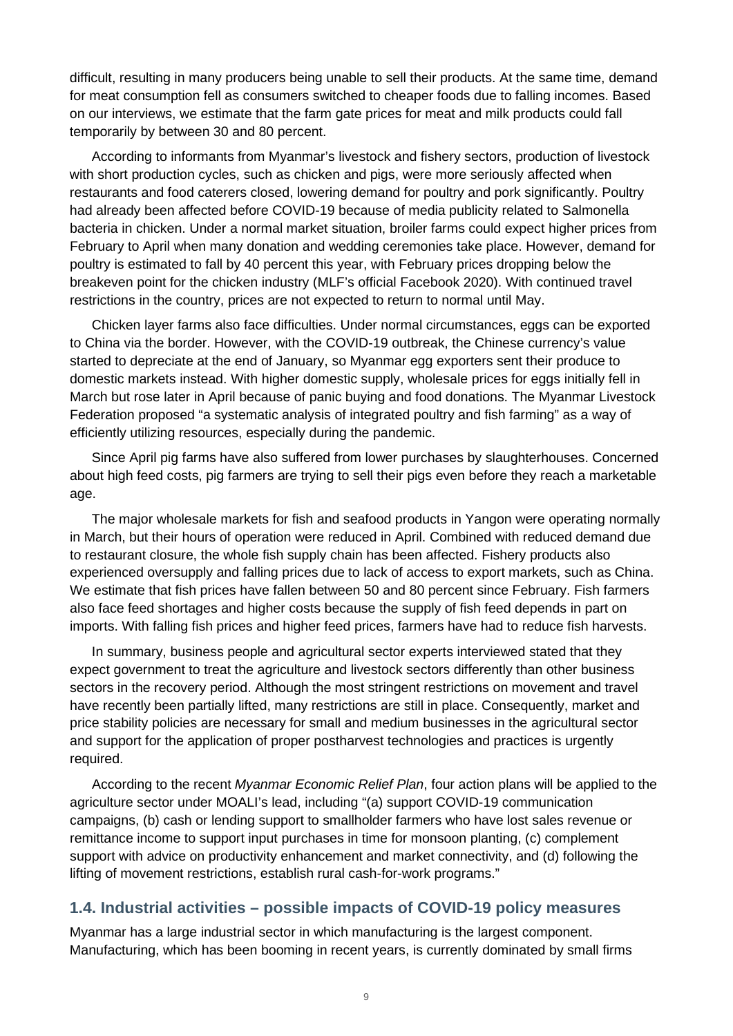difficult, resulting in many producers being unable to sell their products. At the same time, demand for meat consumption fell as consumers switched to cheaper foods due to falling incomes. Based on our interviews, we estimate that the farm gate prices for meat and milk products could fall temporarily by between 30 and 80 percent.

According to informants from Myanmar's livestock and fishery sectors, production of livestock with short production cycles, such as chicken and pigs, were more seriously affected when restaurants and food caterers closed, lowering demand for poultry and pork significantly. Poultry had already been affected before COVID-19 because of media publicity related to Salmonella bacteria in chicken. Under a normal market situation, broiler farms could expect higher prices from February to April when many donation and wedding ceremonies take place. However, demand for poultry is estimated to fall by 40 percent this year, with February prices dropping below the breakeven point for the chicken industry (MLF's official Facebook 2020). With continued travel restrictions in the country, prices are not expected to return to normal until May.

Chicken layer farms also face difficulties. Under normal circumstances, eggs can be exported to China via the border. However, with the COVID-19 outbreak, the Chinese currency's value started to depreciate at the end of January, so Myanmar egg exporters sent their produce to domestic markets instead. With higher domestic supply, wholesale prices for eggs initially fell in March but rose later in April because of panic buying and food donations. The Myanmar Livestock Federation proposed "a systematic analysis of integrated poultry and fish farming" as a way of efficiently utilizing resources, especially during the pandemic.

Since April pig farms have also suffered from lower purchases by slaughterhouses. Concerned about high feed costs, pig farmers are trying to sell their pigs even before they reach a marketable age.

The major wholesale markets for fish and seafood products in Yangon were operating normally in March, but their hours of operation were reduced in April. Combined with reduced demand due to restaurant closure, the whole fish supply chain has been affected. Fishery products also experienced oversupply and falling prices due to lack of access to export markets, such as China. We estimate that fish prices have fallen between 50 and 80 percent since February. Fish farmers also face feed shortages and higher costs because the supply of fish feed depends in part on imports. With falling fish prices and higher feed prices, farmers have had to reduce fish harvests.

In summary, business people and agricultural sector experts interviewed stated that they expect government to treat the agriculture and livestock sectors differently than other business sectors in the recovery period. Although the most stringent restrictions on movement and travel have recently been partially lifted, many restrictions are still in place. Consequently, market and price stability policies are necessary for small and medium businesses in the agricultural sector and support for the application of proper postharvest technologies and practices is urgently required.

According to the recent *Myanmar Economic Relief Plan*, four action plans will be applied to the agriculture sector under MOALI's lead, including "(a) support COVID-19 communication campaigns, (b) cash or lending support to smallholder farmers who have lost sales revenue or remittance income to support input purchases in time for monsoon planting, (c) complement support with advice on productivity enhancement and market connectivity, and (d) following the lifting of movement restrictions, establish rural cash-for-work programs."

## 1.4. Industrial activities – possible impacts of COVID-19 policy measures

Myanmar has a large industrial sector in which manufacturing is the largest component. Manufacturing, which has been booming in recent years, is currently dominated by small firms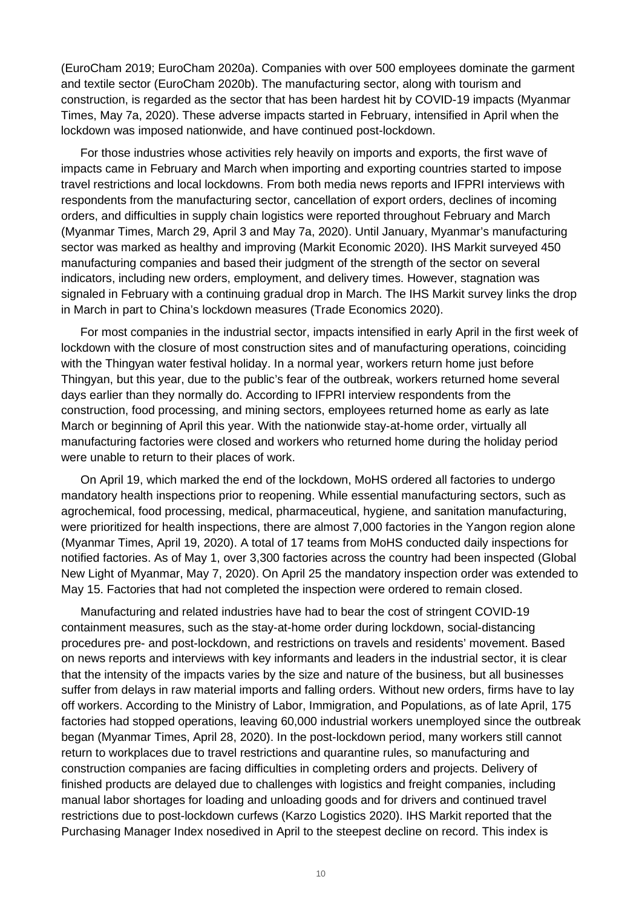(EuroCham 2019; EuroCham 2020a). Companies with over 500 employees dominate the garment and textile sector (EuroCham 2020b). The manufacturing sector, along with tourism and construction, is regarded as the sector that has been hardest hit by COVID-19 impacts (Myanmar Times, May 7a, 2020). These adverse impacts started in February, intensified in April when the lockdown was imposed nationwide, and have continued post-lockdown.

For those industries whose activities rely heavily on imports and exports, the first wave of impacts came in February and March when importing and exporting countries started to impose travel restrictions and local lockdowns. From both media news reports and IFPRI interviews with respondents from the manufacturing sector, cancellation of export orders, declines of incoming orders, and difficulties in supply chain logistics were reported throughout February and March (Myanmar Times, March 29, April 3 and May 7a, 2020). Until January, Myanmar's manufacturing sector was marked as healthy and improving (Markit Economic 2020). IHS Markit surveyed 450 manufacturing companies and based their judgment of the strength of the sector on several indicators, including new orders, employment, and delivery times. However, stagnation was signaled in February with a continuing gradual drop in March. The IHS Markit survey links the drop in March in part to China's lockdown measures (Trade Economics 2020).

For most companies in the industrial sector, impacts intensified in early April in the first week of lockdown with the closure of most construction sites and of manufacturing operations, coinciding with the Thingyan water festival holiday. In a normal year, workers return home just before Thingyan, but this year, due to the public's fear of the outbreak, workers returned home several days earlier than they normally do. According to IFPRI interview respondents from the construction, food processing, and mining sectors, employees returned home as early as late March or beginning of April this year. With the nationwide stay-at-home order, virtually all manufacturing factories were closed and workers who returned home during the holiday period were unable to return to their places of work.

On April 19, which marked the end of the lockdown, MoHS ordered all factories to undergo mandatory health inspections prior to reopening. While essential manufacturing sectors, such as agrochemical, food processing, medical, pharmaceutical, hygiene, and sanitation manufacturing, were prioritized for health inspections, there are almost 7,000 factories in the Yangon region alone (Myanmar Times, April 19, 2020). A total of 17 teams from MoHS conducted daily inspections for notified factories. As of May 1, over 3,300 factories across the country had been inspected (Global New Light of Myanmar, May 7, 2020). On April 25 the mandatory inspection order was extended to May 15. Factories that had not completed the inspection were ordered to remain closed.

Manufacturing and related industries have had to bear the cost of stringent COVID-19 containment measures, such as the stay-at-home order during lockdown, social-distancing procedures pre- and post-lockdown, and restrictions on travels and residents' movement. Based on news reports and interviews with key informants and leaders in the industrial sector, it is clear that the intensity of the impacts varies by the size and nature of the business, but all businesses suffer from delays in raw material imports and falling orders. Without new orders, firms have to lay off workers. According to the Ministry of Labor, Immigration, and Populations, as of late April, 175 factories had stopped operations, leaving 60,000 industrial workers unemployed since the outbreak began (Myanmar Times, April 28, 2020). In the post-lockdown period, many workers still cannot return to workplaces due to travel restrictions and quarantine rules, so manufacturing and construction companies are facing difficulties in completing orders and projects. Delivery of finished products are delayed due to challenges with logistics and freight companies, including manual labor shortages for loading and unloading goods and for drivers and continued travel restrictions due to post-lockdown curfews (Karzo Logistics 2020). IHS Markit reported that the Purchasing Manager Index nosedived in April to the steepest decline on record. This index is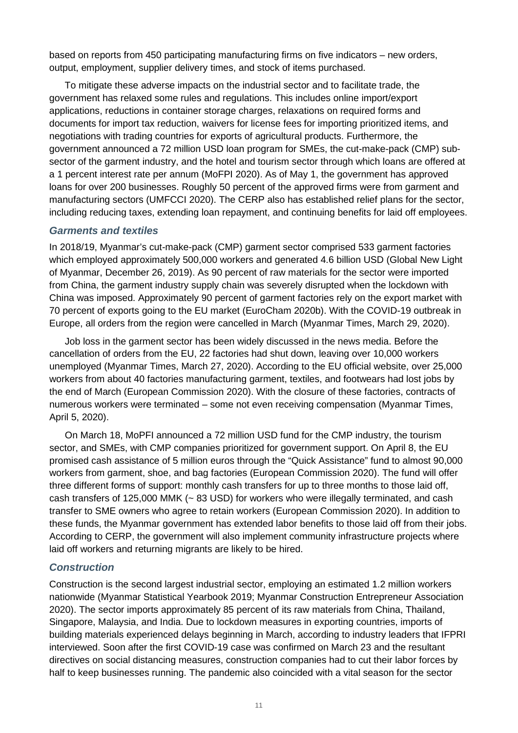based on reports from 450 participating manufacturing firms on five indicators – new orders, output, employment, supplier delivery times, and stock of items purchased.

To mitigate these adverse impacts on the industrial sector and to facilitate trade, the government has relaxed some rules and regulations. This includes online import/export applications, reductions in container storage charges, relaxations on required forms and documents for import tax reduction, waivers for license fees for importing prioritized items, and negotiations with trading countries for exports of agricultural products. Furthermore, the government announced a 72 million USD loan program for SMEs, the cut-make-pack (CMP) sub-sector of the garment industry, and the hotel and tourism sector through which loans are offered at a 1 percent interest rate per annum (MoFPI 2020). As of May 1, the government has approved loans for over 200 businesses. Roughly 50 percent of the approved firms were from garment and manufacturing sectors (UMFCCI 2020). The CERP also has established relief plans for the sector, including reducing taxes, extending loan repayment, and continuing benefits for laid off employees.

### *Garments and textiles*

In 2018/19, Myanmar's cut-make-pack (CMP) garment sector comprised 533 garment factories which employed approximately 500,000 workers and generated 4.6 billion USD (Global New Light of Myanmar, December 26, 2019). As 90 percent of raw materials for the sector were imported from China, the garment industry supply chain was severely disrupted when the lockdown with China was imposed. Approximately 90 percent of garment factories rely on the export market with 70 percent of exports going to the EU market (EuroCham 2020b). With the COVID-19 outbreak in Europe, all orders from the region were cancelled in March (Myanmar Times, March 29, 2020).

Job loss in the garment sector has been widely discussed in the news media. Before the cancellation of orders from the EU, 22 factories had shut down, leaving over 10,000 workers unemployed (Myanmar Times, March 27, 2020). According to the EU official website, over 25,000 workers from about 40 factories manufacturing garment, textiles, and footwears had lost jobs by the end of March (European Commission 2020). With the closure of these factories, contracts of numerous workers were terminated – some not even receiving compensation (Myanmar Times, April 5, 2020).

On March 18, MoPFI announced a 72 million USD fund for the CMP industry, the tourism sector, and SMEs, with CMP companies prioritized for government support. On April 8, the EU promised cash assistance of 5 million euros through the "Quick Assistance" fund to almost 90,000 workers from garment, shoe, and bag factories (European Commission 2020). The fund will offer three different forms of support: monthly cash transfers for up to three months to those laid off, cash transfers of 125,000 MMK (~ 83 USD) for workers who were illegally terminated, and cash transfer to SME owners who agree to retain workers (European Commission 2020). In addition to these funds, the Myanmar government has extended labor benefits to those laid off from their jobs. According to CERP, the government will also implement community infrastructure projects where laid off workers and returning migrants are likely to be hired.

### *Construction*

Construction is the second largest industrial sector, employing an estimated 1.2 million workers nationwide (Myanmar Statistical Yearbook 2019; Myanmar Construction Entrepreneur Association 2020). The sector imports approximately 85 percent of its raw materials from China, Thailand, Singapore, Malaysia, and India. Due to lockdown measures in exporting countries, imports of building materials experienced delays beginning in March, according to industry leaders that IFPRI interviewed. Soon after the first COVID-19 case was confirmed on March 23 and the resultant directives on social distancing measures, construction companies had to cut their labor forces by half to keep businesses running. The pandemic also coincided with a vital season for the sector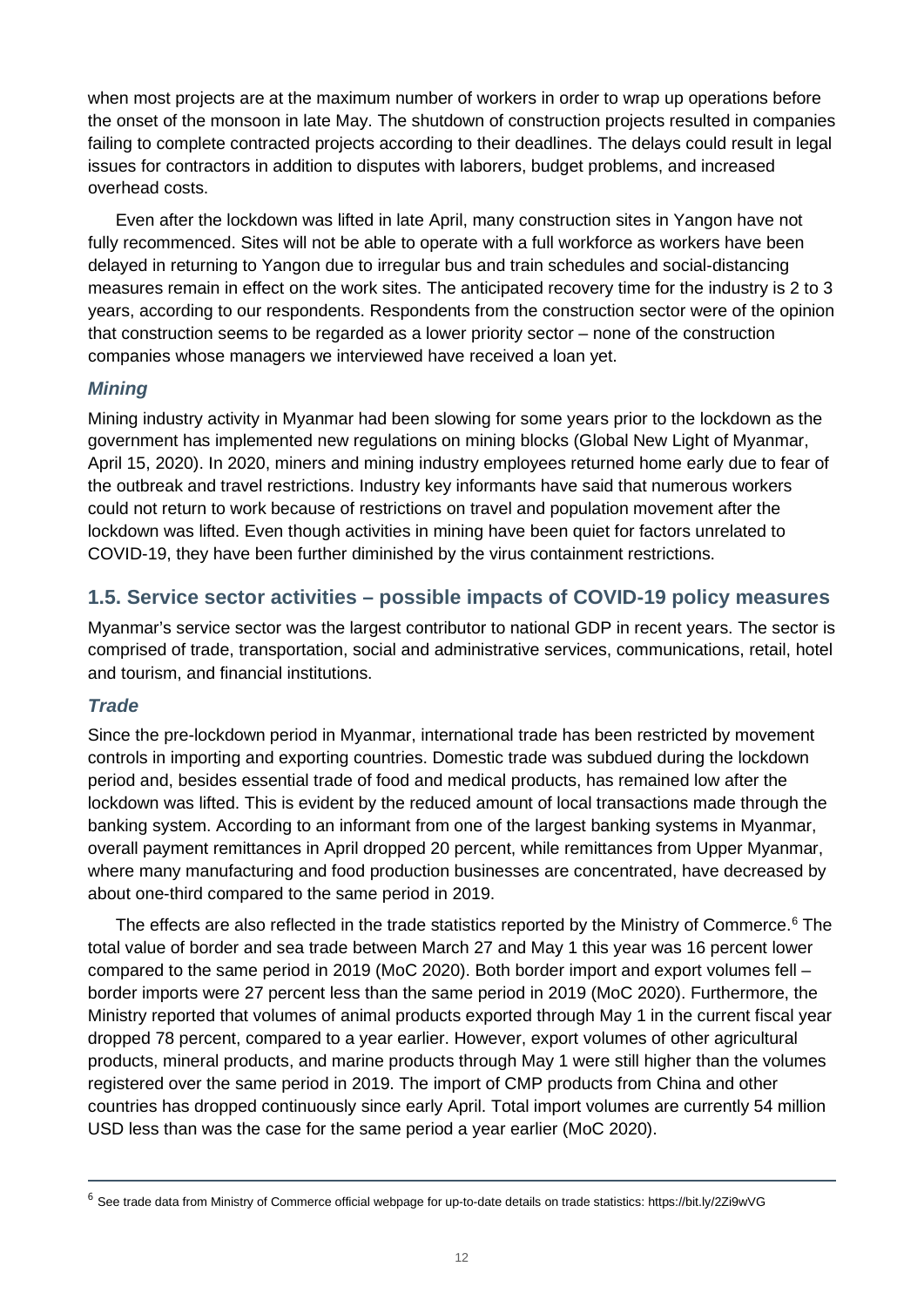when most projects are at the maximum number of workers in order to wrap up operations before the onset of the monsoon in late May. The shutdown of construction projects resulted in companies failing to complete contracted projects according to their deadlines. The delays could result in legal issues for contractors in addition to disputes with laborers, budget problems, and increased overhead costs.

Even after the lockdown was lifted in late April, many construction sites in Yangon have not fully recommenced. Sites will not be able to operate with a full workforce as workers have been delayed in returning to Yangon due to irregular bus and train schedules and social-distancing measures remain in effect on the work sites. The anticipated recovery time for the industry is 2 to 3 years, according to our respondents. Respondents from the construction sector were of the opinion that construction seems to be regarded as a lower priority sector – none of the construction companies whose managers we interviewed have received a loan yet.

### *Mining*

Mining industry activity in Myanmar had been slowing for some years prior to the lockdown as the government has implemented new regulations on mining blocks (Global New Light of Myanmar, April 15, 2020). In 2020, miners and mining industry employees returned home early due to fear of the outbreak and travel restrictions. Industry key informants have said that numerous workers could not return to work because of restrictions on travel and population movement after the lockdown was lifted. Even though activities in mining have been quiet for factors unrelated to COVID-19, they have been further diminished by the virus containment restrictions.

## 1.5. Service sector activities – possible impacts of COVID-19 policy measures

Myanmar's service sector was the largest contributor to national GDP in recent years. The sector is comprised of trade, transportation, social and administrative services, communications, retail, hotel and tourism, and financial institutions.

### *Trade*

Since the pre-lockdown period in Myanmar, international trade has been restricted by movement controls in importing and exporting countries. Domestic trade was subdued during the lockdown period and, besides essential trade of food and medical products, has remained low after the lockdown was lifted. This is evident by the reduced amount of local transactions made through the banking system. According to an informant from one of the largest banking systems in Myanmar, overall payment remittances in April dropped 20 percent, while remittances from Upper Myanmar, where many manufacturing and food production businesses are concentrated, have decreased by about one-third compared to the same period in 2019.

The effects are also reflected in the trade statistics reported by the Ministry of Commerce.[6] The total value of border and sea trade between March 27 and May 1 this year was 16 percent lower compared to the same period in 2019 (MoC 2020). Both border import and export volumes fell – border imports were 27 percent less than the same period in 2019 (MoC 2020). Furthermore, the Ministry reported that volumes of animal products exported through May 1 in the current fiscal year dropped 78 percent, compared to a year earlier. However, export volumes of other agricultural products, mineral products, and marine products through May 1 were still higher than the volumes registered over the same period in 2019. The import of CMP products from China and other countries has dropped continuously since early April. Total import volumes are currently 54 million USD less than was the case for the same period a year earlier (MoC 2020).

---

[6] See trade data from Ministry of Commerce official webpage for up-to-date details on trade statistics: https://bit.ly/2Zi9wVG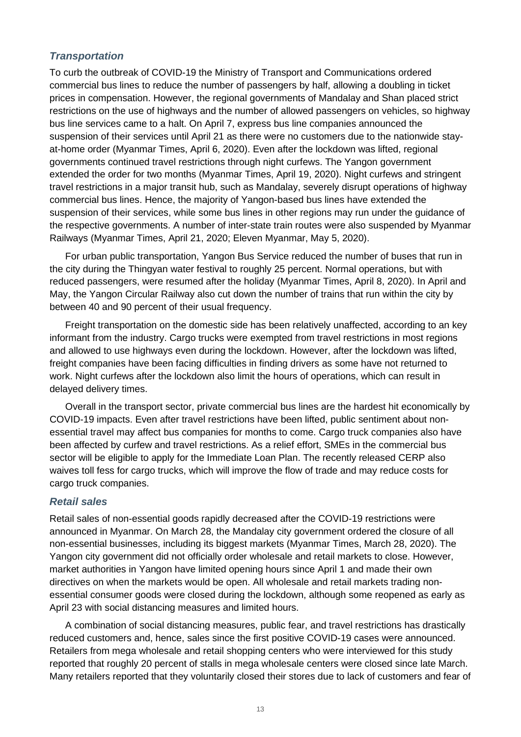### *Transportation*

To curb the outbreak of COVID-19 the Ministry of Transport and Communications ordered commercial bus lines to reduce the number of passengers by half, allowing a doubling in ticket prices in compensation. However, the regional governments of Mandalay and Shan placed strict restrictions on the use of highways and the number of allowed passengers on vehicles, so highway bus line services came to a halt. On April 7, express bus line companies announced the suspension of their services until April 21 as there were no customers due to the nationwide stay-at-home order (Myanmar Times, April 6, 2020). Even after the lockdown was lifted, regional governments continued travel restrictions through night curfews. The Yangon government extended the order for two months (Myanmar Times, April 19, 2020). Night curfews and stringent travel restrictions in a major transit hub, such as Mandalay, severely disrupt operations of highway commercial bus lines. Hence, the majority of Yangon-based bus lines have extended the suspension of their services, while some bus lines in other regions may run under the guidance of the respective governments. A number of inter-state train routes were also suspended by Myanmar Railways (Myanmar Times, April 21, 2020; Eleven Myanmar, May 5, 2020).

For urban public transportation, Yangon Bus Service reduced the number of buses that run in the city during the Thingyan water festival to roughly 25 percent. Normal operations, but with reduced passengers, were resumed after the holiday (Myanmar Times, April 8, 2020). In April and May, the Yangon Circular Railway also cut down the number of trains that run within the city by between 40 and 90 percent of their usual frequency.

Freight transportation on the domestic side has been relatively unaffected, according to an key informant from the industry. Cargo trucks were exempted from travel restrictions in most regions and allowed to use highways even during the lockdown. However, after the lockdown was lifted, freight companies have been facing difficulties in finding drivers as some have not returned to work. Night curfews after the lockdown also limit the hours of operations, which can result in delayed delivery times.

Overall in the transport sector, private commercial bus lines are the hardest hit economically by COVID-19 impacts. Even after travel restrictions have been lifted, public sentiment about non-essential travel may affect bus companies for months to come. Cargo truck companies also have been affected by curfew and travel restrictions. As a relief effort, SMEs in the commercial bus sector will be eligible to apply for the Immediate Loan Plan. The recently released CERP also waives toll fess for cargo trucks, which will improve the flow of trade and may reduce costs for cargo truck companies.

### *Retail sales*

Retail sales of non-essential goods rapidly decreased after the COVID-19 restrictions were announced in Myanmar. On March 28, the Mandalay city government ordered the closure of all non-essential businesses, including its biggest markets (Myanmar Times, March 28, 2020). The Yangon city government did not officially order wholesale and retail markets to close. However, market authorities in Yangon have limited opening hours since April 1 and made their own directives on when the markets would be open. All wholesale and retail markets trading non-essential consumer goods were closed during the lockdown, although some reopened as early as April 23 with social distancing measures and limited hours.

A combination of social distancing measures, public fear, and travel restrictions has drastically reduced customers and, hence, sales since the first positive COVID-19 cases were announced. Retailers from mega wholesale and retail shopping centers who were interviewed for this study reported that roughly 20 percent of stalls in mega wholesale centers were closed since late March. Many retailers reported that they voluntarily closed their stores due to lack of customers and fear of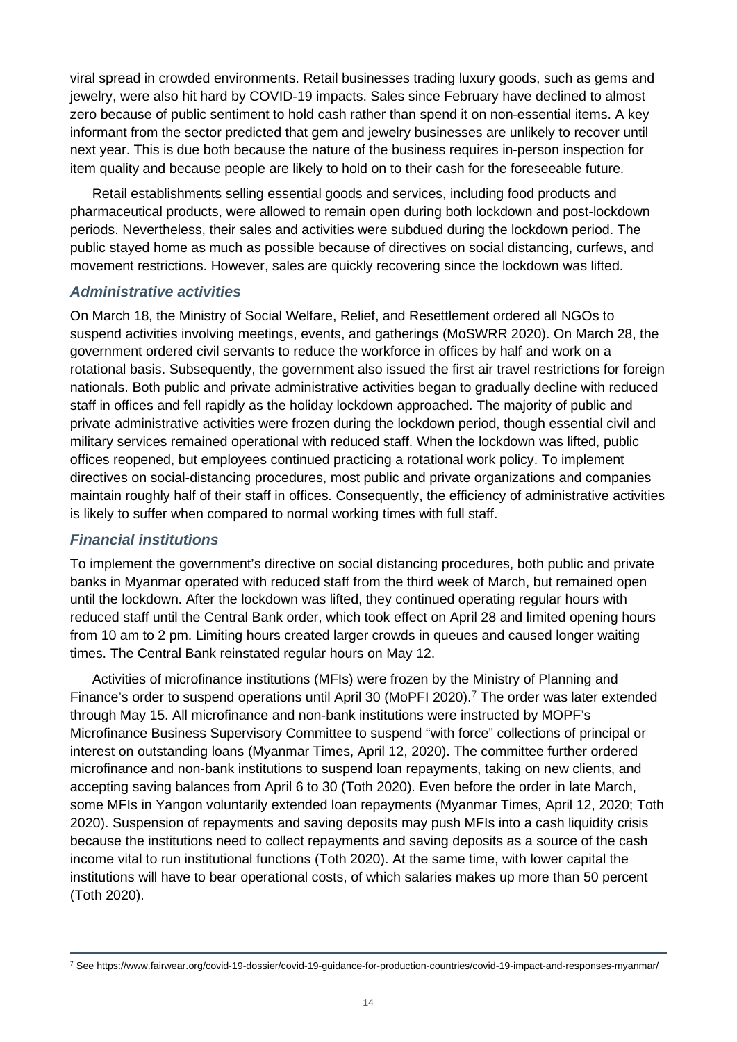viral spread in crowded environments. Retail businesses trading luxury goods, such as gems and jewelry, were also hit hard by COVID-19 impacts. Sales since February have declined to almost zero because of public sentiment to hold cash rather than spend it on non-essential items. A key informant from the sector predicted that gem and jewelry businesses are unlikely to recover until next year. This is due both because the nature of the business requires in-person inspection for item quality and because people are likely to hold on to their cash for the foreseeable future.

Retail establishments selling essential goods and services, including food products and pharmaceutical products, were allowed to remain open during both lockdown and post-lockdown periods. Nevertheless, their sales and activities were subdued during the lockdown period. The public stayed home as much as possible because of directives on social distancing, curfews, and movement restrictions. However, sales are quickly recovering since the lockdown was lifted.

### *Administrative activities*

On March 18, the Ministry of Social Welfare, Relief, and Resettlement ordered all NGOs to suspend activities involving meetings, events, and gatherings (MoSWRR 2020). On March 28, the government ordered civil servants to reduce the workforce in offices by half and work on a rotational basis. Subsequently, the government also issued the first air travel restrictions for foreign nationals. Both public and private administrative activities began to gradually decline with reduced staff in offices and fell rapidly as the holiday lockdown approached. The majority of public and private administrative activities were frozen during the lockdown period, though essential civil and military services remained operational with reduced staff. When the lockdown was lifted, public offices reopened, but employees continued practicing a rotational work policy. To implement directives on social-distancing procedures, most public and private organizations and companies maintain roughly half of their staff in offices. Consequently, the efficiency of administrative activities is likely to suffer when compared to normal working times with full staff.

### *Financial institutions*

To implement the government's directive on social distancing procedures, both public and private banks in Myanmar operated with reduced staff from the third week of March, but remained open until the lockdown. After the lockdown was lifted, they continued operating regular hours with reduced staff until the Central Bank order, which took effect on April 28 and limited opening hours from 10 am to 2 pm. Limiting hours created larger crowds in queues and caused longer waiting times. The Central Bank reinstated regular hours on May 12.

Activities of microfinance institutions (MFIs) were frozen by the Ministry of Planning and Finance's order to suspend operations until April 30 (MoPFI 2020).[7] The order was later extended through May 15. All microfinance and non-bank institutions were instructed by MOPF's Microfinance Business Supervisory Committee to suspend "with force" collections of principal or interest on outstanding loans (Myanmar Times, April 12, 2020). The committee further ordered microfinance and non-bank institutions to suspend loan repayments, taking on new clients, and accepting saving balances from April 6 to 30 (Toth 2020). Even before the order in late March, some MFIs in Yangon voluntarily extended loan repayments (Myanmar Times, April 12, 2020; Toth 2020). Suspension of repayments and saving deposits may push MFIs into a cash liquidity crisis because the institutions need to collect repayments and saving deposits as a source of the cash income vital to run institutional functions (Toth 2020). At the same time, with lower capital the institutions will have to bear operational costs, of which salaries makes up more than 50 percent (Toth 2020).

---

[7] See https://www.fairwear.org/covid-19-dossier/covid-19-guidance-for-production-countries/covid-19-impact-and-responses-myanmar/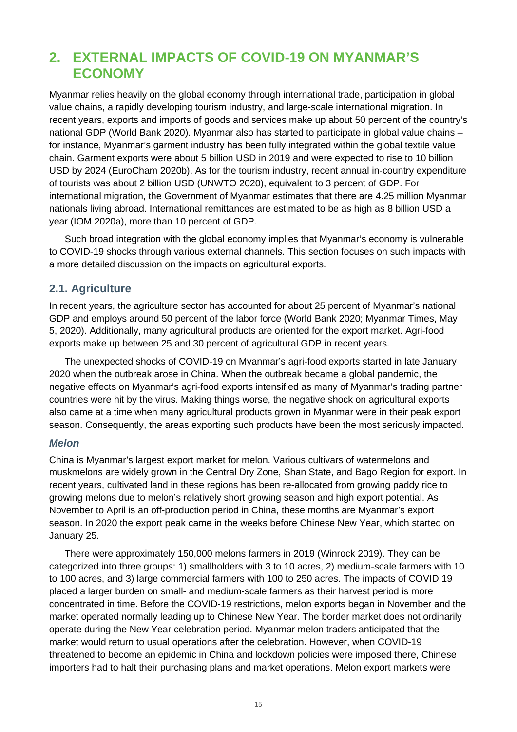# 2. EXTERNAL IMPACTS OF COVID-19 ON MYANMAR'S ECONOMY

Myanmar relies heavily on the global economy through international trade, participation in global value chains, a rapidly developing tourism industry, and large-scale international migration. In recent years, exports and imports of goods and services make up about 50 percent of the country's national GDP (World Bank 2020). Myanmar also has started to participate in global value chains – for instance, Myanmar's garment industry has been fully integrated within the global textile value chain. Garment exports were about 5 billion USD in 2019 and were expected to rise to 10 billion USD by 2024 (EuroCham 2020b). As for the tourism industry, recent annual in-country expenditure of tourists was about 2 billion USD (UNWTO 2020), equivalent to 3 percent of GDP. For international migration, the Government of Myanmar estimates that there are 4.25 million Myanmar nationals living abroad. International remittances are estimated to be as high as 8 billion USD a year (IOM 2020a), more than 10 percent of GDP.

Such broad integration with the global economy implies that Myanmar's economy is vulnerable to COVID-19 shocks through various external channels. This section focuses on such impacts with a more detailed discussion on the impacts on agricultural exports.

## 2.1. Agriculture

In recent years, the agriculture sector has accounted for about 25 percent of Myanmar's national GDP and employs around 50 percent of the labor force (World Bank 2020; Myanmar Times, May 5, 2020). Additionally, many agricultural products are oriented for the export market. Agri-food exports make up between 25 and 30 percent of agricultural GDP in recent years.

The unexpected shocks of COVID-19 on Myanmar's agri-food exports started in late January 2020 when the outbreak arose in China. When the outbreak became a global pandemic, the negative effects on Myanmar's agri-food exports intensified as many of Myanmar's trading partner countries were hit by the virus. Making things worse, the negative shock on agricultural exports also came at a time when many agricultural products grown in Myanmar were in their peak export season. Consequently, the areas exporting such products have been the most seriously impacted.

### *Melon*

China is Myanmar's largest export market for melon. Various cultivars of watermelons and muskmelons are widely grown in the Central Dry Zone, Shan State, and Bago Region for export. In recent years, cultivated land in these regions has been re-allocated from growing paddy rice to growing melons due to melon's relatively short growing season and high export potential. As November to April is an off-production period in China, these months are Myanmar's export season. In 2020 the export peak came in the weeks before Chinese New Year, which started on January 25.

There were approximately 150,000 melons farmers in 2019 (Winrock 2019). They can be categorized into three groups: 1) smallholders with 3 to 10 acres, 2) medium-scale farmers with 10 to 100 acres, and 3) large commercial farmers with 100 to 250 acres. The impacts of COVID 19 placed a larger burden on small- and medium-scale farmers as their harvest period is more concentrated in time. Before the COVID-19 restrictions, melon exports began in November and the market operated normally leading up to Chinese New Year. The border market does not ordinarily operate during the New Year celebration period. Myanmar melon traders anticipated that the market would return to usual operations after the celebration. However, when COVID-19 threatened to become an epidemic in China and lockdown policies were imposed there, Chinese importers had to halt their purchasing plans and market operations. Melon export markets were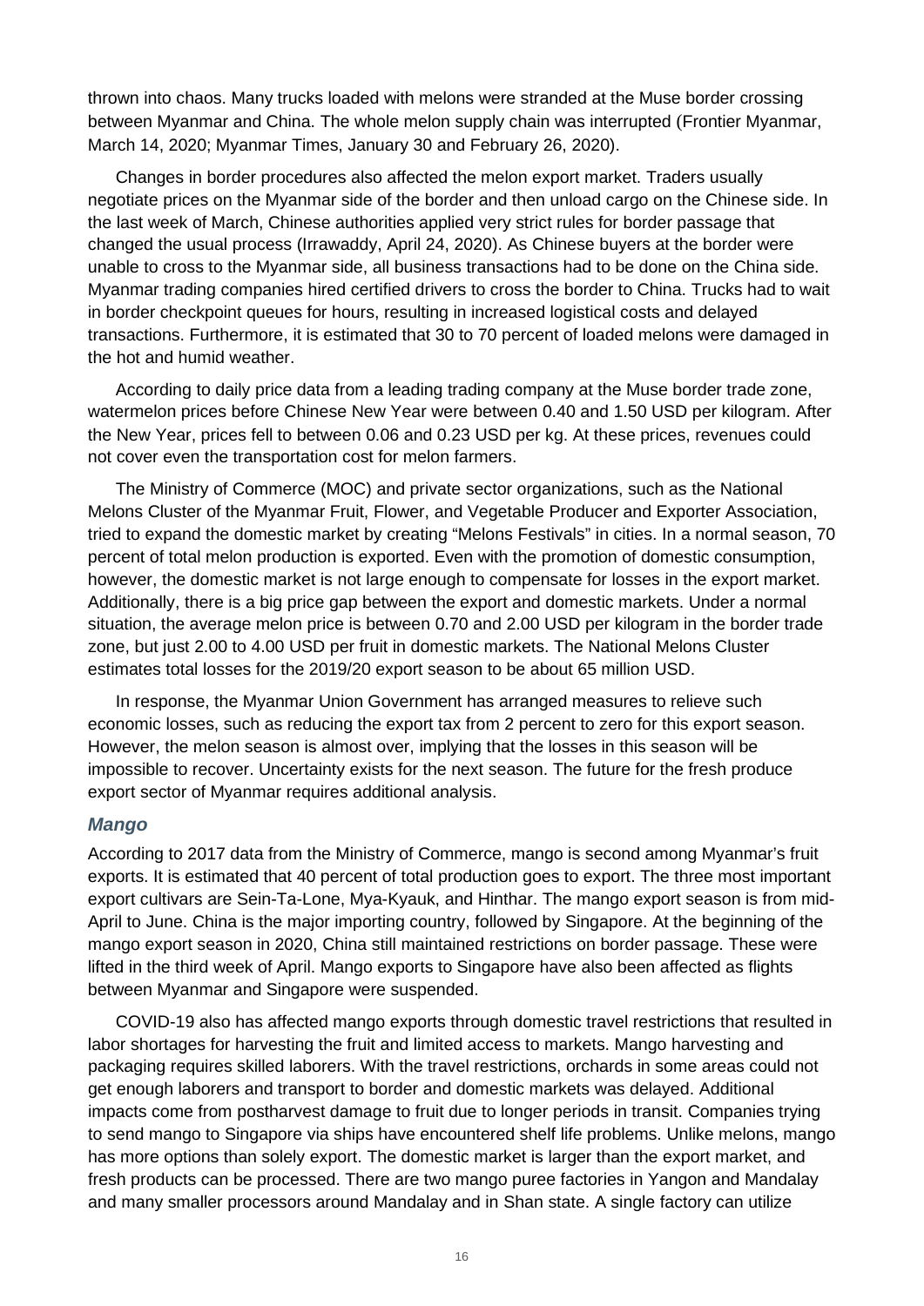thrown into chaos. Many trucks loaded with melons were stranded at the Muse border crossing between Myanmar and China. The whole melon supply chain was interrupted (Frontier Myanmar, March 14, 2020; Myanmar Times, January 30 and February 26, 2020).

Changes in border procedures also affected the melon export market. Traders usually negotiate prices on the Myanmar side of the border and then unload cargo on the Chinese side. In the last week of March, Chinese authorities applied very strict rules for border passage that changed the usual process (Irrawaddy, April 24, 2020). As Chinese buyers at the border were unable to cross to the Myanmar side, all business transactions had to be done on the China side. Myanmar trading companies hired certified drivers to cross the border to China. Trucks had to wait in border checkpoint queues for hours, resulting in increased logistical costs and delayed transactions. Furthermore, it is estimated that 30 to 70 percent of loaded melons were damaged in the hot and humid weather.

According to daily price data from a leading trading company at the Muse border trade zone, watermelon prices before Chinese New Year were between 0.40 and 1.50 USD per kilogram. After the New Year, prices fell to between 0.06 and 0.23 USD per kg. At these prices, revenues could not cover even the transportation cost for melon farmers.

The Ministry of Commerce (MOC) and private sector organizations, such as the National Melons Cluster of the Myanmar Fruit, Flower, and Vegetable Producer and Exporter Association, tried to expand the domestic market by creating "Melons Festivals" in cities. In a normal season, 70 percent of total melon production is exported. Even with the promotion of domestic consumption, however, the domestic market is not large enough to compensate for losses in the export market. Additionally, there is a big price gap between the export and domestic markets. Under a normal situation, the average melon price is between 0.70 and 2.00 USD per kilogram in the border trade zone, but just 2.00 to 4.00 USD per fruit in domestic markets. The National Melons Cluster estimates total losses for the 2019/20 export season to be about 65 million USD.

In response, the Myanmar Union Government has arranged measures to relieve such economic losses, such as reducing the export tax from 2 percent to zero for this export season. However, the melon season is almost over, implying that the losses in this season will be impossible to recover. Uncertainty exists for the next season. The future for the fresh produce export sector of Myanmar requires additional analysis.

### *Mango*

According to 2017 data from the Ministry of Commerce, mango is second among Myanmar's fruit exports. It is estimated that 40 percent of total production goes to export. The three most important export cultivars are Sein-Ta-Lone, Mya-Kyauk, and Hinthar. The mango export season is from mid-April to June. China is the major importing country, followed by Singapore. At the beginning of the mango export season in 2020, China still maintained restrictions on border passage. These were lifted in the third week of April. Mango exports to Singapore have also been affected as flights between Myanmar and Singapore were suspended.

COVID-19 also has affected mango exports through domestic travel restrictions that resulted in labor shortages for harvesting the fruit and limited access to markets. Mango harvesting and packaging requires skilled laborers. With the travel restrictions, orchards in some areas could not get enough laborers and transport to border and domestic markets was delayed. Additional impacts come from postharvest damage to fruit due to longer periods in transit. Companies trying to send mango to Singapore via ships have encountered shelf life problems. Unlike melons, mango has more options than solely export. The domestic market is larger than the export market, and fresh products can be processed. There are two mango puree factories in Yangon and Mandalay and many smaller processors around Mandalay and in Shan state. A single factory can utilize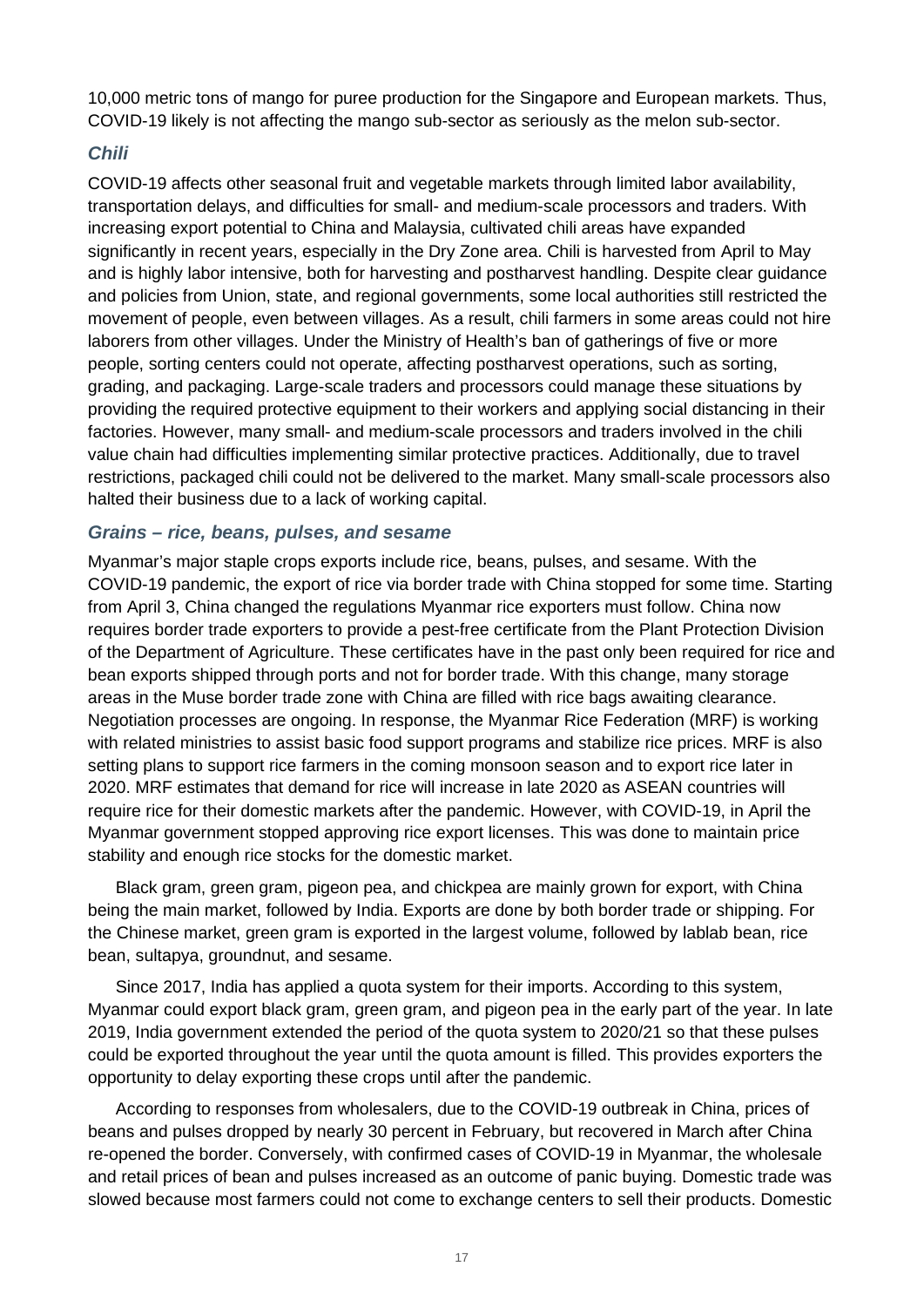10,000 metric tons of mango for puree production for the Singapore and European markets. Thus, COVID-19 likely is not affecting the mango sub-sector as seriously as the melon sub-sector.

### *Chili*

COVID-19 affects other seasonal fruit and vegetable markets through limited labor availability, transportation delays, and difficulties for small- and medium-scale processors and traders. With increasing export potential to China and Malaysia, cultivated chili areas have expanded significantly in recent years, especially in the Dry Zone area. Chili is harvested from April to May and is highly labor intensive, both for harvesting and postharvest handling. Despite clear guidance and policies from Union, state, and regional governments, some local authorities still restricted the movement of people, even between villages. As a result, chili farmers in some areas could not hire laborers from other villages. Under the Ministry of Health's ban of gatherings of five or more people, sorting centers could not operate, affecting postharvest operations, such as sorting, grading, and packaging. Large-scale traders and processors could manage these situations by providing the required protective equipment to their workers and applying social distancing in their factories. However, many small- and medium-scale processors and traders involved in the chili value chain had difficulties implementing similar protective practices. Additionally, due to travel restrictions, packaged chili could not be delivered to the market. Many small-scale processors also halted their business due to a lack of working capital.

### *Grains – rice, beans, pulses, and sesame*

Myanmar's major staple crops exports include rice, beans, pulses, and sesame. With the COVID-19 pandemic, the export of rice via border trade with China stopped for some time. Starting from April 3, China changed the regulations Myanmar rice exporters must follow. China now requires border trade exporters to provide a pest-free certificate from the Plant Protection Division of the Department of Agriculture. These certificates have in the past only been required for rice and bean exports shipped through ports and not for border trade. With this change, many storage areas in the Muse border trade zone with China are filled with rice bags awaiting clearance. Negotiation processes are ongoing. In response, the Myanmar Rice Federation (MRF) is working with related ministries to assist basic food support programs and stabilize rice prices. MRF is also setting plans to support rice farmers in the coming monsoon season and to export rice later in 2020. MRF estimates that demand for rice will increase in late 2020 as ASEAN countries will require rice for their domestic markets after the pandemic. However, with COVID-19, in April the Myanmar government stopped approving rice export licenses. This was done to maintain price stability and enough rice stocks for the domestic market.

Black gram, green gram, pigeon pea, and chickpea are mainly grown for export, with China being the main market, followed by India. Exports are done by both border trade or shipping. For the Chinese market, green gram is exported in the largest volume, followed by lablab bean, rice bean, sultapya, groundnut, and sesame.

Since 2017, India has applied a quota system for their imports. According to this system, Myanmar could export black gram, green gram, and pigeon pea in the early part of the year. In late 2019, India government extended the period of the quota system to 2020/21 so that these pulses could be exported throughout the year until the quota amount is filled. This provides exporters the opportunity to delay exporting these crops until after the pandemic.

According to responses from wholesalers, due to the COVID-19 outbreak in China, prices of beans and pulses dropped by nearly 30 percent in February, but recovered in March after China re-opened the border. Conversely, with confirmed cases of COVID-19 in Myanmar, the wholesale and retail prices of bean and pulses increased as an outcome of panic buying. Domestic trade was slowed because most farmers could not come to exchange centers to sell their products. Domestic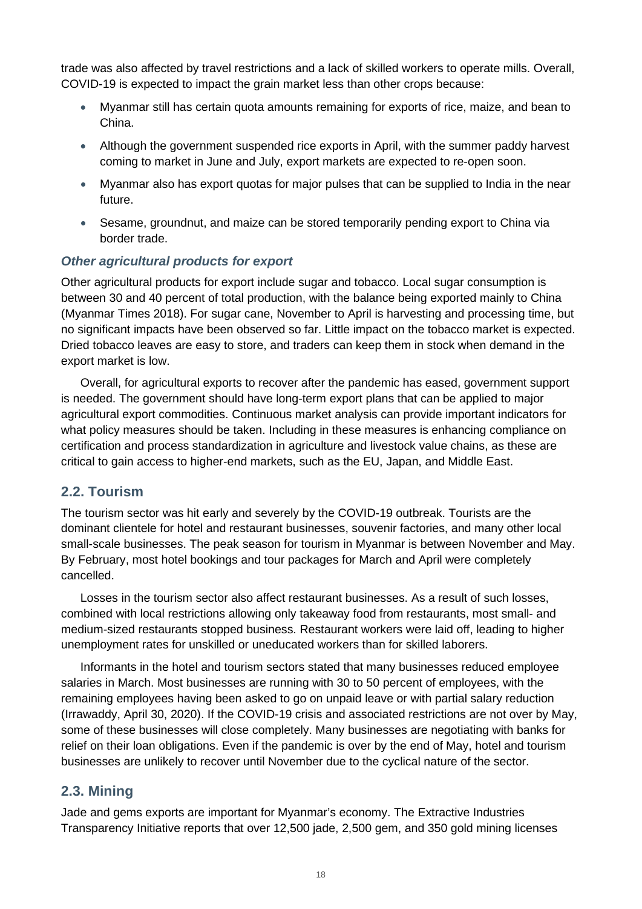trade was also affected by travel restrictions and a lack of skilled workers to operate mills. Overall, COVID-19 is expected to impact the grain market less than other crops because:

- Myanmar still has certain quota amounts remaining for exports of rice, maize, and bean to China.
- Although the government suspended rice exports in April, with the summer paddy harvest coming to market in June and July, export markets are expected to re-open soon.
- Myanmar also has export quotas for major pulses that can be supplied to India in the near future.
- Sesame, groundnut, and maize can be stored temporarily pending export to China via border trade.

### *Other agricultural products for export*

Other agricultural products for export include sugar and tobacco. Local sugar consumption is between 30 and 40 percent of total production, with the balance being exported mainly to China (Myanmar Times 2018). For sugar cane, November to April is harvesting and processing time, but no significant impacts have been observed so far. Little impact on the tobacco market is expected. Dried tobacco leaves are easy to store, and traders can keep them in stock when demand in the export market is low.

Overall, for agricultural exports to recover after the pandemic has eased, government support is needed. The government should have long-term export plans that can be applied to major agricultural export commodities. Continuous market analysis can provide important indicators for what policy measures should be taken. Including in these measures is enhancing compliance on certification and process standardization in agriculture and livestock value chains, as these are critical to gain access to higher-end markets, such as the EU, Japan, and Middle East.

## 2.2. Tourism

The tourism sector was hit early and severely by the COVID-19 outbreak. Tourists are the dominant clientele for hotel and restaurant businesses, souvenir factories, and many other local small-scale businesses. The peak season for tourism in Myanmar is between November and May. By February, most hotel bookings and tour packages for March and April were completely cancelled.

Losses in the tourism sector also affect restaurant businesses. As a result of such losses, combined with local restrictions allowing only takeaway food from restaurants, most small- and medium-sized restaurants stopped business. Restaurant workers were laid off, leading to higher unemployment rates for unskilled or uneducated workers than for skilled laborers.

Informants in the hotel and tourism sectors stated that many businesses reduced employee salaries in March. Most businesses are running with 30 to 50 percent of employees, with the remaining employees having been asked to go on unpaid leave or with partial salary reduction (Irrawaddy, April 30, 2020). If the COVID-19 crisis and associated restrictions are not over by May, some of these businesses will close completely. Many businesses are negotiating with banks for relief on their loan obligations. Even if the pandemic is over by the end of May, hotel and tourism businesses are unlikely to recover until November due to the cyclical nature of the sector.

## 2.3. Mining

Jade and gems exports are important for Myanmar's economy. The Extractive Industries Transparency Initiative reports that over 12,500 jade, 2,500 gem, and 350 gold mining licenses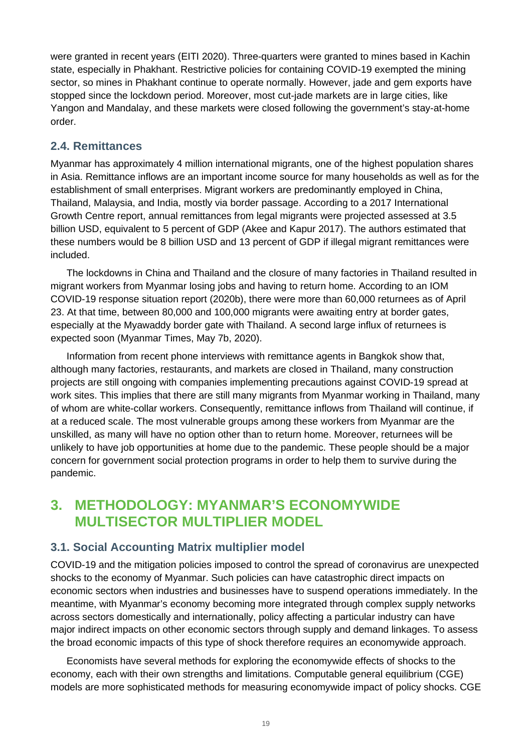were granted in recent years (EITI 2020). Three-quarters were granted to mines based in Kachin state, especially in Phakhant. Restrictive policies for containing COVID-19 exempted the mining sector, so mines in Phakhant continue to operate normally. However, jade and gem exports have stopped since the lockdown period. Moreover, most cut-jade markets are in large cities, like Yangon and Mandalay, and these markets were closed following the government's stay-at-home order.

### 2.4. Remittances

Myanmar has approximately 4 million international migrants, one of the highest population shares in Asia. Remittance inflows are an important income source for many households as well as for the establishment of small enterprises. Migrant workers are predominantly employed in China, Thailand, Malaysia, and India, mostly via border passage. According to a 2017 International Growth Centre report, annual remittances from legal migrants were projected assessed at 3.5 billion USD, equivalent to 5 percent of GDP (Akee and Kapur 2017). The authors estimated that these numbers would be 8 billion USD and 13 percent of GDP if illegal migrant remittances were included.

The lockdowns in China and Thailand and the closure of many factories in Thailand resulted in migrant workers from Myanmar losing jobs and having to return home. According to an IOM COVID-19 response situation report (2020b), there were more than 60,000 returnees as of April 23. At that time, between 80,000 and 100,000 migrants were awaiting entry at border gates, especially at the Myawaddy border gate with Thailand. A second large influx of returnees is expected soon (Myanmar Times, May 7b, 2020).

Information from recent phone interviews with remittance agents in Bangkok show that, although many factories, restaurants, and markets are closed in Thailand, many construction projects are still ongoing with companies implementing precautions against COVID-19 spread at work sites. This implies that there are still many migrants from Myanmar working in Thailand, many of whom are white-collar workers. Consequently, remittance inflows from Thailand will continue, if at a reduced scale. The most vulnerable groups among these workers from Myanmar are the unskilled, as many will have no option other than to return home. Moreover, returnees will be unlikely to have job opportunities at home due to the pandemic. These people should be a major concern for government social protection programs in order to help them to survive during the pandemic.

## 3. METHODOLOGY: MYANMAR'S ECONOMYWIDE MULTISECTOR MULTIPLIER MODEL

### 3.1. Social Accounting Matrix multiplier model

COVID-19 and the mitigation policies imposed to control the spread of coronavirus are unexpected shocks to the economy of Myanmar. Such policies can have catastrophic direct impacts on economic sectors when industries and businesses have to suspend operations immediately. In the meantime, with Myanmar's economy becoming more integrated through complex supply networks across sectors domestically and internationally, policy affecting a particular industry can have major indirect impacts on other economic sectors through supply and demand linkages. To assess the broad economic impacts of this type of shock therefore requires an economywide approach.

Economists have several methods for exploring the economywide effects of shocks to the economy, each with their own strengths and limitations. Computable general equilibrium (CGE) models are more sophisticated methods for measuring economywide impact of policy shocks. CGE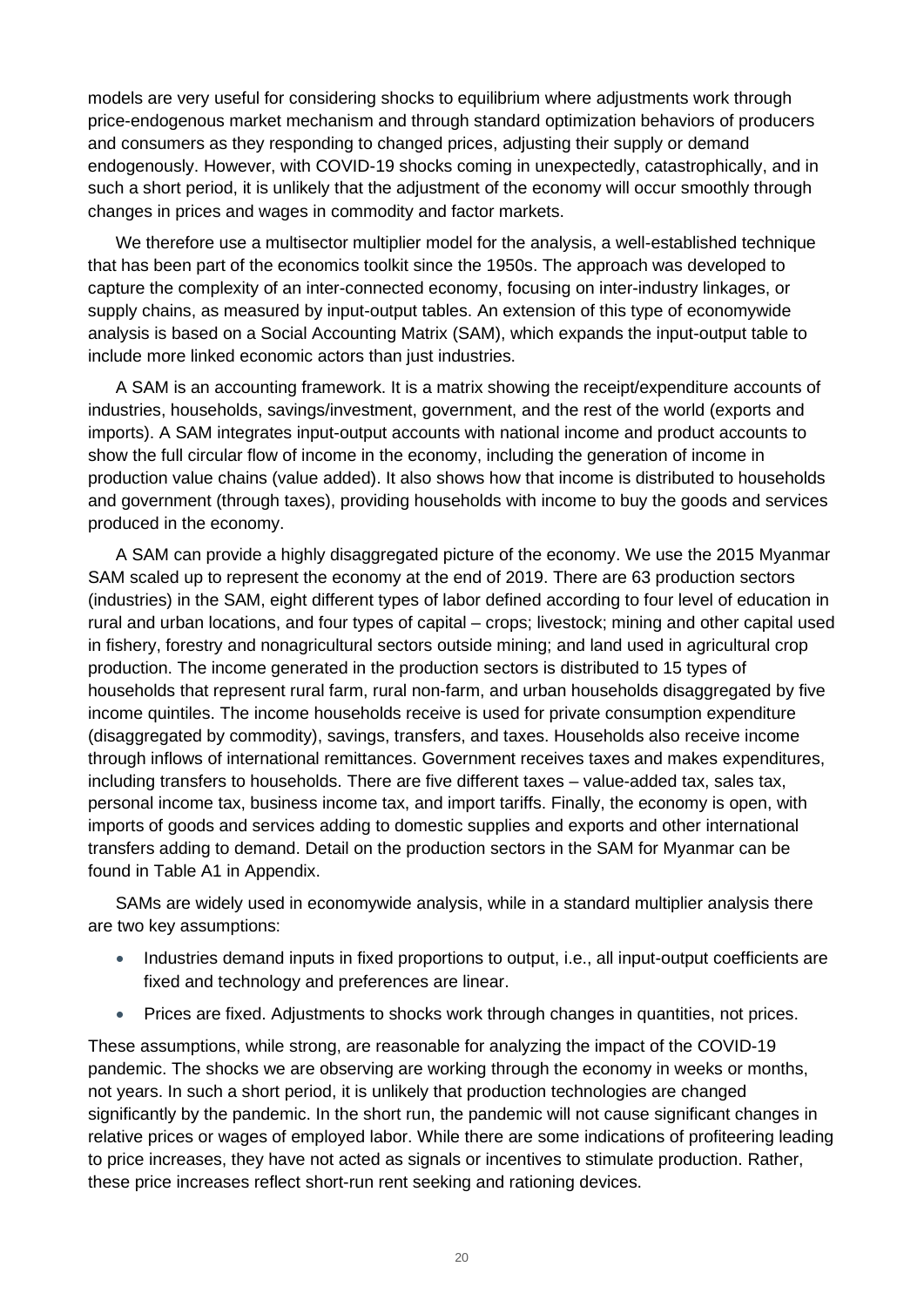models are very useful for considering shocks to equilibrium where adjustments work through price-endogenous market mechanism and through standard optimization behaviors of producers and consumers as they responding to changed prices, adjusting their supply or demand endogenously. However, with COVID-19 shocks coming in unexpectedly, catastrophically, and in such a short period, it is unlikely that the adjustment of the economy will occur smoothly through changes in prices and wages in commodity and factor markets.

We therefore use a multisector multiplier model for the analysis, a well-established technique that has been part of the economics toolkit since the 1950s. The approach was developed to capture the complexity of an inter-connected economy, focusing on inter-industry linkages, or supply chains, as measured by input-output tables. An extension of this type of economywide analysis is based on a Social Accounting Matrix (SAM), which expands the input-output table to include more linked economic actors than just industries.

A SAM is an accounting framework. It is a matrix showing the receipt/expenditure accounts of industries, households, savings/investment, government, and the rest of the world (exports and imports). A SAM integrates input-output accounts with national income and product accounts to show the full circular flow of income in the economy, including the generation of income in production value chains (value added). It also shows how that income is distributed to households and government (through taxes), providing households with income to buy the goods and services produced in the economy.

A SAM can provide a highly disaggregated picture of the economy. We use the 2015 Myanmar SAM scaled up to represent the economy at the end of 2019. There are 63 production sectors (industries) in the SAM, eight different types of labor defined according to four level of education in rural and urban locations, and four types of capital – crops; livestock; mining and other capital used in fishery, forestry and nonagricultural sectors outside mining; and land used in agricultural crop production. The income generated in the production sectors is distributed to 15 types of households that represent rural farm, rural non-farm, and urban households disaggregated by five income quintiles. The income households receive is used for private consumption expenditure (disaggregated by commodity), savings, transfers, and taxes. Households also receive income through inflows of international remittances. Government receives taxes and makes expenditures, including transfers to households. There are five different taxes – value-added tax, sales tax, personal income tax, business income tax, and import tariffs. Finally, the economy is open, with imports of goods and services adding to domestic supplies and exports and other international transfers adding to demand. Detail on the production sectors in the SAM for Myanmar can be found in Table A1 in Appendix.

SAMs are widely used in economywide analysis, while in a standard multiplier analysis there are two key assumptions:

- Industries demand inputs in fixed proportions to output, i.e., all input-output coefficients are fixed and technology and preferences are linear.
- Prices are fixed. Adjustments to shocks work through changes in quantities, not prices.

These assumptions, while strong, are reasonable for analyzing the impact of the COVID-19 pandemic. The shocks we are observing are working through the economy in weeks or months, not years. In such a short period, it is unlikely that production technologies are changed significantly by the pandemic. In the short run, the pandemic will not cause significant changes in relative prices or wages of employed labor. While there are some indications of profiteering leading to price increases, they have not acted as signals or incentives to stimulate production. Rather, these price increases reflect short-run rent seeking and rationing devices.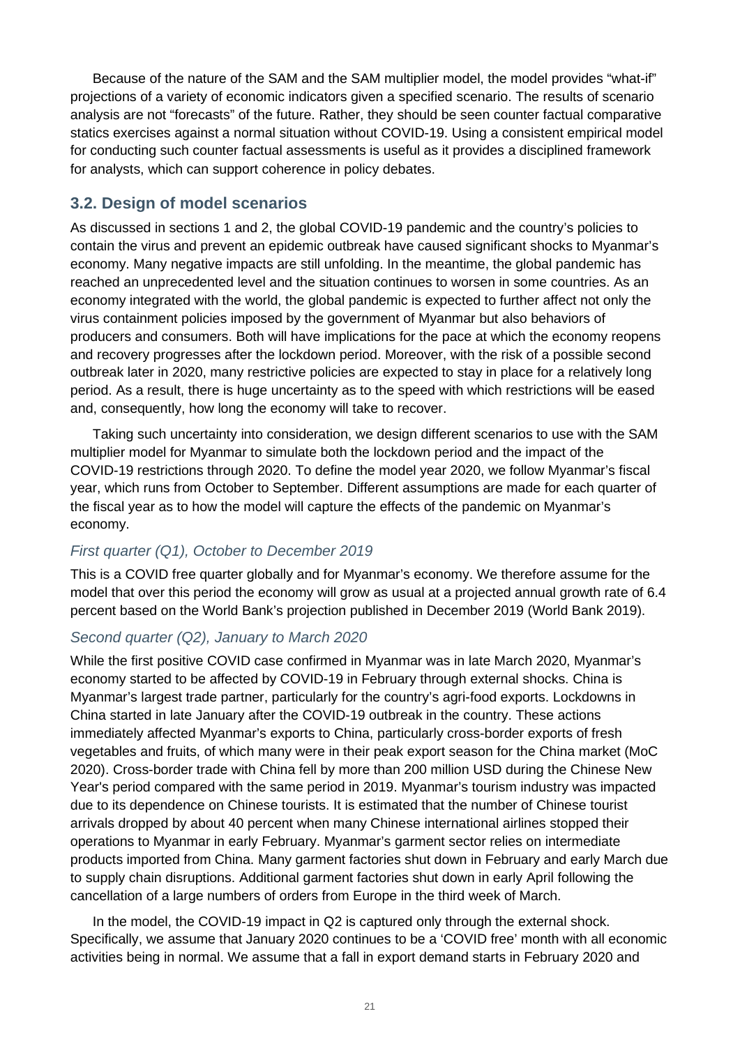Because of the nature of the SAM and the SAM multiplier model, the model provides "what-if" projections of a variety of economic indicators given a specified scenario. The results of scenario analysis are not "forecasts" of the future. Rather, they should be seen counter factual comparative statics exercises against a normal situation without COVID-19. Using a consistent empirical model for conducting such counter factual assessments is useful as it provides a disciplined framework for analysts, which can support coherence in policy debates.

## 3.2. Design of model scenarios

As discussed in sections 1 and 2, the global COVID-19 pandemic and the country's policies to contain the virus and prevent an epidemic outbreak have caused significant shocks to Myanmar's economy. Many negative impacts are still unfolding. In the meantime, the global pandemic has reached an unprecedented level and the situation continues to worsen in some countries. As an economy integrated with the world, the global pandemic is expected to further affect not only the virus containment policies imposed by the government of Myanmar but also behaviors of producers and consumers. Both will have implications for the pace at which the economy reopens and recovery progresses after the lockdown period. Moreover, with the risk of a possible second outbreak later in 2020, many restrictive policies are expected to stay in place for a relatively long period. As a result, there is huge uncertainty as to the speed with which restrictions will be eased and, consequently, how long the economy will take to recover.

Taking such uncertainty into consideration, we design different scenarios to use with the SAM multiplier model for Myanmar to simulate both the lockdown period and the impact of the COVID-19 restrictions through 2020. To define the model year 2020, we follow Myanmar's fiscal year, which runs from October to September. Different assumptions are made for each quarter of the fiscal year as to how the model will capture the effects of the pandemic on Myanmar's economy.

### *First quarter (Q1), October to December 2019*

This is a COVID free quarter globally and for Myanmar's economy. We therefore assume for the model that over this period the economy will grow as usual at a projected annual growth rate of 6.4 percent based on the World Bank's projection published in December 2019 (World Bank 2019).

### *Second quarter (Q2), January to March 2020*

While the first positive COVID case confirmed in Myanmar was in late March 2020, Myanmar's economy started to be affected by COVID-19 in February through external shocks. China is Myanmar's largest trade partner, particularly for the country's agri-food exports. Lockdowns in China started in late January after the COVID-19 outbreak in the country. These actions immediately affected Myanmar's exports to China, particularly cross-border exports of fresh vegetables and fruits, of which many were in their peak export season for the China market (MoC 2020). Cross-border trade with China fell by more than 200 million USD during the Chinese New Year's period compared with the same period in 2019. Myanmar's tourism industry was impacted due to its dependence on Chinese tourists. It is estimated that the number of Chinese tourist arrivals dropped by about 40 percent when many Chinese international airlines stopped their operations to Myanmar in early February. Myanmar's garment sector relies on intermediate products imported from China. Many garment factories shut down in February and early March due to supply chain disruptions. Additional garment factories shut down in early April following the cancellation of a large numbers of orders from Europe in the third week of March.

In the model, the COVID-19 impact in Q2 is captured only through the external shock. Specifically, we assume that January 2020 continues to be a 'COVID free' month with all economic activities being in normal. We assume that a fall in export demand starts in February 2020 and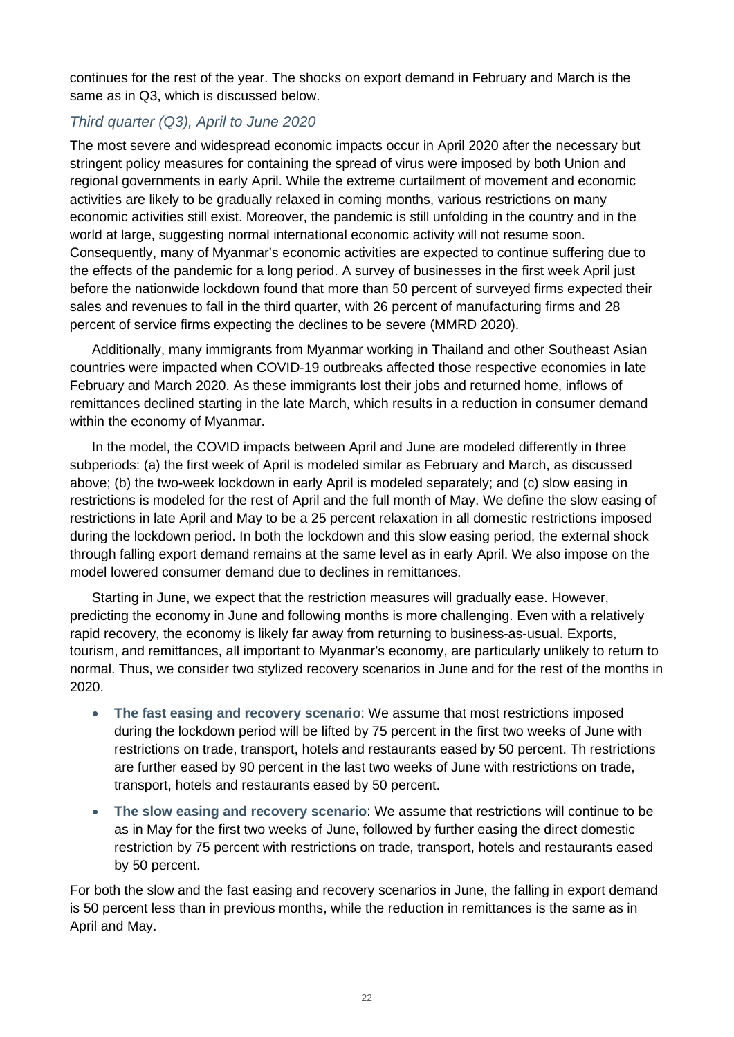continues for the rest of the year. The shocks on export demand in February and March is the same as in Q3, which is discussed below.

### *Third quarter (Q3), April to June 2020*

The most severe and widespread economic impacts occur in April 2020 after the necessary but stringent policy measures for containing the spread of virus were imposed by both Union and regional governments in early April. While the extreme curtailment of movement and economic activities are likely to be gradually relaxed in coming months, various restrictions on many economic activities still exist. Moreover, the pandemic is still unfolding in the country and in the world at large, suggesting normal international economic activity will not resume soon. Consequently, many of Myanmar's economic activities are expected to continue suffering due to the effects of the pandemic for a long period. A survey of businesses in the first week April just before the nationwide lockdown found that more than 50 percent of surveyed firms expected their sales and revenues to fall in the third quarter, with 26 percent of manufacturing firms and 28 percent of service firms expecting the declines to be severe (MMRD 2020).

Additionally, many immigrants from Myanmar working in Thailand and other Southeast Asian countries were impacted when COVID-19 outbreaks affected those respective economies in late February and March 2020. As these immigrants lost their jobs and returned home, inflows of remittances declined starting in the late March, which results in a reduction in consumer demand within the economy of Myanmar.

In the model, the COVID impacts between April and June are modeled differently in three subperiods: (a) the first week of April is modeled similar as February and March, as discussed above; (b) the two-week lockdown in early April is modeled separately; and (c) slow easing in restrictions is modeled for the rest of April and the full month of May. We define the slow easing of restrictions in late April and May to be a 25 percent relaxation in all domestic restrictions imposed during the lockdown period. In both the lockdown and this slow easing period, the external shock through falling export demand remains at the same level as in early April. We also impose on the model lowered consumer demand due to declines in remittances.

Starting in June, we expect that the restriction measures will gradually ease. However, predicting the economy in June and following months is more challenging. Even with a relatively rapid recovery, the economy is likely far away from returning to business-as-usual. Exports, tourism, and remittances, all important to Myanmar's economy, are particularly unlikely to return to normal. Thus, we consider two stylized recovery scenarios in June and for the rest of the months in 2020.

- **The fast easing and recovery scenario**: We assume that most restrictions imposed during the lockdown period will be lifted by 75 percent in the first two weeks of June with restrictions on trade, transport, hotels and restaurants eased by 50 percent. Th restrictions are further eased by 90 percent in the last two weeks of June with restrictions on trade, transport, hotels and restaurants eased by 50 percent.
- **The slow easing and recovery scenario**: We assume that restrictions will continue to be as in May for the first two weeks of June, followed by further easing the direct domestic restriction by 75 percent with restrictions on trade, transport, hotels and restaurants eased by 50 percent.

For both the slow and the fast easing and recovery scenarios in June, the falling in export demand is 50 percent less than in previous months, while the reduction in remittances is the same as in April and May.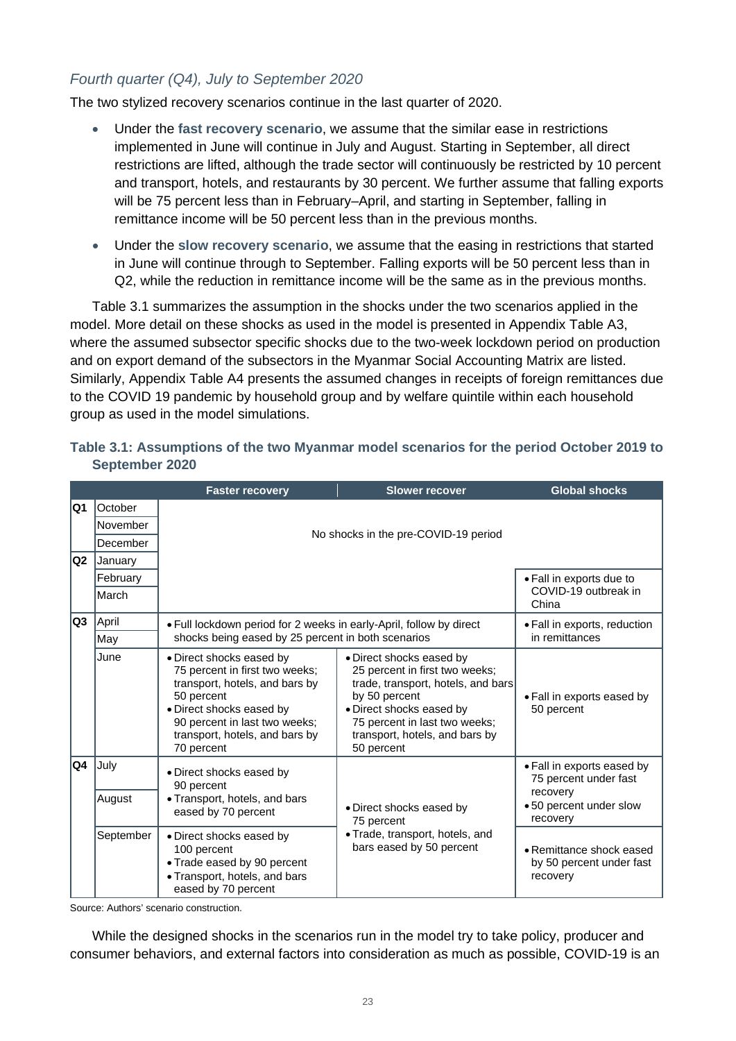*Fourth quarter (Q4), July to September 2020*

The two stylized recovery scenarios continue in the last quarter of 2020.

- Under the **fast recovery scenario**, we assume that the similar ease in restrictions implemented in June will continue in July and August. Starting in September, all direct restrictions are lifted, although the trade sector will continuously be restricted by 10 percent and transport, hotels, and restaurants by 30 percent. We further assume that falling exports will be 75 percent less than in February–April, and starting in September, falling in remittance income will be 50 percent less than in the previous months.
- Under the **slow recovery scenario**, we assume that the easing in restrictions that started in June will continue through to September. Falling exports will be 50 percent less than in Q2, while the reduction in remittance income will be the same as in the previous months.

Table 3.1 summarizes the assumption in the shocks under the two scenarios applied in the model. More detail on these shocks as used in the model is presented in Appendix Table A3, where the assumed subsector specific shocks due to the two-week lockdown period on production and on export demand of the subsectors in the Myanmar Social Accounting Matrix are listed. Similarly, Appendix Table A4 presents the assumed changes in receipts of foreign remittances due to the COVID 19 pandemic by household group and by welfare quintile within each household group as used in the model simulations.

**Table 3.1: Assumptions of the two Myanmar model scenarios for the period October 2019 to September 2020**

| | | Faster recovery | Slower recover | Global shocks |
|---|---|---|---|---|
| Q1 | October | No shocks in the pre-COVID-19 period | | |
| | November | | | |
| | December | | | |
| Q2 | January | | | |
| | February | | | • Fall in exports due to COVID-19 outbreak in China |
| | March | | | |
| Q3 | April | • Full lockdown period for 2 weeks in early-April, follow by direct shocks being eased by 25 percent in both scenarios | | • Fall in exports, reduction in remittances |
| | May | | | |
| | June | • Direct shocks eased by 75 percent in first two weeks; transport, hotels, and bars by 50 percent<br>• Direct shocks eased by 90 percent in last two weeks; transport, hotels, and bars by 70 percent | • Direct shocks eased by 25 percent in first two weeks; trade, transport, hotels, and bars by 50 percent<br>• Direct shocks eased by 75 percent in last two weeks; transport, hotels, and bars by 50 percent | • Fall in exports eased by 50 percent |
| Q4 | July | • Direct shocks eased by 90 percent<br>• Transport, hotels, and bars eased by 70 percent | • Direct shocks eased by 75 percent<br>• Trade, transport, hotels, and bars eased by 50 percent | • Fall in exports eased by 75 percent under fast recovery<br>• 50 percent under slow recovery |
| | August | | | |
| | September | • Direct shocks eased by 100 percent<br>• Trade eased by 90 percent<br>• Transport, hotels, and bars eased by 70 percent | | • Remittance shock eased by 50 percent under fast recovery |

Source: Authors' scenario construction.

While the designed shocks in the scenarios run in the model try to take policy, producer and consumer behaviors, and external factors into consideration as much as possible, COVID-19 is an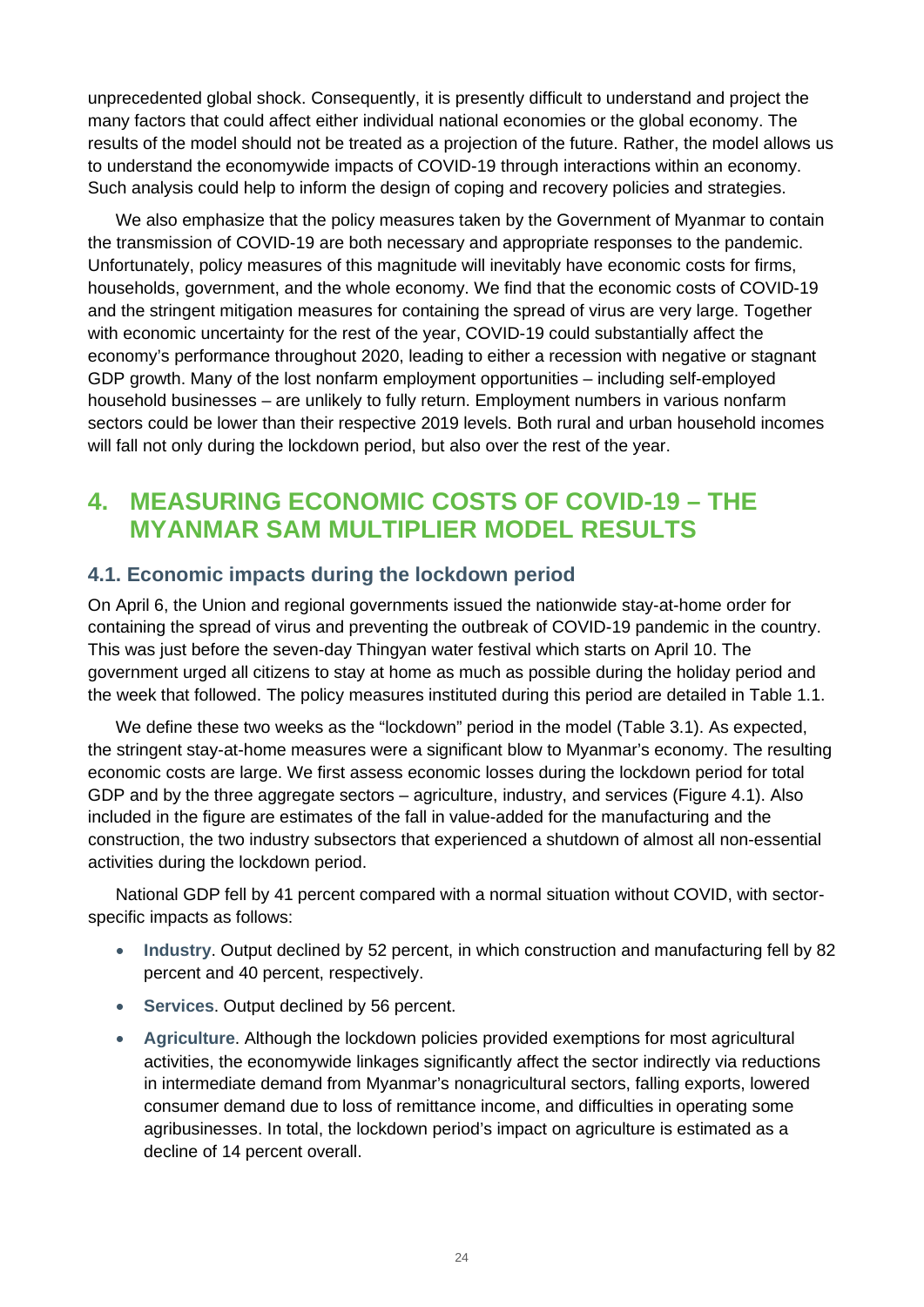unprecedented global shock. Consequently, it is presently difficult to understand and project the many factors that could affect either individual national economies or the global economy. The results of the model should not be treated as a projection of the future. Rather, the model allows us to understand the economywide impacts of COVID-19 through interactions within an economy. Such analysis could help to inform the design of coping and recovery policies and strategies.

We also emphasize that the policy measures taken by the Government of Myanmar to contain the transmission of COVID-19 are both necessary and appropriate responses to the pandemic. Unfortunately, policy measures of this magnitude will inevitably have economic costs for firms, households, government, and the whole economy. We find that the economic costs of COVID-19 and the stringent mitigation measures for containing the spread of virus are very large. Together with economic uncertainty for the rest of the year, COVID-19 could substantially affect the economy's performance throughout 2020, leading to either a recession with negative or stagnant GDP growth. Many of the lost nonfarm employment opportunities – including self-employed household businesses – are unlikely to fully return. Employment numbers in various nonfarm sectors could be lower than their respective 2019 levels. Both rural and urban household incomes will fall not only during the lockdown period, but also over the rest of the year.

# 4. MEASURING ECONOMIC COSTS OF COVID-19 – THE MYANMAR SAM MULTIPLIER MODEL RESULTS

## 4.1. Economic impacts during the lockdown period

On April 6, the Union and regional governments issued the nationwide stay-at-home order for containing the spread of virus and preventing the outbreak of COVID-19 pandemic in the country. This was just before the seven-day Thingyan water festival which starts on April 10. The government urged all citizens to stay at home as much as possible during the holiday period and the week that followed. The policy measures instituted during this period are detailed in Table 1.1.

We define these two weeks as the "lockdown" period in the model (Table 3.1). As expected, the stringent stay-at-home measures were a significant blow to Myanmar's economy. The resulting economic costs are large. We first assess economic losses during the lockdown period for total GDP and by the three aggregate sectors – agriculture, industry, and services (Figure 4.1). Also included in the figure are estimates of the fall in value-added for the manufacturing and the construction, the two industry subsectors that experienced a shutdown of almost all non-essential activities during the lockdown period.

National GDP fell by 41 percent compared with a normal situation without COVID, with sector-specific impacts as follows:

- **Industry**. Output declined by 52 percent, in which construction and manufacturing fell by 82 percent and 40 percent, respectively.
- **Services**. Output declined by 56 percent.
- **Agriculture**. Although the lockdown policies provided exemptions for most agricultural activities, the economywide linkages significantly affect the sector indirectly via reductions in intermediate demand from Myanmar's nonagricultural sectors, falling exports, lowered consumer demand due to loss of remittance income, and difficulties in operating some agribusinesses. In total, the lockdown period's impact on agriculture is estimated as a decline of 14 percent overall.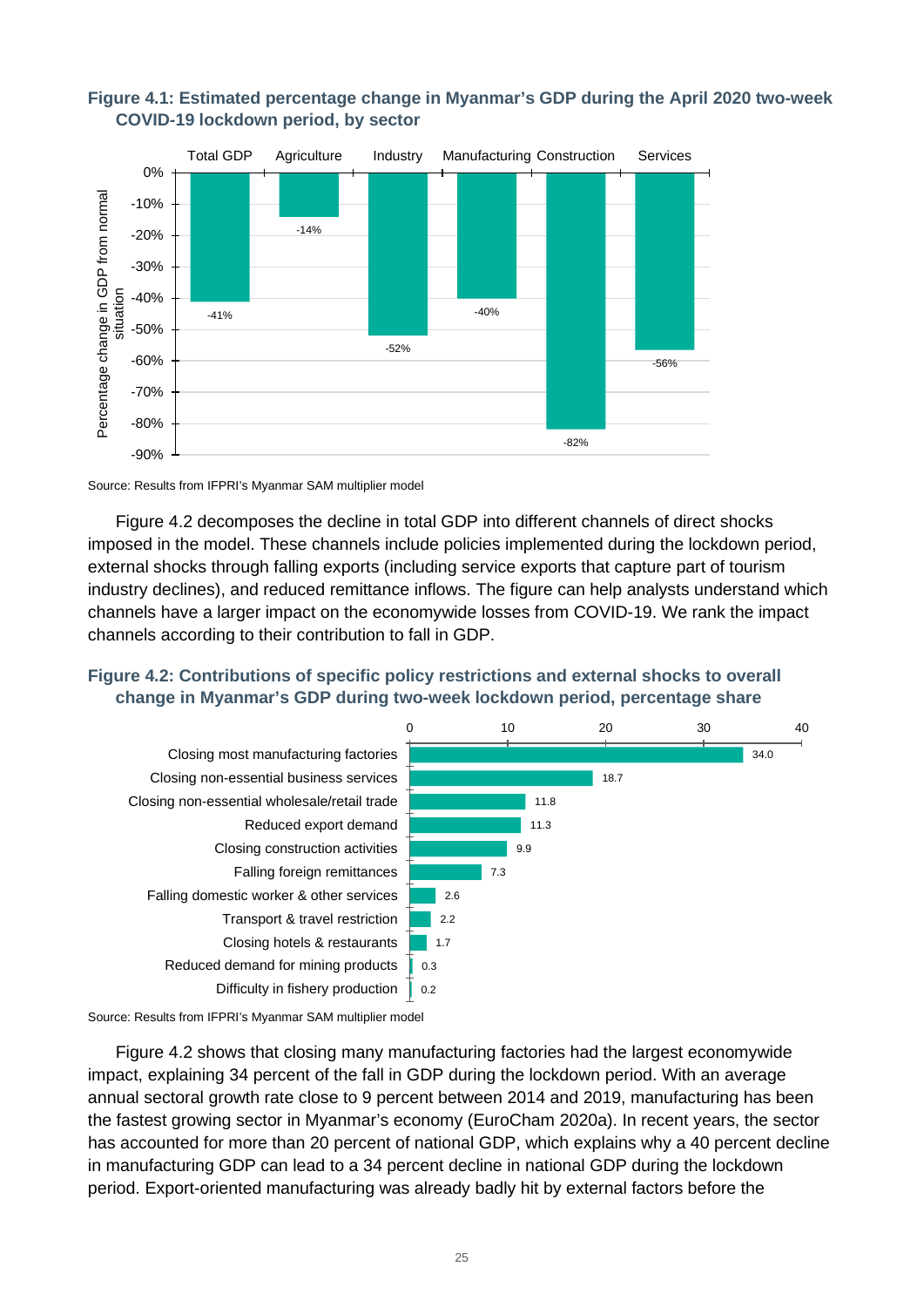**Figure 4.1: Estimated percentage change in Myanmar's GDP during the April 2020 two-week COVID-19 lockdown period, by sector**

| Sector | Percentage change in GDP from normal situation |
|---|---|
| Total GDP | -41% |
| Agriculture | -14% |
| Industry | -52% |
| Manufacturing | -40% |
| Construction | -82% |
| Services | -56% |

Source: Results from IFPRI's Myanmar SAM multiplier model

Figure 4.2 decomposes the decline in total GDP into different channels of direct shocks imposed in the model. These channels include policies implemented during the lockdown period, external shocks through falling exports (including service exports that capture part of tourism industry declines), and reduced remittance inflows. The figure can help analysts understand which channels have a larger impact on the economywide losses from COVID-19. We rank the impact channels according to their contribution to fall in GDP.

**Figure 4.2: Contributions of specific policy restrictions and external shocks to overall change in Myanmar's GDP during two-week lockdown period, percentage share**

| Channel | Percentage share |
|---|---|
| Closing most manufacturing factories | 34.0 |
| Closing non-essential business services | 18.7 |
| Closing non-essential wholesale/retail trade | 11.8 |
| Reduced export demand | 11.3 |
| Closing construction activities | 9.9 |
| Falling foreign remittances | 7.3 |
| Falling domestic worker & other services | 2.6 |
| Transport & travel restriction | 2.2 |
| Closing hotels & restaurants | 1.7 |
| Reduced demand for mining products | 0.3 |
| Difficulty in fishery production | 0.2 |

Source: Results from IFPRI's Myanmar SAM multiplier model

Figure 4.2 shows that closing many manufacturing factories had the largest economywide impact, explaining 34 percent of the fall in GDP during the lockdown period. With an average annual sectoral growth rate close to 9 percent between 2014 and 2019, manufacturing has been the fastest growing sector in Myanmar's economy (EuroCham 2020a). In recent years, the sector has accounted for more than 20 percent of national GDP, which explains why a 40 percent decline in manufacturing GDP can lead to a 34 percent decline in national GDP during the lockdown period. Export-oriented manufacturing was already badly hit by external factors before the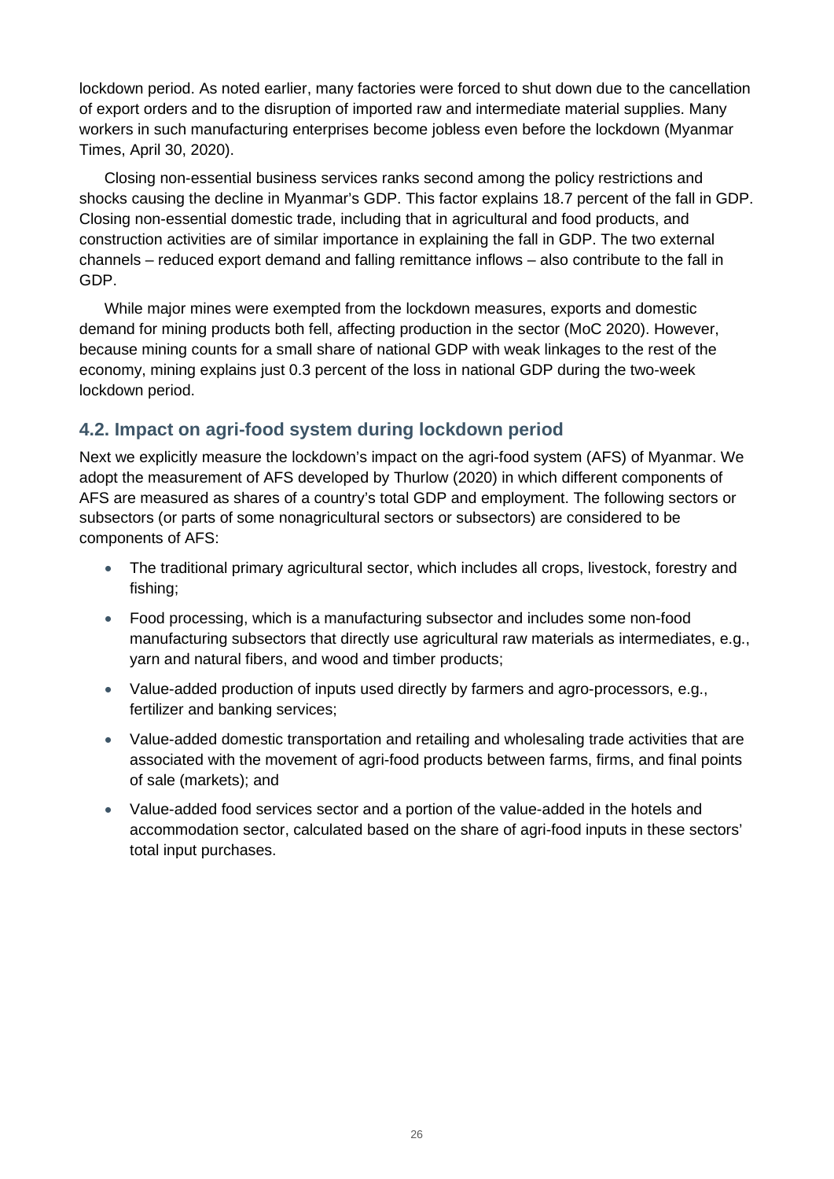lockdown period. As noted earlier, many factories were forced to shut down due to the cancellation of export orders and to the disruption of imported raw and intermediate material supplies. Many workers in such manufacturing enterprises become jobless even before the lockdown (Myanmar Times, April 30, 2020).

Closing non-essential business services ranks second among the policy restrictions and shocks causing the decline in Myanmar's GDP. This factor explains 18.7 percent of the fall in GDP. Closing non-essential domestic trade, including that in agricultural and food products, and construction activities are of similar importance in explaining the fall in GDP. The two external channels – reduced export demand and falling remittance inflows – also contribute to the fall in GDP.

While major mines were exempted from the lockdown measures, exports and domestic demand for mining products both fell, affecting production in the sector (MoC 2020). However, because mining counts for a small share of national GDP with weak linkages to the rest of the economy, mining explains just 0.3 percent of the loss in national GDP during the two-week lockdown period.

## 4.2. Impact on agri-food system during lockdown period

Next we explicitly measure the lockdown's impact on the agri-food system (AFS) of Myanmar. We adopt the measurement of AFS developed by Thurlow (2020) in which different components of AFS are measured as shares of a country's total GDP and employment. The following sectors or subsectors (or parts of some nonagricultural sectors or subsectors) are considered to be components of AFS:

- The traditional primary agricultural sector, which includes all crops, livestock, forestry and fishing;
- Food processing, which is a manufacturing subsector and includes some non-food manufacturing subsectors that directly use agricultural raw materials as intermediates, e.g., yarn and natural fibers, and wood and timber products;
- Value-added production of inputs used directly by farmers and agro-processors, e.g., fertilizer and banking services;
- Value-added domestic transportation and retailing and wholesaling trade activities that are associated with the movement of agri-food products between farms, firms, and final points of sale (markets); and
- Value-added food services sector and a portion of the value-added in the hotels and accommodation sector, calculated based on the share of agri-food inputs in these sectors' total input purchases.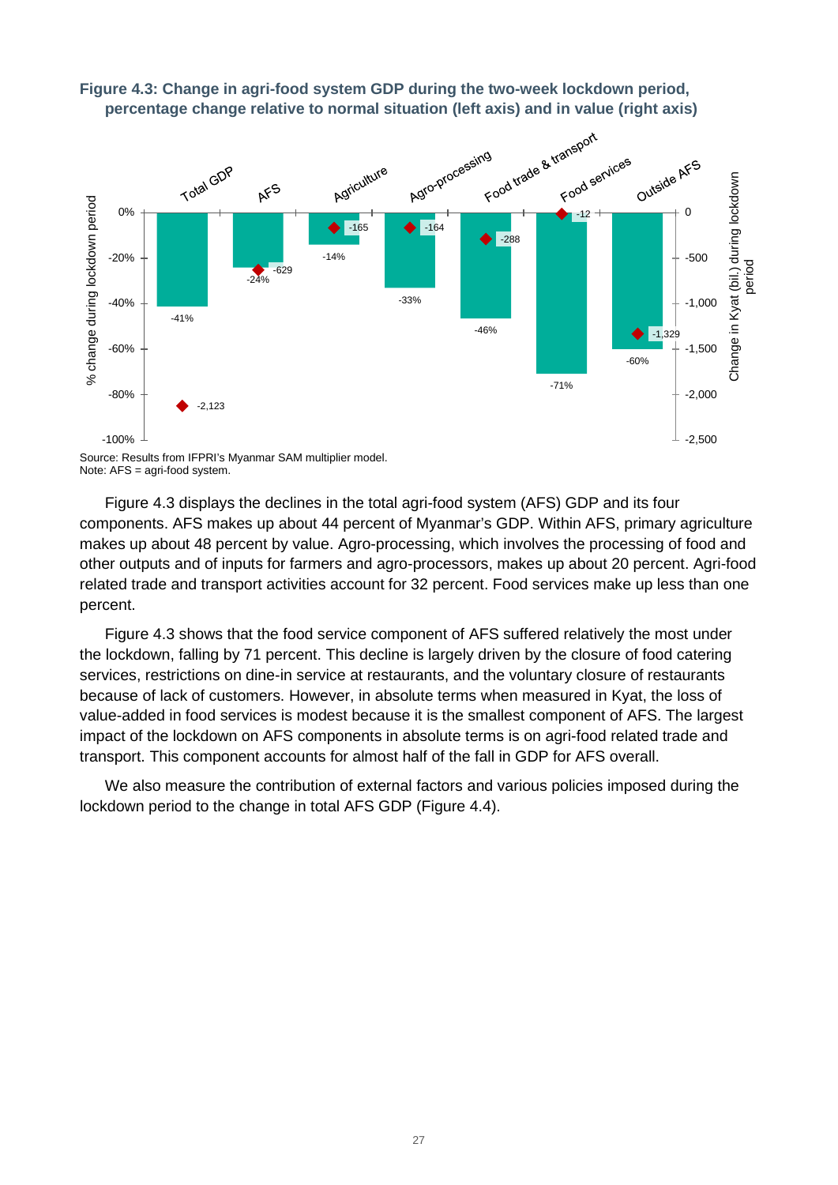**Figure 4.3: Change in agri-food system GDP during the two-week lockdown period, percentage change relative to normal situation (left axis) and in value (right axis)**

| | Total GDP | AFS | Agriculture | Agro-processing | Food trade & transport | Food services | Outside AFS |
|---|---|---|---|---|---|---|---|
| % change during lockdown period | -41% | -24% | -14% | -33% | -46% | -71% | -60% |
| Change in Kyat (bil.) during lockdown period | -2,123 | -629 | -165 | -164 | -288 | -12 | -1,329 |

Source: Results from IFPRI's Myanmar SAM multiplier model.
Note: AFS = agri-food system.

Figure 4.3 displays the declines in the total agri-food system (AFS) GDP and its four components. AFS makes up about 44 percent of Myanmar's GDP. Within AFS, primary agriculture makes up about 48 percent by value. Agro-processing, which involves the processing of food and other outputs and of inputs for farmers and agro-processors, makes up about 20 percent. Agri-food related trade and transport activities account for 32 percent. Food services make up less than one percent.

Figure 4.3 shows that the food service component of AFS suffered relatively the most under the lockdown, falling by 71 percent. This decline is largely driven by the closure of food catering services, restrictions on dine-in service at restaurants, and the voluntary closure of restaurants because of lack of customers. However, in absolute terms when measured in Kyat, the loss of value-added in food services is modest because it is the smallest component of AFS. The largest impact of the lockdown on AFS components in absolute terms is on agri-food related trade and transport. This component accounts for almost half of the fall in GDP for AFS overall.

We also measure the contribution of external factors and various policies imposed during the lockdown period to the change in total AFS GDP (Figure 4.4).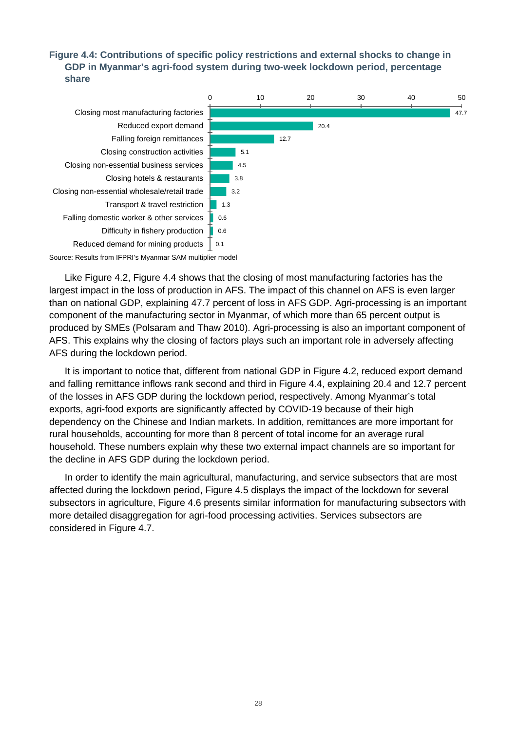**Figure 4.4: Contributions of specific policy restrictions and external shocks to change in GDP in Myanmar's agri-food system during two-week lockdown period, percentage share**

| Policy restriction / external shock | Percentage share |
|---|---|
| Closing most manufacturing factories | 47.7 |
| Reduced export demand | 20.4 |
| Falling foreign remittances | 12.7 |
| Closing construction activities | 5.1 |
| Closing non-essential business services | 4.5 |
| Closing hotels & restaurants | 3.8 |
| Closing non-essential wholesale/retail trade | 3.2 |
| Transport & travel restriction | 1.3 |
| Falling domestic worker & other services | 0.6 |
| Difficulty in fishery production | 0.6 |
| Reduced demand for mining products | 0.1 |

Source: Results from IFPRI's Myanmar SAM multiplier model

Like Figure 4.2, Figure 4.4 shows that the closing of most manufacturing factories has the largest impact in the loss of production in AFS. The impact of this channel on AFS is even larger than on national GDP, explaining 47.7 percent of loss in AFS GDP. Agri-processing is an important component of the manufacturing sector in Myanmar, of which more than 65 percent output is produced by SMEs (Polsaram and Thaw 2010). Agri-processing is also an important component of AFS. This explains why the closing of factors plays such an important role in adversely affecting AFS during the lockdown period.

It is important to notice that, different from national GDP in Figure 4.2, reduced export demand and falling remittance inflows rank second and third in Figure 4.4, explaining 20.4 and 12.7 percent of the losses in AFS GDP during the lockdown period, respectively. Among Myanmar's total exports, agri-food exports are significantly affected by COVID-19 because of their high dependency on the Chinese and Indian markets. In addition, remittances are more important for rural households, accounting for more than 8 percent of total income for an average rural household. These numbers explain why these two external impact channels are so important for the decline in AFS GDP during the lockdown period.

In order to identify the main agricultural, manufacturing, and service subsectors that are most affected during the lockdown period, Figure 4.5 displays the impact of the lockdown for several subsectors in agriculture, Figure 4.6 presents similar information for manufacturing subsectors with more detailed disaggregation for agri-food processing activities. Services subsectors are considered in Figure 4.7.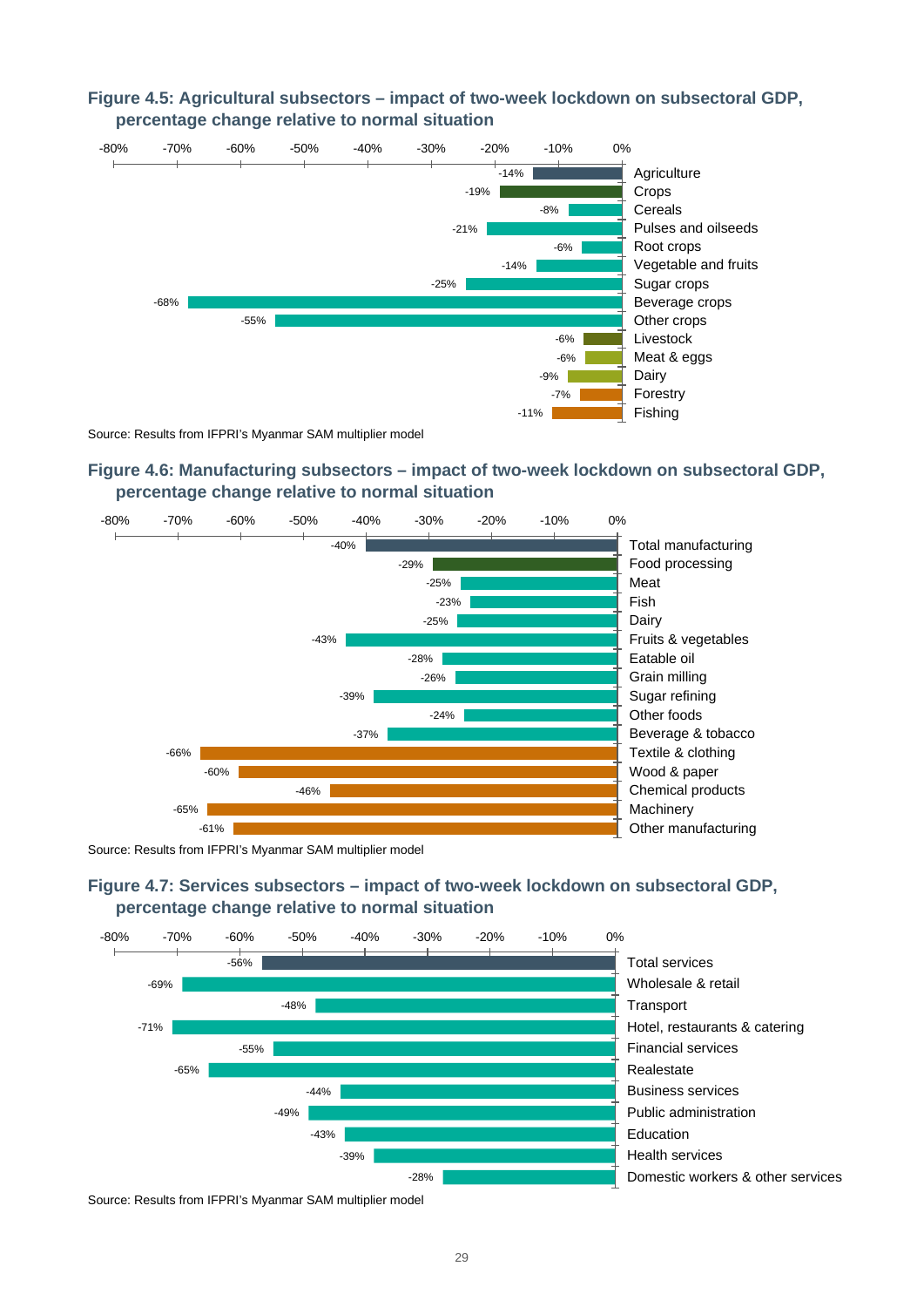**Figure 4.5: Agricultural subsectors – impact of two-week lockdown on subsectoral GDP, percentage change relative to normal situation**

| Subsector | Change |
|---|---|
| Agriculture | -14% |
| Crops | -19% |
| Cereals | -8% |
| Pulses and oilseeds | -21% |
| Root crops | -6% |
| Vegetable and fruits | -14% |
| Sugar crops | -25% |
| Beverage crops | -68% |
| Other crops | -55% |
| Livestock | -6% |
| Meat & eggs | -6% |
| Dairy | -9% |
| Forestry | -7% |
| Fishing | -11% |

Source: Results from IFPRI's Myanmar SAM multiplier model

**Figure 4.6: Manufacturing subsectors – impact of two-week lockdown on subsectoral GDP, percentage change relative to normal situation**

| Subsector | Change |
|---|---|
| Total manufacturing | -40% |
| Food processing | -29% |
| Meat | -25% |
| Fish | -23% |
| Dairy | -25% |
| Fruits & vegetables | -43% |
| Eatable oil | -28% |
| Grain milling | -26% |
| Sugar refining | -39% |
| Other foods | -24% |
| Beverage & tobacco | -37% |
| Textile & clothing | -66% |
| Wood & paper | -60% |
| Chemical products | -46% |
| Machinery | -65% |
| Other manufacturing | -61% |

Source: Results from IFPRI's Myanmar SAM multiplier model

**Figure 4.7: Services subsectors – impact of two-week lockdown on subsectoral GDP, percentage change relative to normal situation**

| Subsector | Change |
|---|---|
| Total services | -56% |
| Wholesale & retail | -69% |
| Transport | -48% |
| Hotel, restaurants & catering | -71% |
| Financial services | -55% |
| Realestate | -65% |
| Business services | -44% |
| Public administration | -49% |
| Education | -43% |
| Health services | -39% |
| Domestic workers & other services | -28% |

Source: Results from IFPRI's Myanmar SAM multiplier model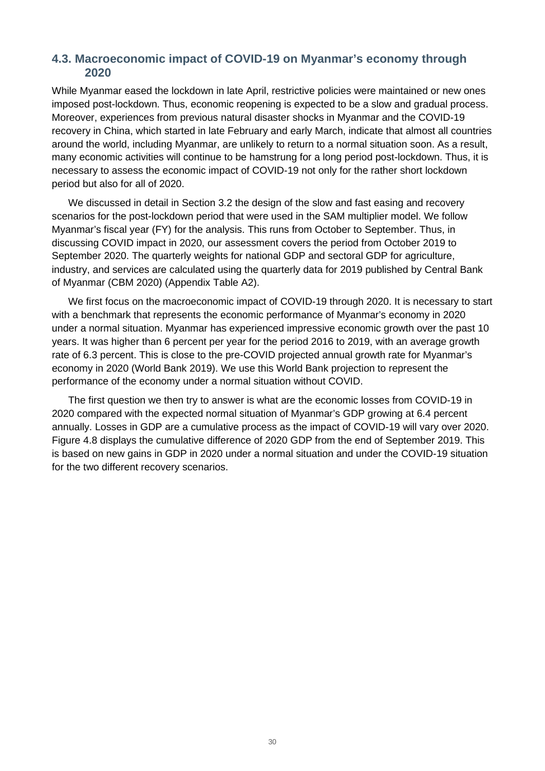## 4.3. Macroeconomic impact of COVID-19 on Myanmar's economy through 2020

While Myanmar eased the lockdown in late April, restrictive policies were maintained or new ones imposed post-lockdown. Thus, economic reopening is expected to be a slow and gradual process. Moreover, experiences from previous natural disaster shocks in Myanmar and the COVID-19 recovery in China, which started in late February and early March, indicate that almost all countries around the world, including Myanmar, are unlikely to return to a normal situation soon. As a result, many economic activities will continue to be hamstrung for a long period post-lockdown. Thus, it is necessary to assess the economic impact of COVID-19 not only for the rather short lockdown period but also for all of 2020.

We discussed in detail in Section 3.2 the design of the slow and fast easing and recovery scenarios for the post-lockdown period that were used in the SAM multiplier model. We follow Myanmar's fiscal year (FY) for the analysis. This runs from October to September. Thus, in discussing COVID impact in 2020, our assessment covers the period from October 2019 to September 2020. The quarterly weights for national GDP and sectoral GDP for agriculture, industry, and services are calculated using the quarterly data for 2019 published by Central Bank of Myanmar (CBM 2020) (Appendix Table A2).

We first focus on the macroeconomic impact of COVID-19 through 2020. It is necessary to start with a benchmark that represents the economic performance of Myanmar's economy in 2020 under a normal situation. Myanmar has experienced impressive economic growth over the past 10 years. It was higher than 6 percent per year for the period 2016 to 2019, with an average growth rate of 6.3 percent. This is close to the pre-COVID projected annual growth rate for Myanmar's economy in 2020 (World Bank 2019). We use this World Bank projection to represent the performance of the economy under a normal situation without COVID.

The first question we then try to answer is what are the economic losses from COVID-19 in 2020 compared with the expected normal situation of Myanmar's GDP growing at 6.4 percent annually. Losses in GDP are a cumulative process as the impact of COVID-19 will vary over 2020. Figure 4.8 displays the cumulative difference of 2020 GDP from the end of September 2019. This is based on new gains in GDP in 2020 under a normal situation and under the COVID-19 situation for the two different recovery scenarios.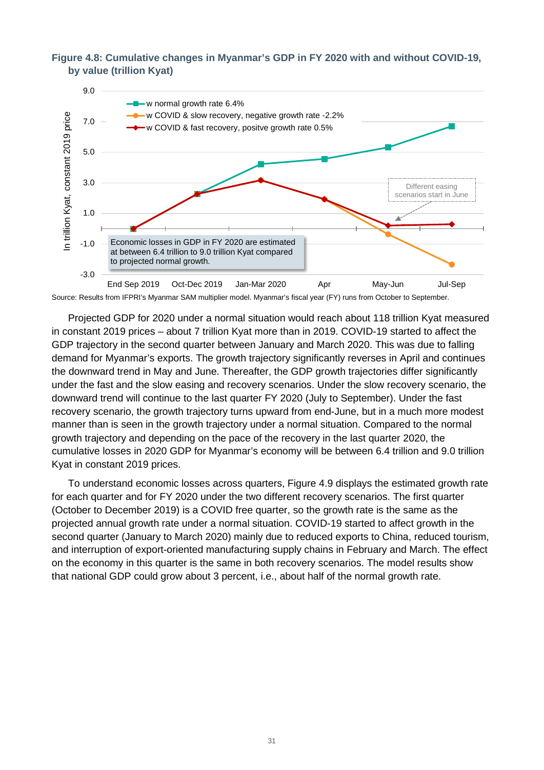**Figure 4.8: Cumulative changes in Myanmar's GDP in FY 2020 with and without COVID-19, by value (trillion Kyat)**

Source: Results from IFPRI's Myanmar SAM multiplier model. Myanmar's fiscal year (FY) runs from October to September.

Projected GDP for 2020 under a normal situation would reach about 118 trillion Kyat measured in constant 2019 prices – about 7 trillion Kyat more than in 2019. COVID-19 started to affect the GDP trajectory in the second quarter between January and March 2020. This was due to falling demand for Myanmar's exports. The growth trajectory significantly reverses in April and continues the downward trend in May and June. Thereafter, the GDP growth trajectories differ significantly under the fast and the slow easing and recovery scenarios. Under the slow recovery scenario, the downward trend will continue to the last quarter FY 2020 (July to September). Under the fast recovery scenario, the growth trajectory turns upward from end-June, but in a much more modest manner than is seen in the growth trajectory under a normal situation. Compared to the normal growth trajectory and depending on the pace of the recovery in the last quarter 2020, the cumulative losses in 2020 GDP for Myanmar's economy will be between 6.4 trillion and 9.0 trillion Kyat in constant 2019 prices.

To understand economic losses across quarters, Figure 4.9 displays the estimated growth rate for each quarter and for FY 2020 under the two different recovery scenarios. The first quarter (October to December 2019) is a COVID free quarter, so the growth rate is the same as the projected annual growth rate under a normal situation. COVID-19 started to affect growth in the second quarter (January to March 2020) mainly due to reduced exports to China, reduced tourism, and interruption of export-oriented manufacturing supply chains in February and March. The effect on the economy in this quarter is the same in both recovery scenarios. The model results show that national GDP could grow about 3 percent, i.e., about half of the normal growth rate.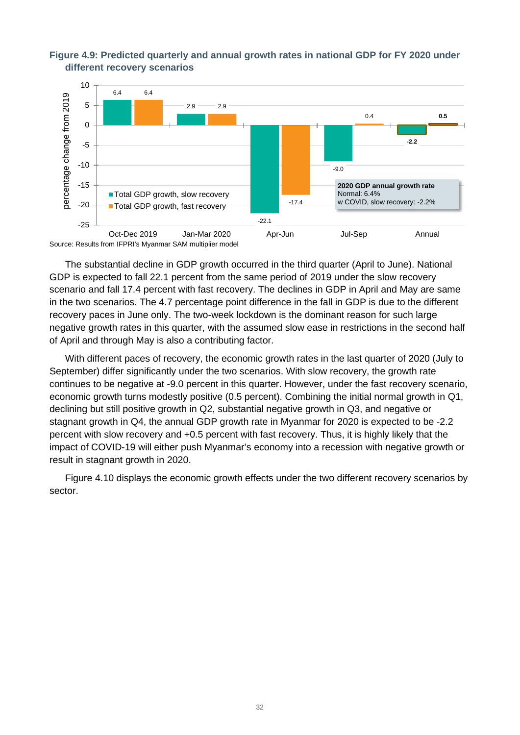**Figure 4.9: Predicted quarterly and annual growth rates in national GDP for FY 2020 under different recovery scenarios**

Source: Results from IFPRI's Myanmar SAM multiplier model

The substantial decline in GDP growth occurred in the third quarter (April to June). National GDP is expected to fall 22.1 percent from the same period of 2019 under the slow recovery scenario and fall 17.4 percent with fast recovery. The declines in GDP in April and May are same in the two scenarios. The 4.7 percentage point difference in the fall in GDP is due to the different recovery paces in June only. The two-week lockdown is the dominant reason for such large negative growth rates in this quarter, with the assumed slow ease in restrictions in the second half of April and through May is also a contributing factor.

With different paces of recovery, the economic growth rates in the last quarter of 2020 (July to September) differ significantly under the two scenarios. With slow recovery, the growth rate continues to be negative at -9.0 percent in this quarter. However, under the fast recovery scenario, economic growth turns modestly positive (0.5 percent). Combining the initial normal growth in Q1, declining but still positive growth in Q2, substantial negative growth in Q3, and negative or stagnant growth in Q4, the annual GDP growth rate in Myanmar for 2020 is expected to be -2.2 percent with slow recovery and +0.5 percent with fast recovery. Thus, it is highly likely that the impact of COVID-19 will either push Myanmar's economy into a recession with negative growth or result in stagnant growth in 2020.

Figure 4.10 displays the economic growth effects under the two different recovery scenarios by sector.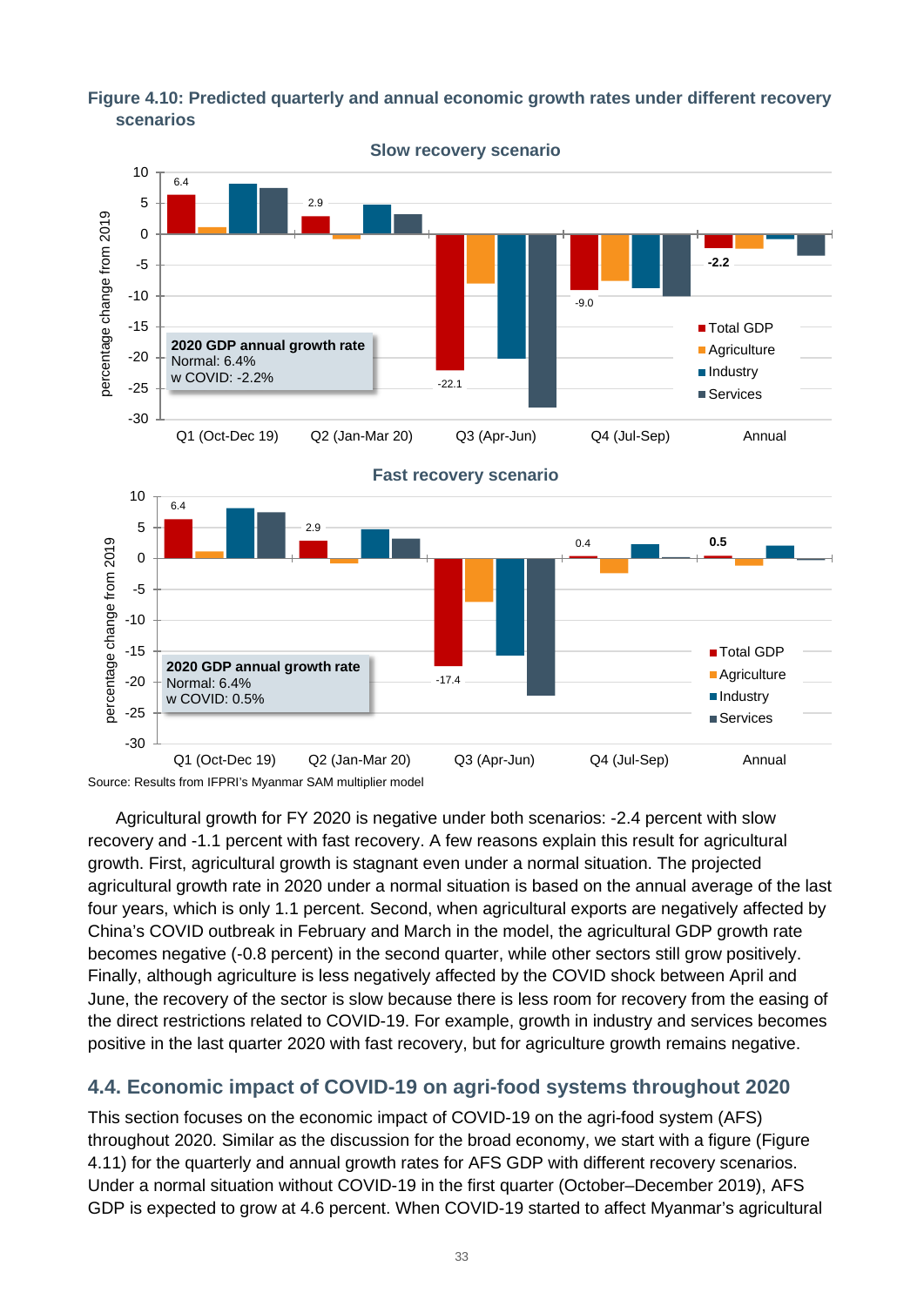**Figure 4.10: Predicted quarterly and annual economic growth rates under different recovery scenarios**

Source: Results from IFPRI's Myanmar SAM multiplier model

Agricultural growth for FY 2020 is negative under both scenarios: -2.4 percent with slow recovery and -1.1 percent with fast recovery. A few reasons explain this result for agricultural growth. First, agricultural growth is stagnant even under a normal situation. The projected agricultural growth rate in 2020 under a normal situation is based on the annual average of the last four years, which is only 1.1 percent. Second, when agricultural exports are negatively affected by China's COVID outbreak in February and March in the model, the agricultural GDP growth rate becomes negative (-0.8 percent) in the second quarter, while other sectors still grow positively. Finally, although agriculture is less negatively affected by the COVID shock between April and June, the recovery of the sector is slow because there is less room for recovery from the easing of the direct restrictions related to COVID-19. For example, growth in industry and services becomes positive in the last quarter 2020 with fast recovery, but for agriculture growth remains negative.

## 4.4. Economic impact of COVID-19 on agri-food systems throughout 2020

This section focuses on the economic impact of COVID-19 on the agri-food system (AFS) throughout 2020. Similar as the discussion for the broad economy, we start with a figure (Figure 4.11) for the quarterly and annual growth rates for AFS GDP with different recovery scenarios. Under a normal situation without COVID-19 in the first quarter (October–December 2019), AFS GDP is expected to grow at 4.6 percent. When COVID-19 started to affect Myanmar's agricultural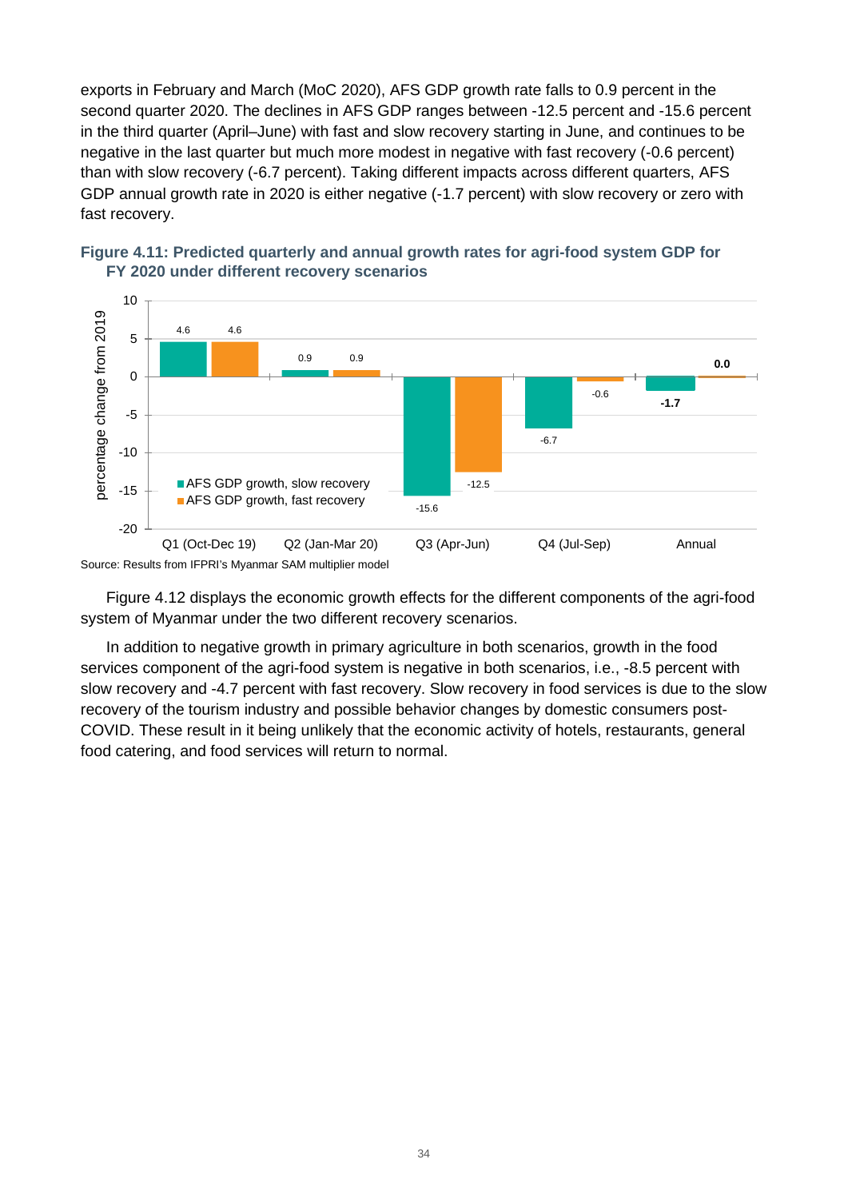exports in February and March (MoC 2020), AFS GDP growth rate falls to 0.9 percent in the second quarter 2020. The declines in AFS GDP ranges between -12.5 percent and -15.6 percent in the third quarter (April–June) with fast and slow recovery starting in June, and continues to be negative in the last quarter but much more modest in negative with fast recovery (-0.6 percent) than with slow recovery (-6.7 percent). Taking different impacts across different quarters, AFS GDP annual growth rate in 2020 is either negative (-1.7 percent) with slow recovery or zero with fast recovery.

**Figure 4.11: Predicted quarterly and annual growth rates for agri-food system GDP for FY 2020 under different recovery scenarios**

| | AFS GDP growth, slow recovery | AFS GDP growth, fast recovery |
|---|---|---|
| Q1 (Oct-Dec 19) | 4.6 | 4.6 |
| Q2 (Jan-Mar 20) | 0.9 | 0.9 |
| Q3 (Apr-Jun) | -15.6 | -12.5 |
| Q4 (Jul-Sep) | -6.7 | -0.6 |
| Annual | -1.7 | 0.0 |

Source: Results from IFPRI's Myanmar SAM multiplier model

Figure 4.12 displays the economic growth effects for the different components of the agri-food system of Myanmar under the two different recovery scenarios.

In addition to negative growth in primary agriculture in both scenarios, growth in the food services component of the agri-food system is negative in both scenarios, i.e., -8.5 percent with slow recovery and -4.7 percent with fast recovery. Slow recovery in food services is due to the slow recovery of the tourism industry and possible behavior changes by domestic consumers post-COVID. These result in it being unlikely that the economic activity of hotels, restaurants, general food catering, and food services will return to normal.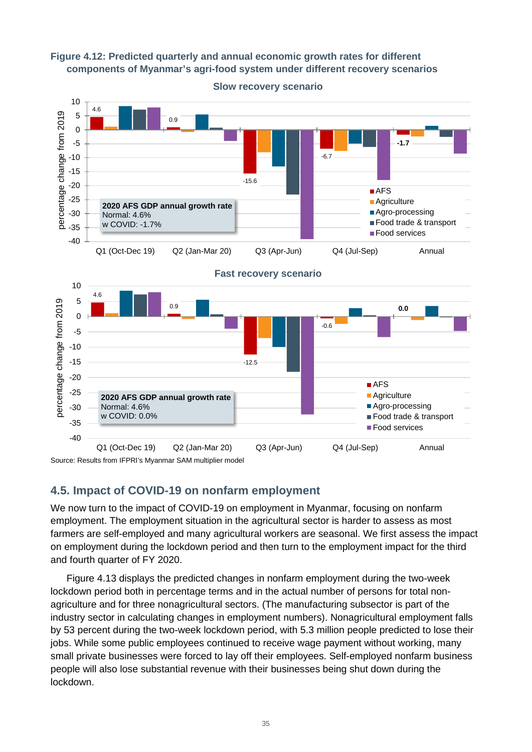**Figure 4.12: Predicted quarterly and annual economic growth rates for different components of Myanmar's agri-food system under different recovery scenarios**

Source: Results from IFPRI's Myanmar SAM multiplier model

## 4.5. Impact of COVID-19 on nonfarm employment

We now turn to the impact of COVID-19 on employment in Myanmar, focusing on nonfarm employment. The employment situation in the agricultural sector is harder to assess as most farmers are self-employed and many agricultural workers are seasonal. We first assess the impact on employment during the lockdown period and then turn to the employment impact for the third and fourth quarter of FY 2020.

Figure 4.13 displays the predicted changes in nonfarm employment during the two-week lockdown period both in percentage terms and in the actual number of persons for total non-agriculture and for three nonagricultural sectors. (The manufacturing subsector is part of the industry sector in calculating changes in employment numbers). Nonagricultural employment falls by 53 percent during the two-week lockdown period, with 5.3 million people predicted to lose their jobs. While some public employees continued to receive wage payment without working, many small private businesses were forced to lay off their employees. Self-employed nonfarm business people will also lose substantial revenue with their businesses being shut down during the lockdown.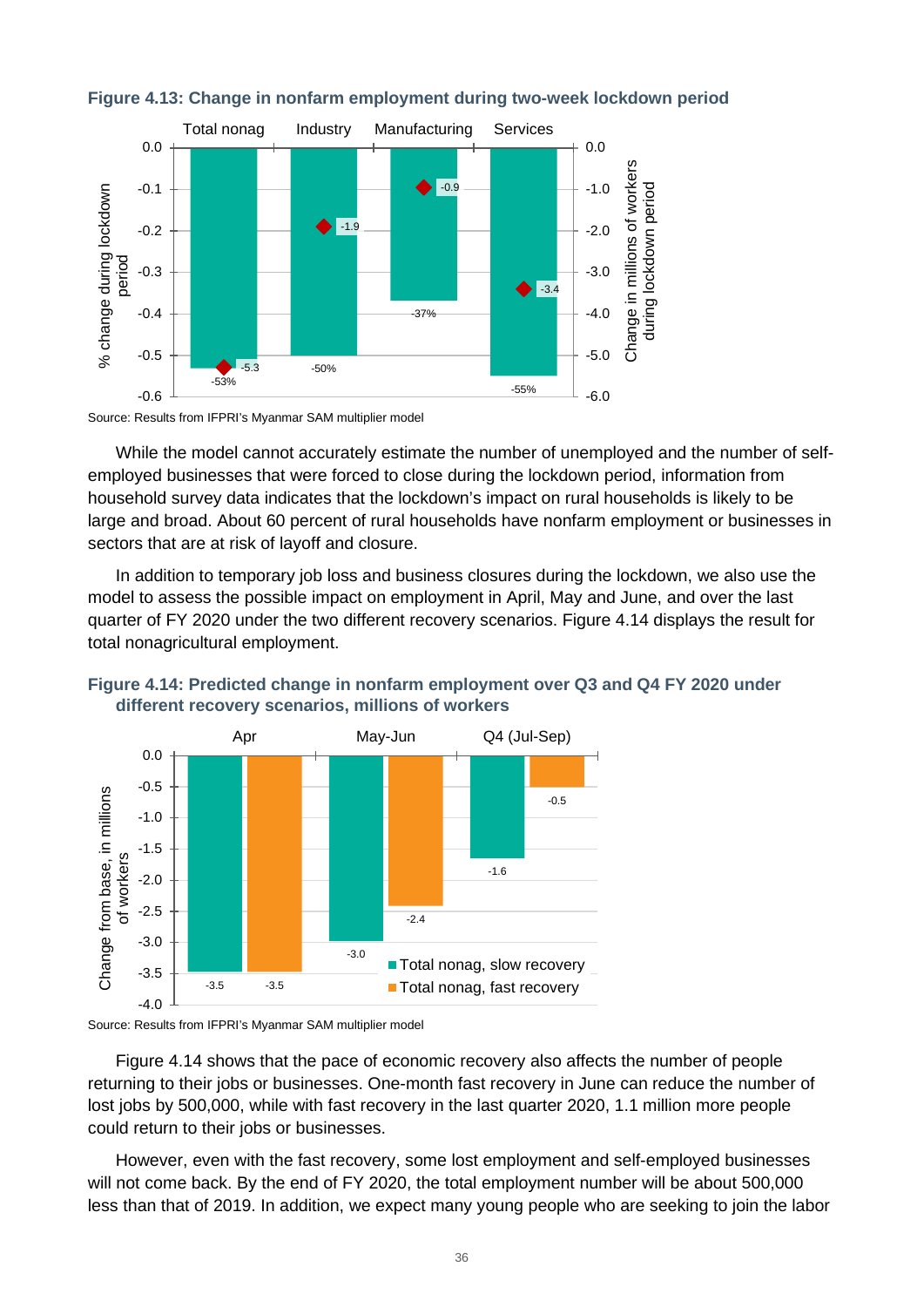**Figure 4.13: Change in nonfarm employment during two-week lockdown period**

| | Total nonag | Industry | Manufacturing | Services |
|---|---|---|---|---|
| % change during lockdown period | -53% | -50% | -37% | -55% |
| Change in millions of workers during lockdown period | -5.3 | -1.9 | -0.9 | -3.4 |

Source: Results from IFPRI's Myanmar SAM multiplier model

While the model cannot accurately estimate the number of unemployed and the number of self-employed businesses that were forced to close during the lockdown period, information from household survey data indicates that the lockdown's impact on rural households is likely to be large and broad. About 60 percent of rural households have nonfarm employment or businesses in sectors that are at risk of layoff and closure.

In addition to temporary job loss and business closures during the lockdown, we also use the model to assess the possible impact on employment in April, May and June, and over the last quarter of FY 2020 under the two different recovery scenarios. Figure 4.14 displays the result for total nonagricultural employment.

**Figure 4.14: Predicted change in nonfarm employment over Q3 and Q4 FY 2020 under different recovery scenarios, millions of workers**

| Change from base, in millions of workers | Apr | May-Jun | Q4 (Jul-Sep) |
|---|---|---|---|
| Total nonag, slow recovery | -3.5 | -3.0 | -1.6 |
| Total nonag, fast recovery | -3.5 | -2.4 | -0.5 |

Source: Results from IFPRI's Myanmar SAM multiplier model

Figure 4.14 shows that the pace of economic recovery also affects the number of people returning to their jobs or businesses. One-month fast recovery in June can reduce the number of lost jobs by 500,000, while with fast recovery in the last quarter 2020, 1.1 million more people could return to their jobs or businesses.

However, even with the fast recovery, some lost employment and self-employed businesses will not come back. By the end of FY 2020, the total employment number will be about 500,000 less than that of 2019. In addition, we expect many young people who are seeking to join the labor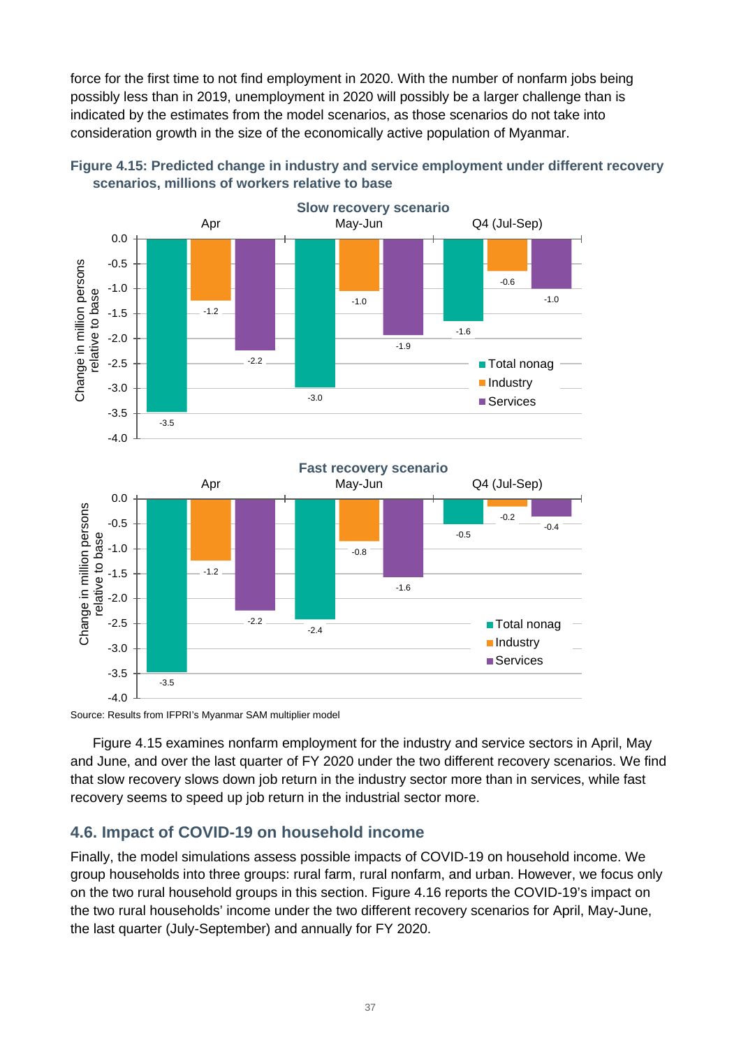force for the first time to not find employment in 2020. With the number of nonfarm jobs being possibly less than in 2019, unemployment in 2020 will possibly be a larger challenge than is indicated by the estimates from the model scenarios, as those scenarios do not take into consideration growth in the size of the economically active population of Myanmar.

**Figure 4.15: Predicted change in industry and service employment under different recovery scenarios, millions of workers relative to base**

**Slow recovery scenario**

| Change in million persons relative to base | Apr | May-Jun | Q4 (Jul-Sep) |
|---|---|---|---|
| Total nonag | -3.5 | -3.0 | -1.6 |
| Industry | -1.2 | -1.0 | -0.6 |
| Services | -2.2 | -1.9 | -1.0 |

**Fast recovery scenario**

| Change in million persons relative to base | Apr | May-Jun | Q4 (Jul-Sep) |
|---|---|---|---|
| Total nonag | -3.5 | -2.4 | -0.5 |
| Industry | -1.2 | -0.8 | -0.2 |
| Services | -2.2 | -1.6 | -0.4 |

Source: Results from IFPRI's Myanmar SAM multiplier model

Figure 4.15 examines nonfarm employment for the industry and service sectors in April, May and June, and over the last quarter of FY 2020 under the two different recovery scenarios. We find that slow recovery slows down job return in the industry sector more than in services, while fast recovery seems to speed up job return in the industrial sector more.

## 4.6. Impact of COVID-19 on household income

Finally, the model simulations assess possible impacts of COVID-19 on household income. We group households into three groups: rural farm, rural nonfarm, and urban. However, we focus only on the two rural household groups in this section. Figure 4.16 reports the COVID-19's impact on the two rural households' income under the two different recovery scenarios for April, May-June, the last quarter (July-September) and annually for FY 2020.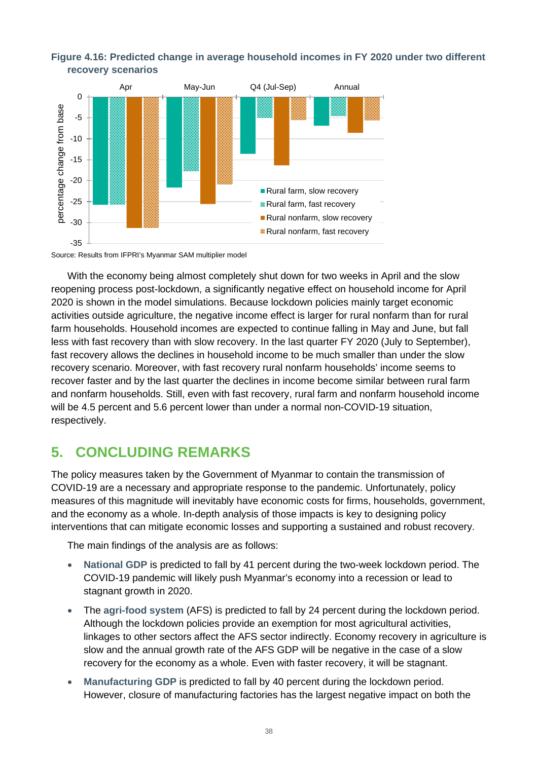**Figure 4.16: Predicted change in average household incomes in FY 2020 under two different recovery scenarios**

Source: Results from IFPRI's Myanmar SAM multiplier model

With the economy being almost completely shut down for two weeks in April and the slow reopening process post-lockdown, a significantly negative effect on household income for April 2020 is shown in the model simulations. Because lockdown policies mainly target economic activities outside agriculture, the negative income effect is larger for rural nonfarm than for rural farm households. Household incomes are expected to continue falling in May and June, but fall less with fast recovery than with slow recovery. In the last quarter FY 2020 (July to September), fast recovery allows the declines in household income to be much smaller than under the slow recovery scenario. Moreover, with fast recovery rural nonfarm households' income seems to recover faster and by the last quarter the declines in income become similar between rural farm and nonfarm households. Still, even with fast recovery, rural farm and nonfarm household income will be 4.5 percent and 5.6 percent lower than under a normal non-COVID-19 situation, respectively.

## 5. CONCLUDING REMARKS

The policy measures taken by the Government of Myanmar to contain the transmission of COVID-19 are a necessary and appropriate response to the pandemic. Unfortunately, policy measures of this magnitude will inevitably have economic costs for firms, households, government, and the economy as a whole. In-depth analysis of those impacts is key to designing policy interventions that can mitigate economic losses and supporting a sustained and robust recovery.

The main findings of the analysis are as follows:

- **National GDP** is predicted to fall by 41 percent during the two-week lockdown period. The COVID-19 pandemic will likely push Myanmar's economy into a recession or lead to stagnant growth in 2020.
- The **agri-food system** (AFS) is predicted to fall by 24 percent during the lockdown period. Although the lockdown policies provide an exemption for most agricultural activities, linkages to other sectors affect the AFS sector indirectly. Economy recovery in agriculture is slow and the annual growth rate of the AFS GDP will be negative in the case of a slow recovery for the economy as a whole. Even with faster recovery, it will be stagnant.
- **Manufacturing GDP** is predicted to fall by 40 percent during the lockdown period. However, closure of manufacturing factories has the largest negative impact on both the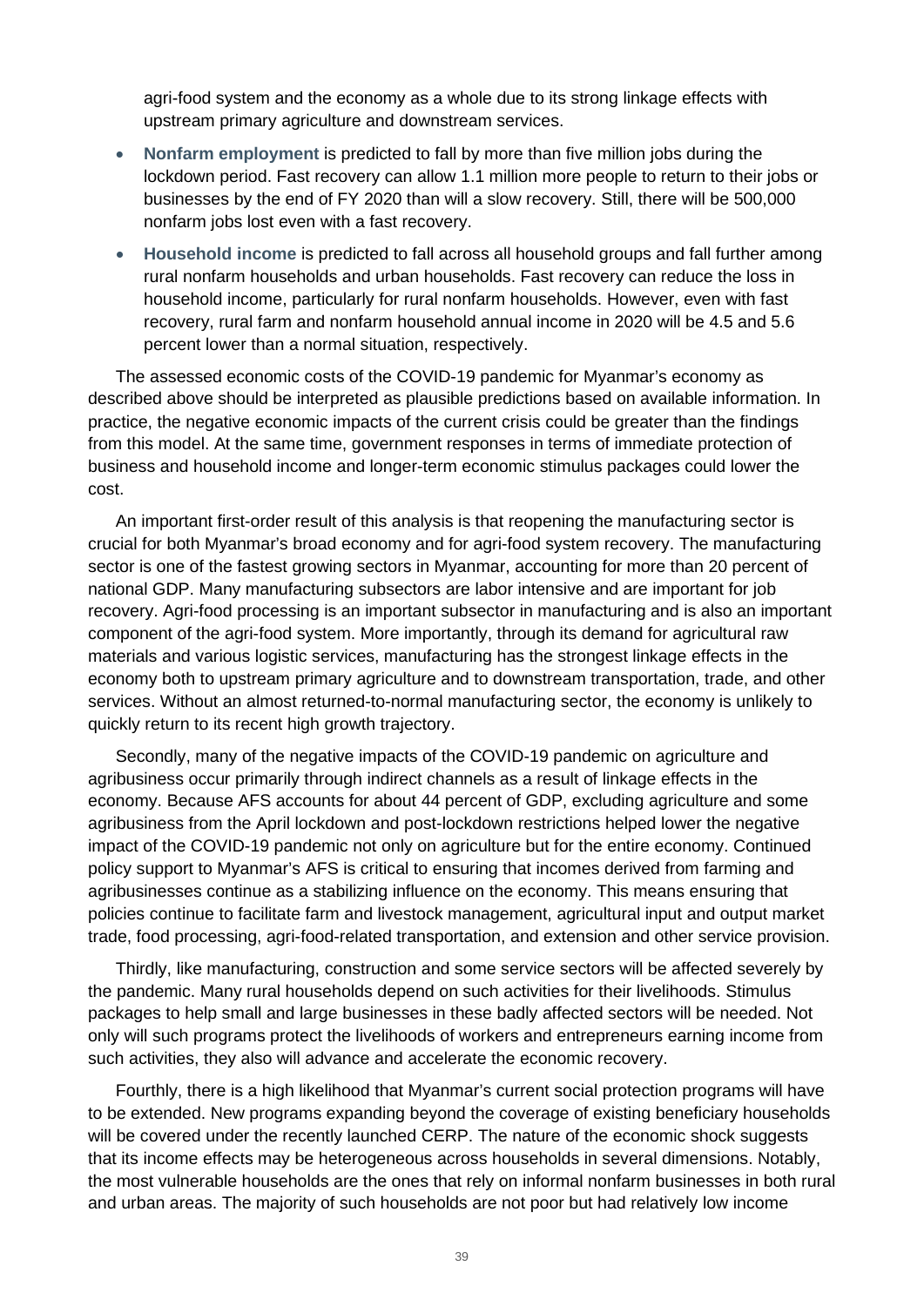agri-food system and the economy as a whole due to its strong linkage effects with upstream primary agriculture and downstream services.

- **Nonfarm employment** is predicted to fall by more than five million jobs during the lockdown period. Fast recovery can allow 1.1 million more people to return to their jobs or businesses by the end of FY 2020 than will a slow recovery. Still, there will be 500,000 nonfarm jobs lost even with a fast recovery.
- **Household income** is predicted to fall across all household groups and fall further among rural nonfarm households and urban households. Fast recovery can reduce the loss in household income, particularly for rural nonfarm households. However, even with fast recovery, rural farm and nonfarm household annual income in 2020 will be 4.5 and 5.6 percent lower than a normal situation, respectively.

The assessed economic costs of the COVID-19 pandemic for Myanmar's economy as described above should be interpreted as plausible predictions based on available information. In practice, the negative economic impacts of the current crisis could be greater than the findings from this model. At the same time, government responses in terms of immediate protection of business and household income and longer-term economic stimulus packages could lower the cost.

An important first-order result of this analysis is that reopening the manufacturing sector is crucial for both Myanmar's broad economy and for agri-food system recovery. The manufacturing sector is one of the fastest growing sectors in Myanmar, accounting for more than 20 percent of national GDP. Many manufacturing subsectors are labor intensive and are important for job recovery. Agri-food processing is an important subsector in manufacturing and is also an important component of the agri-food system. More importantly, through its demand for agricultural raw materials and various logistic services, manufacturing has the strongest linkage effects in the economy both to upstream primary agriculture and to downstream transportation, trade, and other services. Without an almost returned-to-normal manufacturing sector, the economy is unlikely to quickly return to its recent high growth trajectory.

Secondly, many of the negative impacts of the COVID-19 pandemic on agriculture and agribusiness occur primarily through indirect channels as a result of linkage effects in the economy. Because AFS accounts for about 44 percent of GDP, excluding agriculture and some agribusiness from the April lockdown and post-lockdown restrictions helped lower the negative impact of the COVID-19 pandemic not only on agriculture but for the entire economy. Continued policy support to Myanmar's AFS is critical to ensuring that incomes derived from farming and agribusinesses continue as a stabilizing influence on the economy. This means ensuring that policies continue to facilitate farm and livestock management, agricultural input and output market trade, food processing, agri-food-related transportation, and extension and other service provision.

Thirdly, like manufacturing, construction and some service sectors will be affected severely by the pandemic. Many rural households depend on such activities for their livelihoods. Stimulus packages to help small and large businesses in these badly affected sectors will be needed. Not only will such programs protect the livelihoods of workers and entrepreneurs earning income from such activities, they also will advance and accelerate the economic recovery.

Fourthly, there is a high likelihood that Myanmar's current social protection programs will have to be extended. New programs expanding beyond the coverage of existing beneficiary households will be covered under the recently launched CERP. The nature of the economic shock suggests that its income effects may be heterogeneous across households in several dimensions. Notably, the most vulnerable households are the ones that rely on informal nonfarm businesses in both rural and urban areas. The majority of such households are not poor but had relatively low income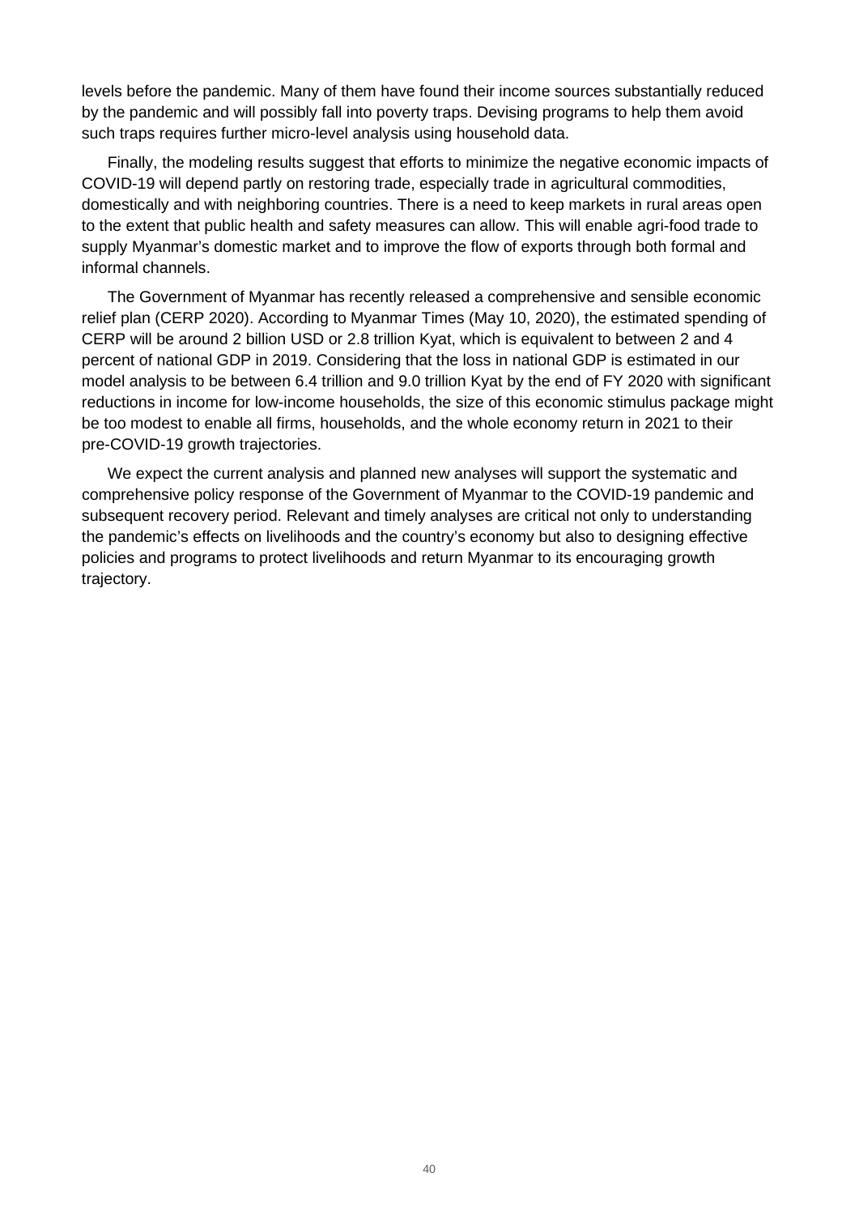levels before the pandemic. Many of them have found their income sources substantially reduced by the pandemic and will possibly fall into poverty traps. Devising programs to help them avoid such traps requires further micro-level analysis using household data.

Finally, the modeling results suggest that efforts to minimize the negative economic impacts of COVID-19 will depend partly on restoring trade, especially trade in agricultural commodities, domestically and with neighboring countries. There is a need to keep markets in rural areas open to the extent that public health and safety measures can allow. This will enable agri-food trade to supply Myanmar's domestic market and to improve the flow of exports through both formal and informal channels.

The Government of Myanmar has recently released a comprehensive and sensible economic relief plan (CERP 2020). According to Myanmar Times (May 10, 2020), the estimated spending of CERP will be around 2 billion USD or 2.8 trillion Kyat, which is equivalent to between 2 and 4 percent of national GDP in 2019. Considering that the loss in national GDP is estimated in our model analysis to be between 6.4 trillion and 9.0 trillion Kyat by the end of FY 2020 with significant reductions in income for low-income households, the size of this economic stimulus package might be too modest to enable all firms, households, and the whole economy return in 2021 to their pre-COVID-19 growth trajectories.

We expect the current analysis and planned new analyses will support the systematic and comprehensive policy response of the Government of Myanmar to the COVID-19 pandemic and subsequent recovery period. Relevant and timely analyses are critical not only to understanding the pandemic's effects on livelihoods and the country's economy but also to designing effective policies and programs to protect livelihoods and return Myanmar to its encouraging growth trajectory.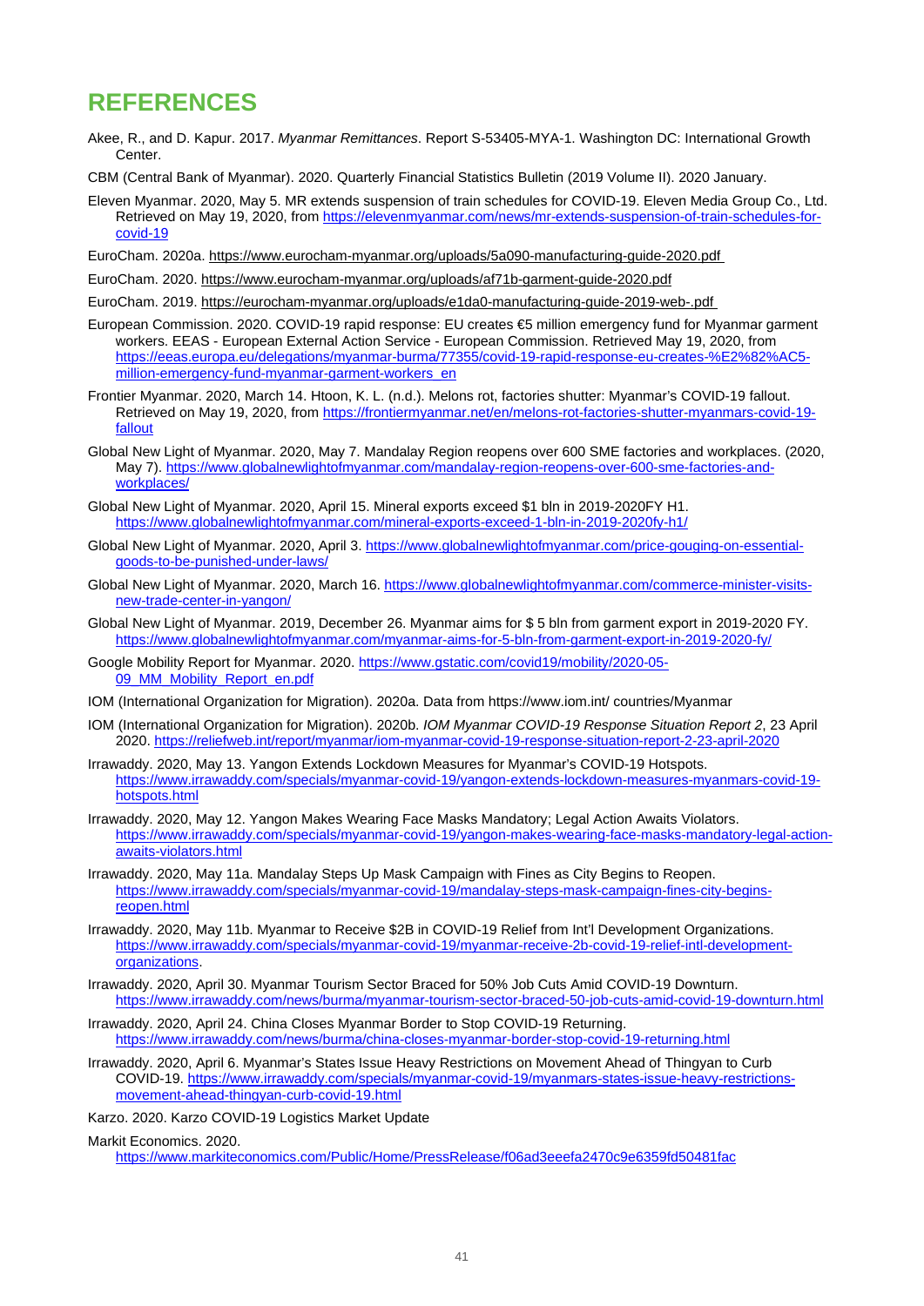# REFERENCES

Akee, R., and D. Kapur. 2017. *Myanmar Remittances*. Report S-53405-MYA-1. Washington DC: International Growth Center.

CBM (Central Bank of Myanmar). 2020. Quarterly Financial Statistics Bulletin (2019 Volume II). 2020 January.

Eleven Myanmar. 2020, May 5. MR extends suspension of train schedules for COVID-19. Eleven Media Group Co., Ltd. Retrieved on May 19, 2020, from https://elevenmyanmar.com/news/mr-extends-suspension-of-train-schedules-for-covid-19

EuroCham. 2020a. https://www.eurocham-myanmar.org/uploads/5a090-manufacturing-guide-2020.pdf

EuroCham. 2020. https://www.eurocham-myanmar.org/uploads/af71b-garment-guide-2020.pdf

EuroCham. 2019. https://eurocham-myanmar.org/uploads/e1da0-manufacturing-guide-2019-web-.pdf

European Commission. 2020. COVID-19 rapid response: EU creates €5 million emergency fund for Myanmar garment workers. EEAS - European External Action Service - European Commission. Retrieved May 19, 2020, from https://eeas.europa.eu/delegations/myanmar-burma/77355/covid-19-rapid-response-eu-creates-%E2%82%AC5-million-emergency-fund-myanmar-garment-workers_en

Frontier Myanmar. 2020, March 14. Htoon, K. L. (n.d.). Melons rot, factories shutter: Myanmar's COVID-19 fallout. Retrieved on May 19, 2020, from https://frontiermyanmar.net/en/melons-rot-factories-shutter-myanmars-covid-19-fallout

Global New Light of Myanmar. 2020, May 7. Mandalay Region reopens over 600 SME factories and workplaces. (2020, May 7). https://www.globalnewlightofmyanmar.com/mandalay-region-reopens-over-600-sme-factories-and-workplaces/

Global New Light of Myanmar. 2020, April 15. Mineral exports exceed $1 bln in 2019-2020FY H1. https://www.globalnewlightofmyanmar.com/mineral-exports-exceed-1-bln-in-2019-2020fy-h1/

Global New Light of Myanmar. 2020, April 3. https://www.globalnewlightofmyanmar.com/price-gouging-on-essential-goods-to-be-punished-under-laws/

Global New Light of Myanmar. 2020, March 16. https://www.globalnewlightofmyanmar.com/commerce-minister-visits-new-trade-center-in-yangon/

Global New Light of Myanmar. 2019, December 26. Myanmar aims for $ 5 bln from garment export in 2019-2020 FY. https://www.globalnewlightofmyanmar.com/myanmar-aims-for-5-bln-from-garment-export-in-2019-2020-fy/

Google Mobility Report for Myanmar. 2020. https://www.gstatic.com/covid19/mobility/2020-05-09_MM_Mobility_Report_en.pdf

IOM (International Organization for Migration). 2020a. Data from https://www.iom.int/ countries/Myanmar

IOM (International Organization for Migration). 2020b. *IOM Myanmar COVID-19 Response Situation Report 2*, 23 April 2020. https://reliefweb.int/report/myanmar/iom-myanmar-covid-19-response-situation-report-2-23-april-2020

Irrawaddy. 2020, May 13. Yangon Extends Lockdown Measures for Myanmar's COVID-19 Hotspots. https://www.irrawaddy.com/specials/myanmar-covid-19/yangon-extends-lockdown-measures-myanmars-covid-19-hotspots.html

Irrawaddy. 2020, May 12. Yangon Makes Wearing Face Masks Mandatory; Legal Action Awaits Violators. https://www.irrawaddy.com/specials/myanmar-covid-19/yangon-makes-wearing-face-masks-mandatory-legal-action-awaits-violators.html

Irrawaddy. 2020, May 11a. Mandalay Steps Up Mask Campaign with Fines as City Begins to Reopen. https://www.irrawaddy.com/specials/myanmar-covid-19/mandalay-steps-mask-campaign-fines-city-begins-reopen.html

Irrawaddy. 2020, May 11b. Myanmar to Receive $2B in COVID-19 Relief from Int'l Development Organizations. https://www.irrawaddy.com/specials/myanmar-covid-19/myanmar-receive-2b-covid-19-relief-intl-development-organizations.

Irrawaddy. 2020, April 30. Myanmar Tourism Sector Braced for 50% Job Cuts Amid COVID-19 Downturn. https://www.irrawaddy.com/news/burma/myanmar-tourism-sector-braced-50-job-cuts-amid-covid-19-downturn.html

Irrawaddy. 2020, April 24. China Closes Myanmar Border to Stop COVID-19 Returning. https://www.irrawaddy.com/news/burma/china-closes-myanmar-border-stop-covid-19-returning.html

Irrawaddy. 2020, April 6. Myanmar's States Issue Heavy Restrictions on Movement Ahead of Thingyan to Curb COVID-19. https://www.irrawaddy.com/specials/myanmar-covid-19/myanmars-states-issue-heavy-restrictions-movement-ahead-thingyan-curb-covid-19.html

Karzo. 2020. Karzo COVID-19 Logistics Market Update

Markit Economics. 2020. https://www.markiteconomics.com/Public/Home/PressRelease/f06ad3eeefa2470c9e6359fd50481fac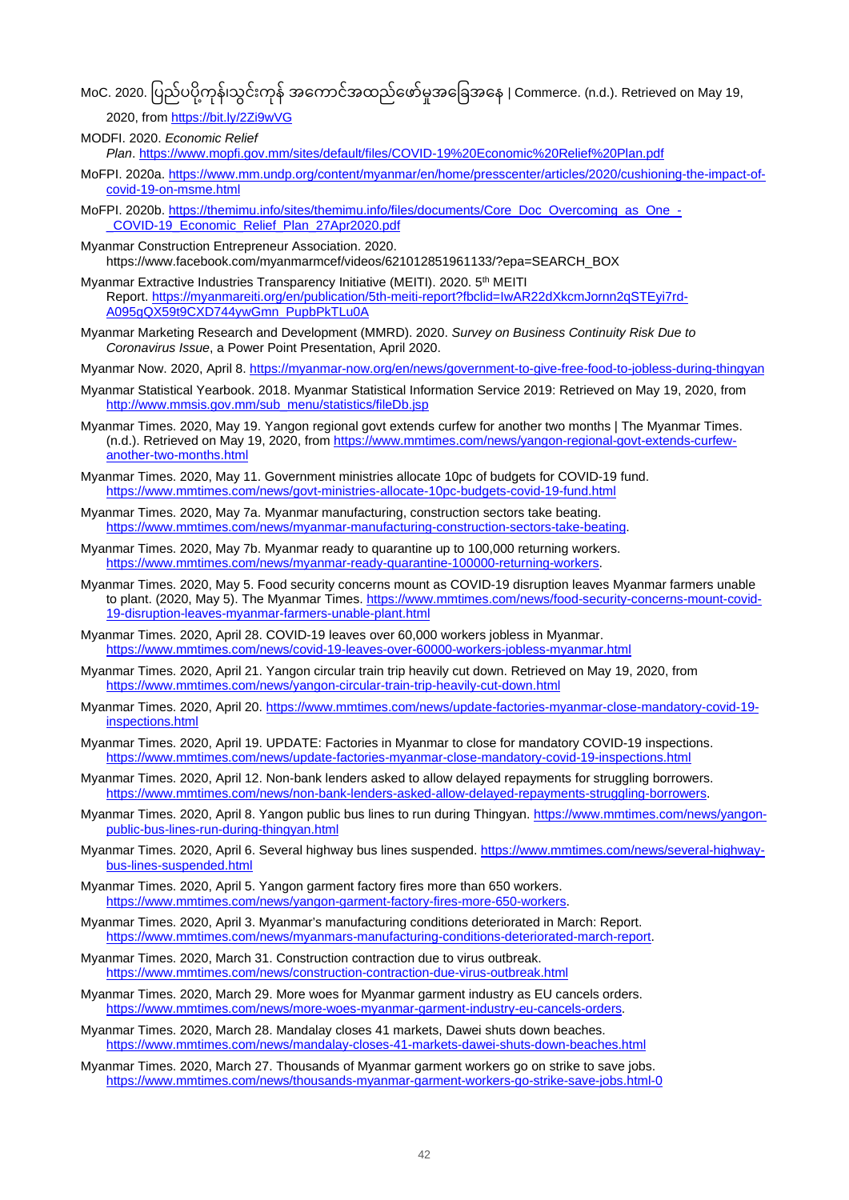MoC. 2020. ပြည်ပပို့ကုန်သွင်းကုန် အကောင်အထည်ဖော်မှုအခြေအနေ | Commerce. (n.d.). Retrieved on May 19, 2020, from https://bit.ly/2Zi9wVG

MODFI. 2020. *Economic Relief Plan*. https://www.mopfi.gov.mm/sites/default/files/COVID-19%20Economic%20Relief%20Plan.pdf

MoFPI. 2020a. https://www.mm.undp.org/content/myanmar/en/home/presscenter/articles/2020/cushioning-the-impact-of-covid-19-on-msme.html

MoFPI. 2020b. https://themimu.info/sites/themimu.info/files/documents/Core_Doc_Overcoming_as_One_-_COVID-19_Economic_Relief_Plan_27Apr2020.pdf

Myanmar Construction Entrepreneur Association. 2020. https://www.facebook.com/myanmarmcef/videos/621012851961133/?epa=SEARCH_BOX

Myanmar Extractive Industries Transparency Initiative (MEITI). 2020. 5th MEITI Report. https://myanmareiti.org/en/publication/5th-meiti-report?fbclid=IwAR22dXkcmJornn2qSTEyi7rd-A095gQX59t9CXD744ywGmn_PupbPkTLu0A

Myanmar Marketing Research and Development (MMRD). 2020. *Survey on Business Continuity Risk Due to Coronavirus Issue*, a Power Point Presentation, April 2020.

Myanmar Now. 2020, April 8. https://myanmar-now.org/en/news/government-to-give-free-food-to-jobless-during-thingyan

Myanmar Statistical Yearbook. 2018. Myanmar Statistical Information Service 2019: Retrieved on May 19, 2020, from http://www.mmsis.gov.mm/sub_menu/statistics/fileDb.jsp

Myanmar Times. 2020, May 19. Yangon regional govt extends curfew for another two months | The Myanmar Times. (n.d.). Retrieved on May 19, 2020, from https://www.mmtimes.com/news/yangon-regional-govt-extends-curfew-another-two-months.html

Myanmar Times. 2020, May 11. Government ministries allocate 10pc of budgets for COVID-19 fund. https://www.mmtimes.com/news/govt-ministries-allocate-10pc-budgets-covid-19-fund.html

Myanmar Times. 2020, May 7a. Myanmar manufacturing, construction sectors take beating. https://www.mmtimes.com/news/myanmar-manufacturing-construction-sectors-take-beating.

Myanmar Times. 2020, May 7b. Myanmar ready to quarantine up to 100,000 returning workers. https://www.mmtimes.com/news/myanmar-ready-quarantine-100000-returning-workers.

Myanmar Times. 2020, May 5. Food security concerns mount as COVID-19 disruption leaves Myanmar farmers unable to plant. (2020, May 5). The Myanmar Times. https://www.mmtimes.com/news/food-security-concerns-mount-covid-19-disruption-leaves-myanmar-farmers-unable-plant.html

Myanmar Times. 2020, April 28. COVID-19 leaves over 60,000 workers jobless in Myanmar. https://www.mmtimes.com/news/covid-19-leaves-over-60000-workers-jobless-myanmar.html

Myanmar Times. 2020, April 21. Yangon circular train trip heavily cut down. Retrieved on May 19, 2020, from https://www.mmtimes.com/news/yangon-circular-train-trip-heavily-cut-down.html

Myanmar Times. 2020, April 20. https://www.mmtimes.com/news/update-factories-myanmar-close-mandatory-covid-19-inspections.html

Myanmar Times. 2020, April 19. UPDATE: Factories in Myanmar to close for mandatory COVID-19 inspections. https://www.mmtimes.com/news/update-factories-myanmar-close-mandatory-covid-19-inspections.html

Myanmar Times. 2020, April 12. Non-bank lenders asked to allow delayed repayments for struggling borrowers. https://www.mmtimes.com/news/non-bank-lenders-asked-allow-delayed-repayments-struggling-borrowers.

Myanmar Times. 2020, April 8. Yangon public bus lines to run during Thingyan. https://www.mmtimes.com/news/yangon-public-bus-lines-run-during-thingyan.html

Myanmar Times. 2020, April 6. Several highway bus lines suspended. https://www.mmtimes.com/news/several-highway-bus-lines-suspended.html

Myanmar Times. 2020, April 5. Yangon garment factory fires more than 650 workers. https://www.mmtimes.com/news/yangon-garment-factory-fires-more-650-workers.

Myanmar Times. 2020, April 3. Myanmar's manufacturing conditions deteriorated in March: Report. https://www.mmtimes.com/news/myanmars-manufacturing-conditions-deteriorated-march-report.

Myanmar Times. 2020, March 31. Construction contraction due to virus outbreak. https://www.mmtimes.com/news/construction-contraction-due-virus-outbreak.html

Myanmar Times. 2020, March 29. More woes for Myanmar garment industry as EU cancels orders. https://www.mmtimes.com/news/more-woes-myanmar-garment-industry-eu-cancels-orders.

Myanmar Times. 2020, March 28. Mandalay closes 41 markets, Dawei shuts down beaches. https://www.mmtimes.com/news/mandalay-closes-41-markets-dawei-shuts-down-beaches.html

Myanmar Times. 2020, March 27. Thousands of Myanmar garment workers go on strike to save jobs. https://www.mmtimes.com/news/thousands-myanmar-garment-workers-go-strike-save-jobs.html-0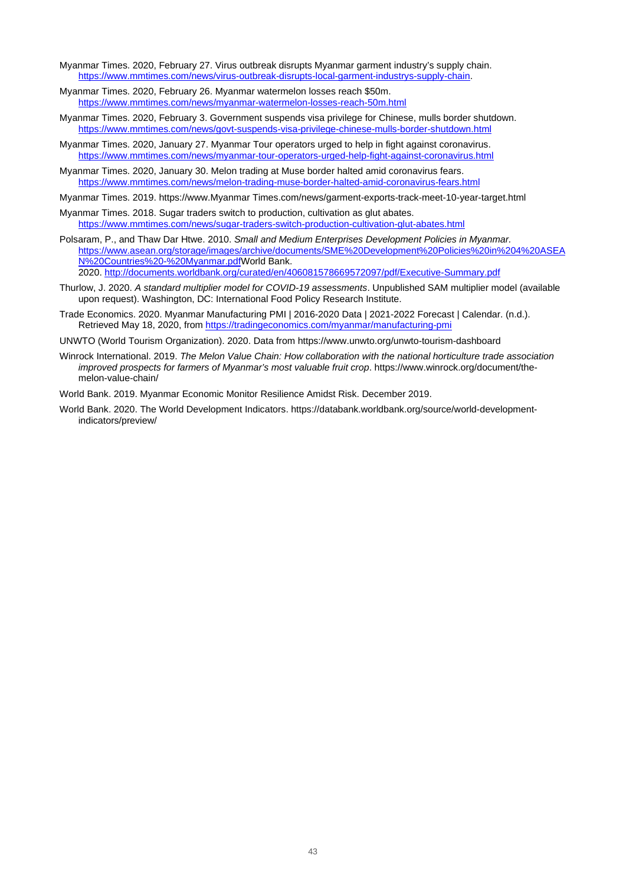Myanmar Times. 2020, February 27. Virus outbreak disrupts Myanmar garment industry's supply chain. https://www.mmtimes.com/news/virus-outbreak-disrupts-local-garment-industrys-supply-chain.

Myanmar Times. 2020, February 26. Myanmar watermelon losses reach $50m. https://www.mmtimes.com/news/myanmar-watermelon-losses-reach-50m.html

Myanmar Times. 2020, February 3. Government suspends visa privilege for Chinese, mulls border shutdown. https://www.mmtimes.com/news/govt-suspends-visa-privilege-chinese-mulls-border-shutdown.html

Myanmar Times. 2020, January 27. Myanmar Tour operators urged to help in fight against coronavirus. https://www.mmtimes.com/news/myanmar-tour-operators-urged-help-fight-against-coronavirus.html

Myanmar Times. 2020, January 30. Melon trading at Muse border halted amid coronavirus fears. https://www.mmtimes.com/news/melon-trading-muse-border-halted-amid-coronavirus-fears.html

Myanmar Times. 2019. https://www.Myanmar Times.com/news/garment-exports-track-meet-10-year-target.html

Myanmar Times. 2018. Sugar traders switch to production, cultivation as glut abates. https://www.mmtimes.com/news/sugar-traders-switch-production-cultivation-glut-abates.html

Polsaram, P., and Thaw Dar Htwe. 2010. *Small and Medium Enterprises Development Policies in Myanmar*. https://www.asean.org/storage/images/archive/documents/SME%20Development%20Policies%20in%204%20ASEAN%20Countries%20-%20Myanmar.pdfWorld Bank. 2020. http://documents.worldbank.org/curated/en/406081578669572097/pdf/Executive-Summary.pdf

Thurlow, J. 2020. *A standard multiplier model for COVID-19 assessments*. Unpublished SAM multiplier model (available upon request). Washington, DC: International Food Policy Research Institute.

Trade Economics. 2020. Myanmar Manufacturing PMI | 2016-2020 Data | 2021-2022 Forecast | Calendar. (n.d.). Retrieved May 18, 2020, from https://tradingeconomics.com/myanmar/manufacturing-pmi

UNWTO (World Tourism Organization). 2020. Data from https://www.unwto.org/unwto-tourism-dashboard

Winrock International. 2019. *The Melon Value Chain: How collaboration with the national horticulture trade association improved prospects for farmers of Myanmar's most valuable fruit crop*. https://www.winrock.org/document/the-melon-value-chain/

World Bank. 2019. Myanmar Economic Monitor Resilience Amidst Risk. December 2019.

World Bank. 2020. The World Development Indicators. https://databank.worldbank.org/source/world-development-indicators/preview/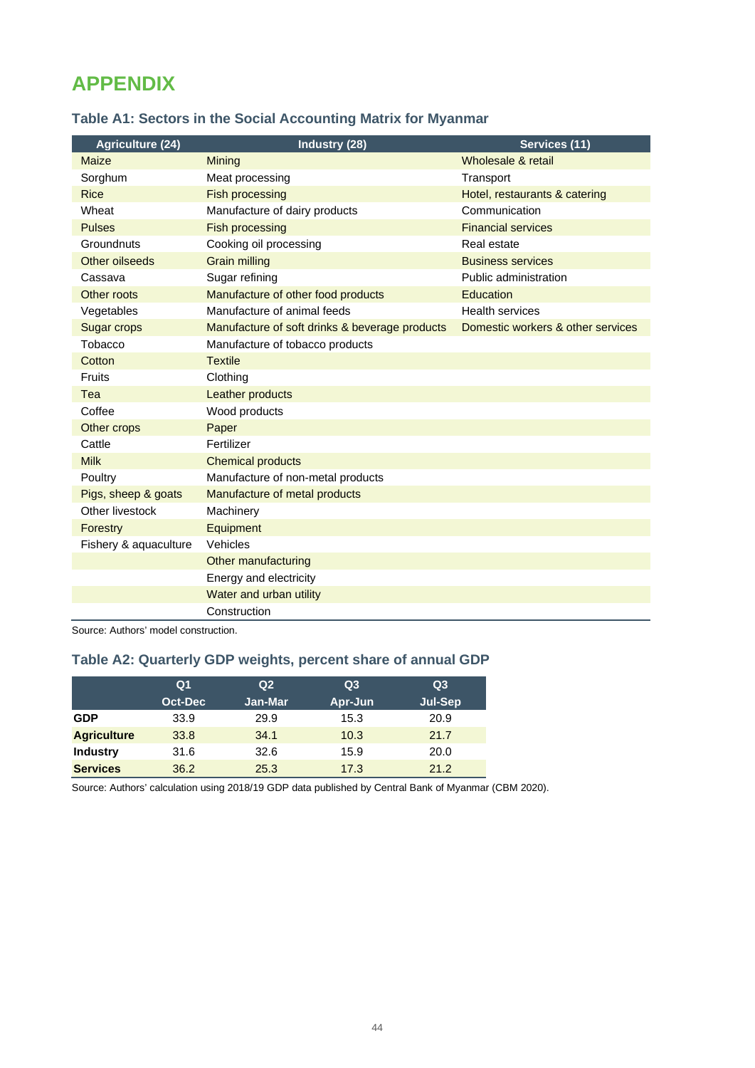# APPENDIX

### Table A1: Sectors in the Social Accounting Matrix for Myanmar

| Agriculture (24) | Industry (28) | Services (11) |
|---|---|---|
| Maize | Mining | Wholesale & retail |
| Sorghum | Meat processing | Transport |
| Rice | Fish processing | Hotel, restaurants & catering |
| Wheat | Manufacture of dairy products | Communication |
| Pulses | Fish processing | Financial services |
| Groundnuts | Cooking oil processing | Real estate |
| Other oilseeds | Grain milling | Business services |
| Cassava | Sugar refining | Public administration |
| Other roots | Manufacture of other food products | Education |
| Vegetables | Manufacture of animal feeds | Health services |
| Sugar crops | Manufacture of soft drinks & beverage products | Domestic workers & other services |
| Tobacco | Manufacture of tobacco products | |
| Cotton | Textile | |
| Fruits | Clothing | |
| Tea | Leather products | |
| Coffee | Wood products | |
| Other crops | Paper | |
| Cattle | Fertilizer | |
| Milk | Chemical products | |
| Poultry | Manufacture of non-metal products | |
| Pigs, sheep & goats | Manufacture of metal products | |
| Other livestock | Machinery | |
| Forestry | Equipment | |
| Fishery & aquaculture | Vehicles | |
| | Other manufacturing | |
| | Energy and electricity | |
| | Water and urban utility | |
| | Construction | |

Source: Authors' model construction.

### Table A2: Quarterly GDP weights, percent share of annual GDP

| | Q1 Oct-Dec | Q2 Jan-Mar | Q3 Apr-Jun | Q3 Jul-Sep |
|---|---|---|---|---|
| **GDP** | 33.9 | 29.9 | 15.3 | 20.9 |
| **Agriculture** | 33.8 | 34.1 | 10.3 | 21.7 |
| **Industry** | 31.6 | 32.6 | 15.9 | 20.0 |
| **Services** | 36.2 | 25.3 | 17.3 | 21.2 |

Source: Authors' calculation using 2018/19 GDP data published by Central Bank of Myanmar (CBM 2020).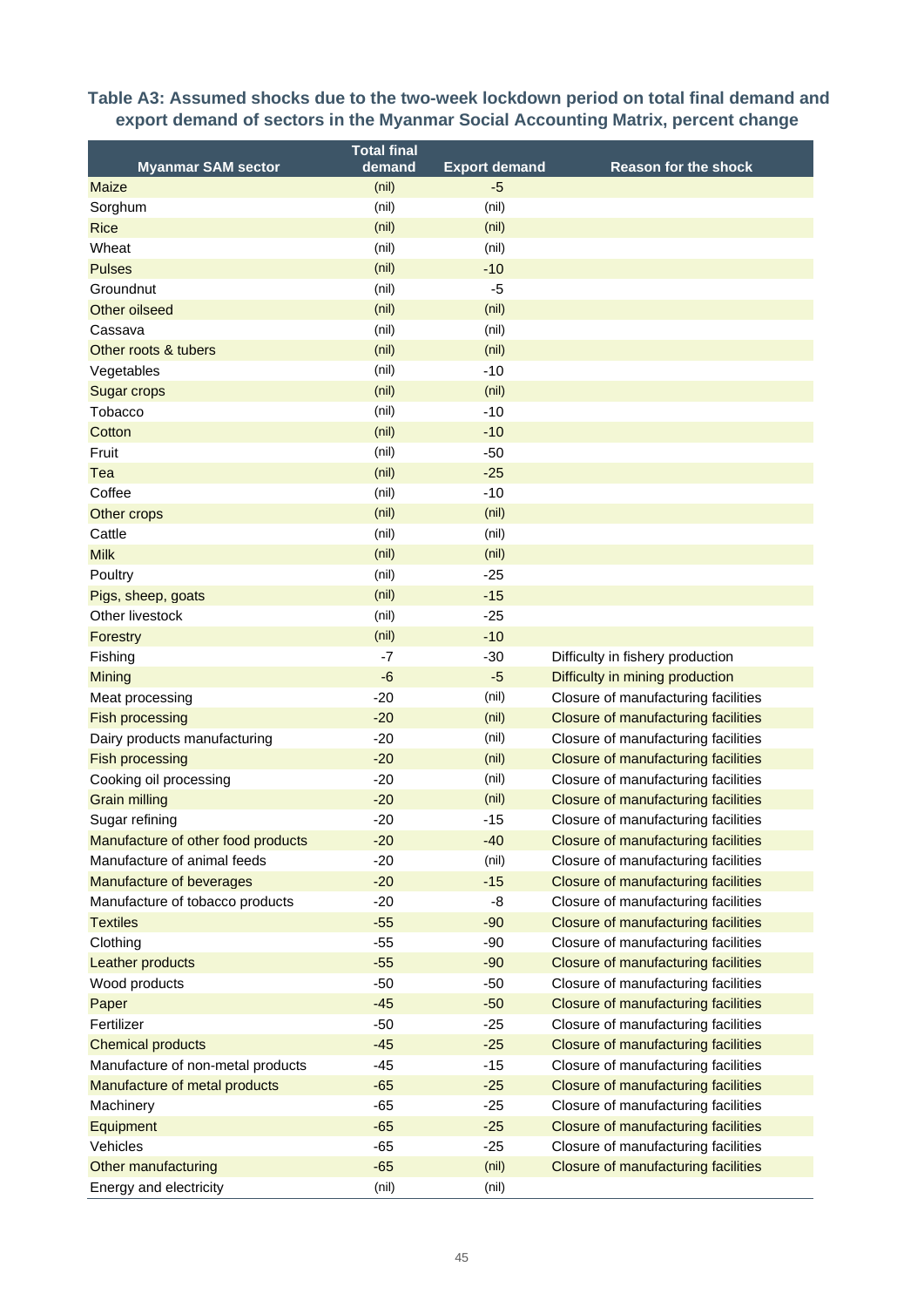**Table A3: Assumed shocks due to the two-week lockdown period on total final demand and export demand of sectors in the Myanmar Social Accounting Matrix, percent change**

| Myanmar SAM sector | Total final demand | Export demand | Reason for the shock |
|---|---|---|---|
| Maize | (nil) | -5 | |
| Sorghum | (nil) | (nil) | |
| Rice | (nil) | (nil) | |
| Wheat | (nil) | (nil) | |
| Pulses | (nil) | -10 | |
| Groundnut | (nil) | -5 | |
| Other oilseed | (nil) | (nil) | |
| Cassava | (nil) | (nil) | |
| Other roots & tubers | (nil) | (nil) | |
| Vegetables | (nil) | -10 | |
| Sugar crops | (nil) | (nil) | |
| Tobacco | (nil) | -10 | |
| Cotton | (nil) | -10 | |
| Fruit | (nil) | -50 | |
| Tea | (nil) | -25 | |
| Coffee | (nil) | -10 | |
| Other crops | (nil) | (nil) | |
| Cattle | (nil) | (nil) | |
| Milk | (nil) | (nil) | |
| Poultry | (nil) | -25 | |
| Pigs, sheep, goats | (nil) | -15 | |
| Other livestock | (nil) | -25 | |
| Forestry | (nil) | -10 | |
| Fishing | -7 | -30 | Difficulty in fishery production |
| Mining | -6 | -5 | Difficulty in mining production |
| Meat processing | -20 | (nil) | Closure of manufacturing facilities |
| Fish processing | -20 | (nil) | Closure of manufacturing facilities |
| Dairy products manufacturing | -20 | (nil) | Closure of manufacturing facilities |
| Fish processing | -20 | (nil) | Closure of manufacturing facilities |
| Cooking oil processing | -20 | (nil) | Closure of manufacturing facilities |
| Grain milling | -20 | (nil) | Closure of manufacturing facilities |
| Sugar refining | -20 | -15 | Closure of manufacturing facilities |
| Manufacture of other food products | -20 | -40 | Closure of manufacturing facilities |
| Manufacture of animal feeds | -20 | (nil) | Closure of manufacturing facilities |
| Manufacture of beverages | -20 | -15 | Closure of manufacturing facilities |
| Manufacture of tobacco products | -20 | -8 | Closure of manufacturing facilities |
| Textiles | -55 | -90 | Closure of manufacturing facilities |
| Clothing | -55 | -90 | Closure of manufacturing facilities |
| Leather products | -55 | -90 | Closure of manufacturing facilities |
| Wood products | -50 | -50 | Closure of manufacturing facilities |
| Paper | -45 | -50 | Closure of manufacturing facilities |
| Fertilizer | -50 | -25 | Closure of manufacturing facilities |
| Chemical products | -45 | -25 | Closure of manufacturing facilities |
| Manufacture of non-metal products | -45 | -15 | Closure of manufacturing facilities |
| Manufacture of metal products | -65 | -25 | Closure of manufacturing facilities |
| Machinery | -65 | -25 | Closure of manufacturing facilities |
| Equipment | -65 | -25 | Closure of manufacturing facilities |
| Vehicles | -65 | -25 | Closure of manufacturing facilities |
| Other manufacturing | -65 | (nil) | Closure of manufacturing facilities |
| Energy and electricity | (nil) | (nil) | |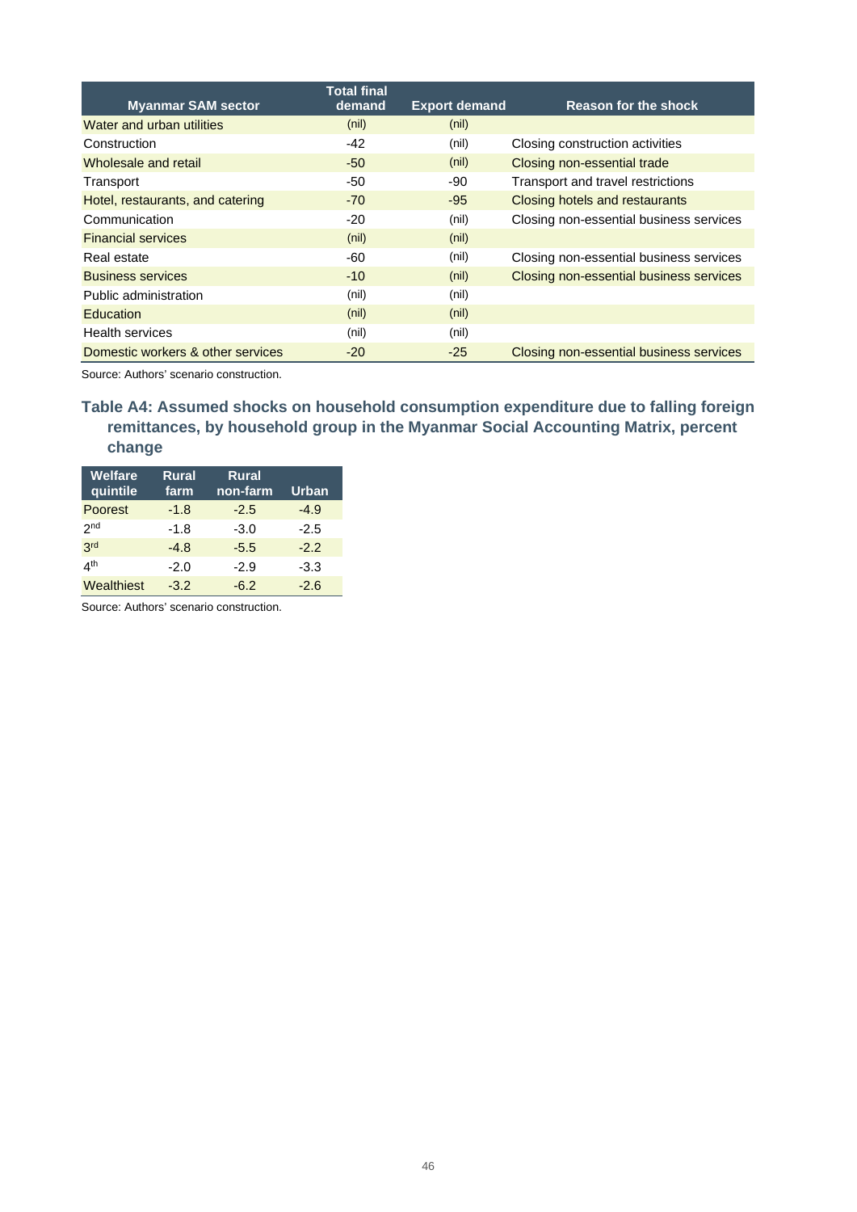| Myanmar SAM sector | Total final demand | Export demand | Reason for the shock |
|---|---|---|---|
| Water and urban utilities | (nil) | (nil) | |
| Construction | -42 | (nil) | Closing construction activities |
| Wholesale and retail | -50 | (nil) | Closing non-essential trade |
| Transport | -50 | -90 | Transport and travel restrictions |
| Hotel, restaurants, and catering | -70 | -95 | Closing hotels and restaurants |
| Communication | -20 | (nil) | Closing non-essential business services |
| Financial services | (nil) | (nil) | |
| Real estate | -60 | (nil) | Closing non-essential business services |
| Business services | -10 | (nil) | Closing non-essential business services |
| Public administration | (nil) | (nil) | |
| Education | (nil) | (nil) | |
| Health services | (nil) | (nil) | |
| Domestic workers & other services | -20 | -25 | Closing non-essential business services |

Source: Authors' scenario construction.

### Table A4: Assumed shocks on household consumption expenditure due to falling foreign remittances, by household group in the Myanmar Social Accounting Matrix, percent change

| Welfare quintile | Rural farm | Rural non-farm | Urban |
|---|---|---|---|
| Poorest | -1.8 | -2.5 | -4.9 |
| 2nd | -1.8 | -3.0 | -2.5 |
| 3rd | -4.8 | -5.5 | -2.2 |
| 4th | -2.0 | -2.9 | -3.3 |
| Wealthiest | -3.2 | -6.2 | -2.6 |

Source: Authors' scenario construction.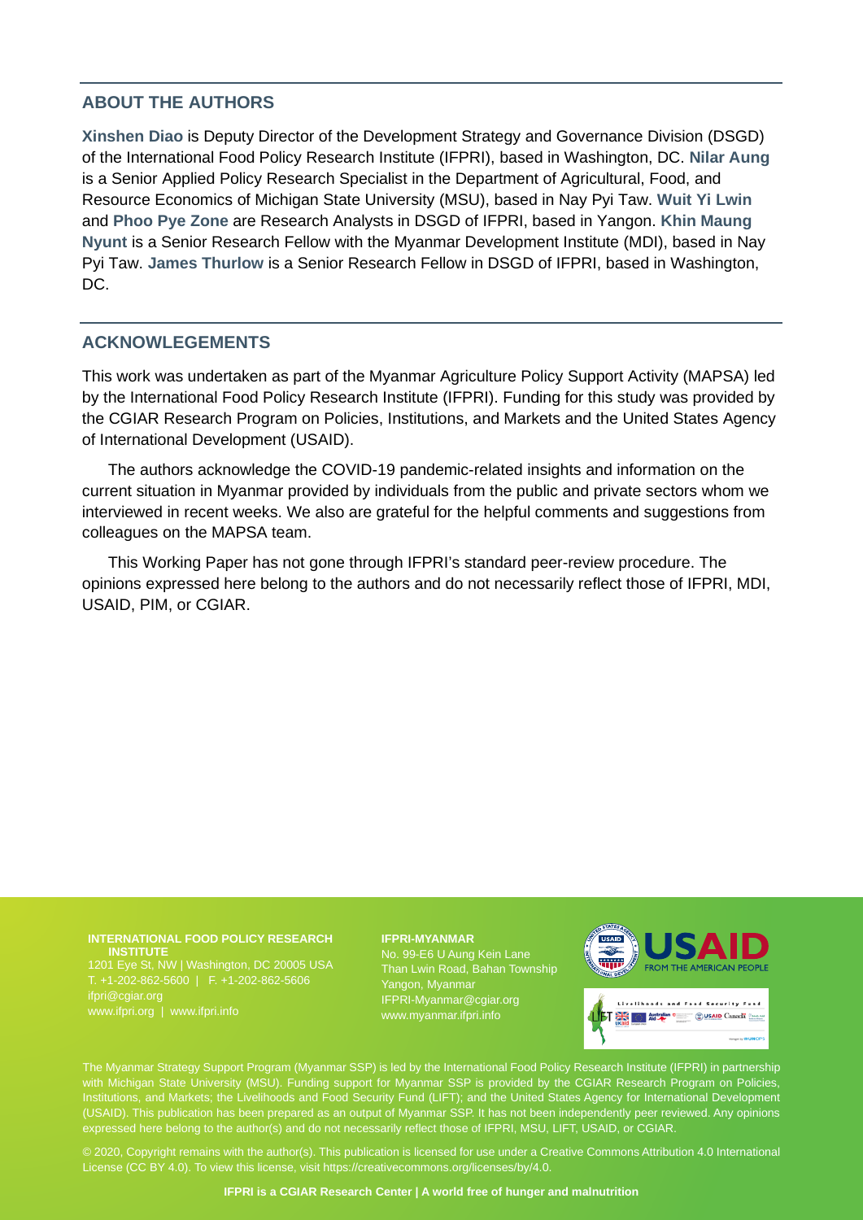## ABOUT THE AUTHORS

**Xinshen Diao** is Deputy Director of the Development Strategy and Governance Division (DSGD) of the International Food Policy Research Institute (IFPRI), based in Washington, DC. **Nilar Aung** is a Senior Applied Policy Research Specialist in the Department of Agricultural, Food, and Resource Economics of Michigan State University (MSU), based in Nay Pyi Taw. **Wuit Yi Lwin** and **Phoo Pye Zone** are Research Analysts in DSGD of IFPRI, based in Yangon. **Khin Maung Nyunt** is a Senior Research Fellow with the Myanmar Development Institute (MDI), based in Nay Pyi Taw. **James Thurlow** is a Senior Research Fellow in DSGD of IFPRI, based in Washington, DC.

## ACKNOWLEGEMENTS

This work was undertaken as part of the Myanmar Agriculture Policy Support Activity (MAPSA) led by the International Food Policy Research Institute (IFPRI). Funding for this study was provided by the CGIAR Research Program on Policies, Institutions, and Markets and the United States Agency of International Development (USAID).

The authors acknowledge the COVID-19 pandemic-related insights and information on the current situation in Myanmar provided by individuals from the public and private sectors whom we interviewed in recent weeks. We also are grateful for the helpful comments and suggestions from colleagues on the MAPSA team.

This Working Paper has not gone through IFPRI's standard peer-review procedure. The opinions expressed here belong to the authors and do not necessarily reflect those of IFPRI, MDI, USAID, PIM, or CGIAR.

**INTERNATIONAL FOOD POLICY RESEARCH INSTITUTE**
1201 Eye St, NW | Washington, DC 20005 USA
T. +1-202-862-5600 | F. +1-202-862-5606
ifpri@cgiar.org
www.ifpri.org | www.ifpri.info

**IFPRI-MYANMAR**
No. 99-E6 U Aung Kein Lane
Than Lwin Road, Bahan Township
Yangon, Myanmar
IFPRI-Myanmar@cgiar.org
www.myanmar.ifpri.info

The Myanmar Strategy Support Program (Myanmar SSP) is led by the International Food Policy Research Institute (IFPRI) in partnership with Michigan State University (MSU). Funding support for Myanmar SSP is provided by the CGIAR Research Program on Policies, Institutions, and Markets; the Livelihoods and Food Security Fund (LIFT); and the United States Agency for International Development (USAID). This publication has been prepared as an output of Myanmar SSP. It has not been independently peer reviewed. Any opinions expressed here belong to the author(s) and do not necessarily reflect those of IFPRI, MSU, LIFT, USAID, or CGIAR.

© 2020, Copyright remains with the author(s). This publication is licensed for use under a Creative Commons Attribution 4.0 International License (CC BY 4.0). To view this license, visit https://creativecommons.org/licenses/by/4.0.

**IFPRI is a CGIAR Research Center | A world free of hunger and malnutrition**